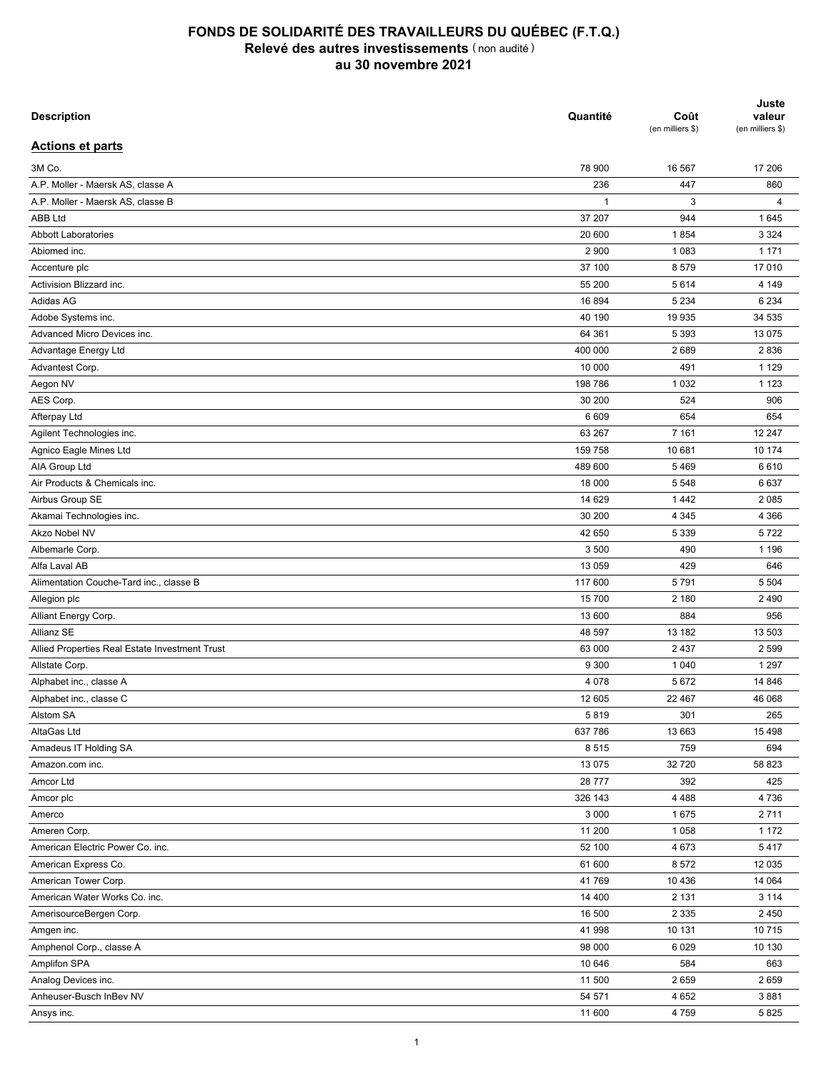# FONDS DE SOLIDARITÉ DES TRAVAILLEURS DU QUÉBEC (F.T.Q.)
## Relevé des autres investissements (non audité)
## au 30 novembre 2021

| Description | Quantité | Coût (en milliers $) | Juste valeur (en milliers $) |
|---|---|---|---|
| **Actions et parts** | | | |
| 3M Co. | 78 900 | 16 567 | 17 206 |
| A.P. Moller - Maersk AS, classe A | 236 | 447 | 860 |
| A.P. Moller - Maersk AS, classe B | 1 | 3 | 4 |
| ABB Ltd | 37 207 | 944 | 1 645 |
| Abbott Laboratories | 20 600 | 1 854 | 3 324 |
| Abiomed inc. | 2 900 | 1 083 | 1 171 |
| Accenture plc | 37 100 | 8 579 | 17 010 |
| Activision Blizzard inc. | 55 200 | 5 614 | 4 149 |
| Adidas AG | 16 894 | 5 234 | 6 234 |
| Adobe Systems inc. | 40 190 | 19 935 | 34 535 |
| Advanced Micro Devices inc. | 64 361 | 5 393 | 13 075 |
| Advantage Energy Ltd | 400 000 | 2 689 | 2 836 |
| Advantest Corp. | 10 000 | 491 | 1 129 |
| Aegon NV | 198 786 | 1 032 | 1 123 |
| AES Corp. | 30 200 | 524 | 906 |
| Afterpay Ltd | 6 609 | 654 | 654 |
| Agilent Technologies inc. | 63 267 | 7 161 | 12 247 |
| Agnico Eagle Mines Ltd | 159 758 | 10 681 | 10 174 |
| AIA Group Ltd | 489 600 | 5 469 | 6 610 |
| Air Products & Chemicals inc. | 18 000 | 5 548 | 6 637 |
| Airbus Group SE | 14 629 | 1 442 | 2 085 |
| Akamai Technologies inc. | 30 200 | 4 345 | 4 366 |
| Akzo Nobel NV | 42 650 | 5 339 | 5 722 |
| Albemarle Corp. | 3 500 | 490 | 1 196 |
| Alfa Laval AB | 13 059 | 429 | 646 |
| Alimentation Couche-Tard inc., classe B | 117 600 | 5 791 | 5 504 |
| Allegion plc | 15 700 | 2 180 | 2 490 |
| Alliant Energy Corp. | 13 600 | 884 | 956 |
| Allianz SE | 48 597 | 13 182 | 13 503 |
| Allied Properties Real Estate Investment Trust | 63 000 | 2 437 | 2 599 |
| Allstate Corp. | 9 300 | 1 040 | 1 297 |
| Alphabet inc., classe A | 4 078 | 5 672 | 14 846 |
| Alphabet inc., classe C | 12 605 | 22 467 | 46 068 |
| Alstom SA | 5 819 | 301 | 265 |
| AltaGas Ltd | 637 786 | 13 663 | 15 498 |
| Amadeus IT Holding SA | 8 515 | 759 | 694 |
| Amazon.com inc. | 13 075 | 32 720 | 58 823 |
| Amcor Ltd | 28 777 | 392 | 425 |
| Amcor plc | 326 143 | 4 488 | 4 736 |
| Amerco | 3 000 | 1 675 | 2 711 |
| Ameren Corp. | 11 200 | 1 058 | 1 172 |
| American Electric Power Co. inc. | 52 100 | 4 673 | 5 417 |
| American Express Co. | 61 600 | 8 572 | 12 035 |
| American Tower Corp. | 41 769 | 10 436 | 14 064 |
| American Water Works Co. inc. | 14 400 | 2 131 | 3 114 |
| AmerisourceBergen Corp. | 16 500 | 2 335 | 2 450 |
| Amgen inc. | 41 998 | 10 131 | 10 715 |
| Amphenol Corp., classe A | 98 000 | 6 029 | 10 130 |
| Amplifon SPA | 10 646 | 584 | 663 |
| Analog Devices inc. | 11 500 | 2 659 | 2 659 |
| Anheuser-Busch InBev NV | 54 571 | 4 652 | 3 881 |
| Ansys inc. | 11 600 | 4 759 | 5 825 |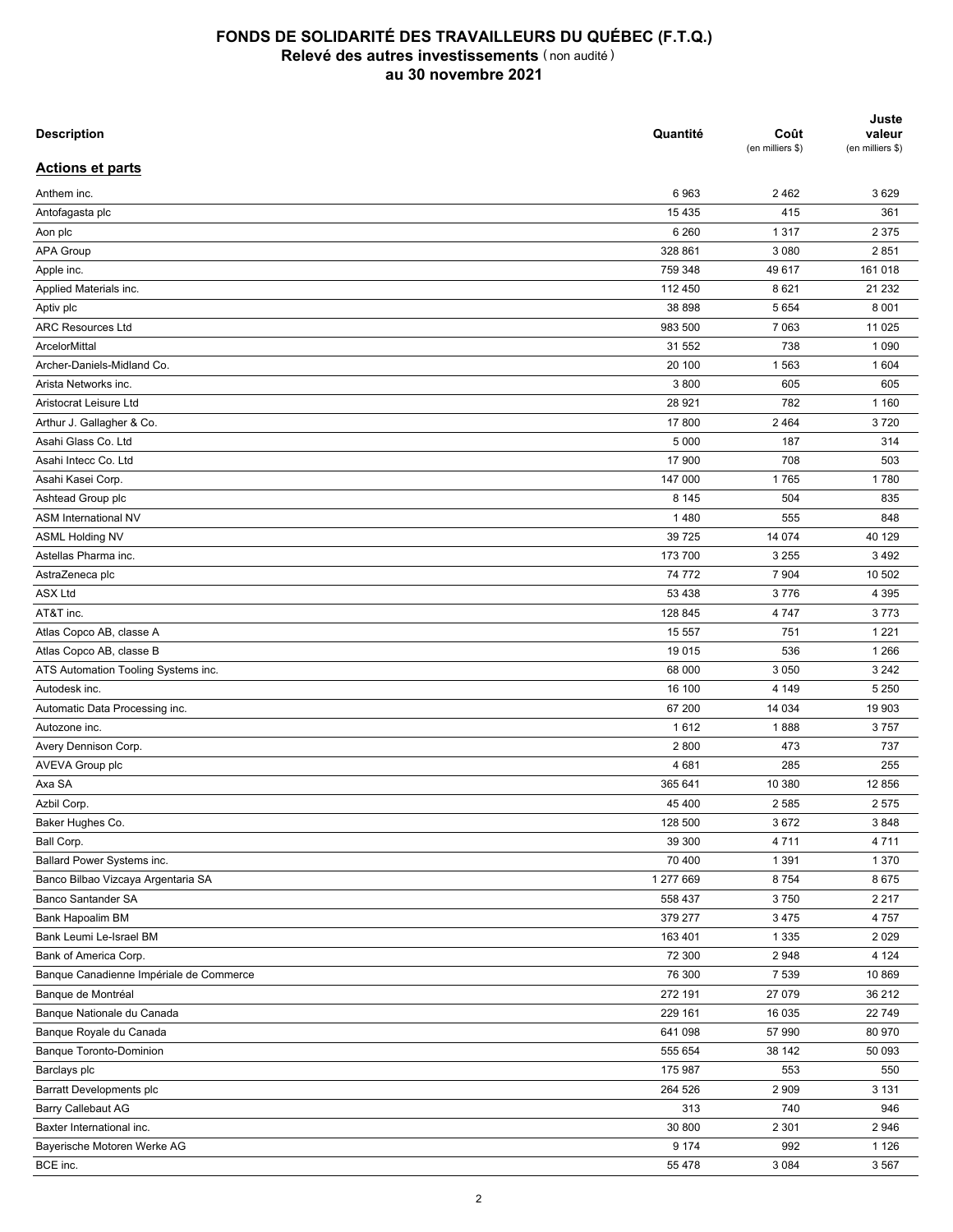# FONDS DE SOLIDARITÉ DES TRAVAILLEURS DU QUÉBEC (F.T.Q.)
## Relevé des autres investissements (non audité)
## au 30 novembre 2021

| Description | Quantité | Coût (en milliers $) | Juste valeur (en milliers $) |
|---|---|---|---|
| **Actions et parts** | | | |
| Anthem inc. | 6 963 | 2 462 | 3 629 |
| Antofagasta plc | 15 435 | 415 | 361 |
| Aon plc | 6 260 | 1 317 | 2 375 |
| APA Group | 328 861 | 3 080 | 2 851 |
| Apple inc. | 759 348 | 49 617 | 161 018 |
| Applied Materials inc. | 112 450 | 8 621 | 21 232 |
| Aptiv plc | 38 898 | 5 654 | 8 001 |
| ARC Resources Ltd | 983 500 | 7 063 | 11 025 |
| ArcelorMittal | 31 552 | 738 | 1 090 |
| Archer-Daniels-Midland Co. | 20 100 | 1 563 | 1 604 |
| Arista Networks inc. | 3 800 | 605 | 605 |
| Aristocrat Leisure Ltd | 28 921 | 782 | 1 160 |
| Arthur J. Gallagher & Co. | 17 800 | 2 464 | 3 720 |
| Asahi Glass Co. Ltd | 5 000 | 187 | 314 |
| Asahi Intecc Co. Ltd | 17 900 | 708 | 503 |
| Asahi Kasei Corp. | 147 000 | 1 765 | 1 780 |
| Ashtead Group plc | 8 145 | 504 | 835 |
| ASM International NV | 1 480 | 555 | 848 |
| ASML Holding NV | 39 725 | 14 074 | 40 129 |
| Astellas Pharma inc. | 173 700 | 3 255 | 3 492 |
| AstraZeneca plc | 74 772 | 7 904 | 10 502 |
| ASX Ltd | 53 438 | 3 776 | 4 395 |
| AT&T inc. | 128 845 | 4 747 | 3 773 |
| Atlas Copco AB, classe A | 15 557 | 751 | 1 221 |
| Atlas Copco AB, classe B | 19 015 | 536 | 1 266 |
| ATS Automation Tooling Systems inc. | 68 000 | 3 050 | 3 242 |
| Autodesk inc. | 16 100 | 4 149 | 5 250 |
| Automatic Data Processing inc. | 67 200 | 14 034 | 19 903 |
| Autozone inc. | 1 612 | 1 888 | 3 757 |
| Avery Dennison Corp. | 2 800 | 473 | 737 |
| AVEVA Group plc | 4 681 | 285 | 255 |
| Axa SA | 365 641 | 10 380 | 12 856 |
| Azbil Corp. | 45 400 | 2 585 | 2 575 |
| Baker Hughes Co. | 128 500 | 3 672 | 3 848 |
| Ball Corp. | 39 300 | 4 711 | 4 711 |
| Ballard Power Systems inc. | 70 400 | 1 391 | 1 370 |
| Banco Bilbao Vizcaya Argentaria SA | 1 277 669 | 8 754 | 8 675 |
| Banco Santander SA | 558 437 | 3 750 | 2 217 |
| Bank Hapoalim BM | 379 277 | 3 475 | 4 757 |
| Bank Leumi Le-Israel BM | 163 401 | 1 335 | 2 029 |
| Bank of America Corp. | 72 300 | 2 948 | 4 124 |
| Banque Canadienne Impériale de Commerce | 76 300 | 7 539 | 10 869 |
| Banque de Montréal | 272 191 | 27 079 | 36 212 |
| Banque Nationale du Canada | 229 161 | 16 035 | 22 749 |
| Banque Royale du Canada | 641 098 | 57 990 | 80 970 |
| Banque Toronto-Dominion | 555 654 | 38 142 | 50 093 |
| Barclays plc | 175 987 | 553 | 550 |
| Barratt Developments plc | 264 526 | 2 909 | 3 131 |
| Barry Callebaut AG | 313 | 740 | 946 |
| Baxter International inc. | 30 800 | 2 301 | 2 946 |
| Bayerische Motoren Werke AG | 9 174 | 992 | 1 126 |
| BCE inc. | 55 478 | 3 084 | 3 567 |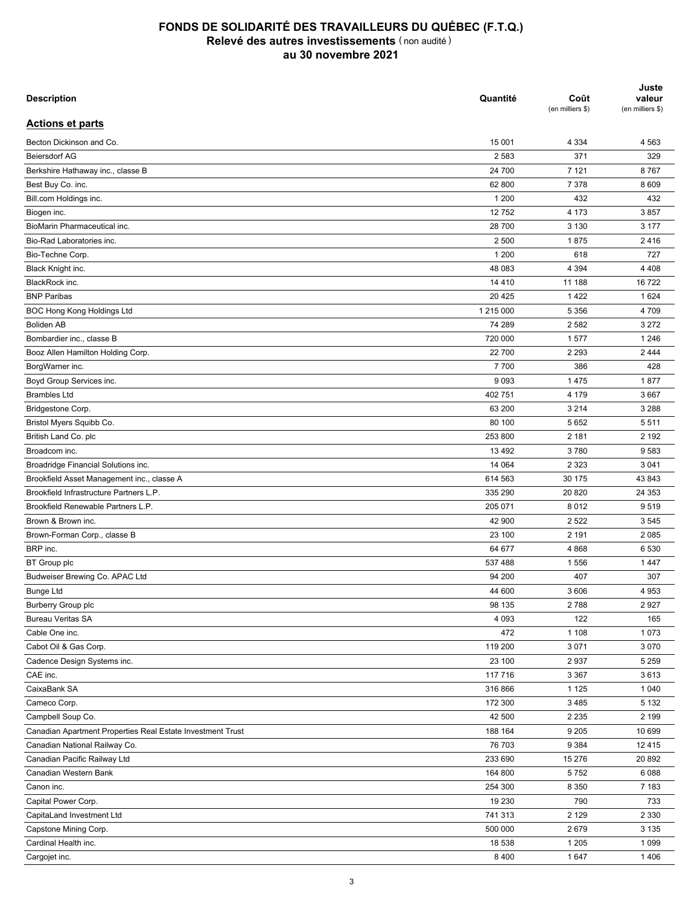# FONDS DE SOLIDARITÉ DES TRAVAILLEURS DU QUÉBEC (F.T.Q.)
## Relevé des autres investissements (non audité)
## au 30 novembre 2021

| Description | Quantité | Coût (en milliers $) | Juste valeur (en milliers $) |
|---|---|---|---|
| **Actions et parts** | | | |
| Becton Dickinson and Co. | 15 001 | 4 334 | 4 563 |
| Beiersdorf AG | 2 583 | 371 | 329 |
| Berkshire Hathaway inc., classe B | 24 700 | 7 121 | 8 767 |
| Best Buy Co. inc. | 62 800 | 7 378 | 8 609 |
| Bill.com Holdings inc. | 1 200 | 432 | 432 |
| Biogen inc. | 12 752 | 4 173 | 3 857 |
| BioMarin Pharmaceutical inc. | 28 700 | 3 130 | 3 177 |
| Bio-Rad Laboratories inc. | 2 500 | 1 875 | 2 416 |
| Bio-Techne Corp. | 1 200 | 618 | 727 |
| Black Knight inc. | 48 083 | 4 394 | 4 408 |
| BlackRock inc. | 14 410 | 11 188 | 16 722 |
| BNP Paribas | 20 425 | 1 422 | 1 624 |
| BOC Hong Kong Holdings Ltd | 1 215 000 | 5 356 | 4 709 |
| Boliden AB | 74 289 | 2 582 | 3 272 |
| Bombardier inc., classe B | 720 000 | 1 577 | 1 246 |
| Booz Allen Hamilton Holding Corp. | 22 700 | 2 293 | 2 444 |
| BorgWarner inc. | 7 700 | 386 | 428 |
| Boyd Group Services inc. | 9 093 | 1 475 | 1 877 |
| Brambles Ltd | 402 751 | 4 179 | 3 667 |
| Bridgestone Corp. | 63 200 | 3 214 | 3 288 |
| Bristol Myers Squibb Co. | 80 100 | 5 652 | 5 511 |
| British Land Co. plc | 253 800 | 2 181 | 2 192 |
| Broadcom inc. | 13 492 | 3 780 | 9 583 |
| Broadridge Financial Solutions inc. | 14 064 | 2 323 | 3 041 |
| Brookfield Asset Management inc., classe A | 614 563 | 30 175 | 43 843 |
| Brookfield Infrastructure Partners L.P. | 335 290 | 20 820 | 24 353 |
| Brookfield Renewable Partners L.P. | 205 071 | 8 012 | 9 519 |
| Brown & Brown inc. | 42 900 | 2 522 | 3 545 |
| Brown-Forman Corp., classe B | 23 100 | 2 191 | 2 085 |
| BRP inc. | 64 677 | 4 868 | 6 530 |
| BT Group plc | 537 488 | 1 556 | 1 447 |
| Budweiser Brewing Co. APAC Ltd | 94 200 | 407 | 307 |
| Bunge Ltd | 44 600 | 3 606 | 4 953 |
| Burberry Group plc | 98 135 | 2 788 | 2 927 |
| Bureau Veritas SA | 4 093 | 122 | 165 |
| Cable One inc. | 472 | 1 108 | 1 073 |
| Cabot Oil & Gas Corp. | 119 200 | 3 071 | 3 070 |
| Cadence Design Systems inc. | 23 100 | 2 937 | 5 259 |
| CAE inc. | 117 716 | 3 367 | 3 613 |
| CaixaBank SA | 316 866 | 1 125 | 1 040 |
| Cameco Corp. | 172 300 | 3 485 | 5 132 |
| Campbell Soup Co. | 42 500 | 2 235 | 2 199 |
| Canadian Apartment Properties Real Estate Investment Trust | 188 164 | 9 205 | 10 699 |
| Canadian National Railway Co. | 76 703 | 9 384 | 12 415 |
| Canadian Pacific Railway Ltd | 233 690 | 15 276 | 20 892 |
| Canadian Western Bank | 164 800 | 5 752 | 6 088 |
| Canon inc. | 254 300 | 8 350 | 7 183 |
| Capital Power Corp. | 19 230 | 790 | 733 |
| CapitaLand Investment Ltd | 741 313 | 2 129 | 2 330 |
| Capstone Mining Corp. | 500 000 | 2 679 | 3 135 |
| Cardinal Health inc. | 18 538 | 1 205 | 1 099 |
| Cargojet inc. | 8 400 | 1 647 | 1 406 |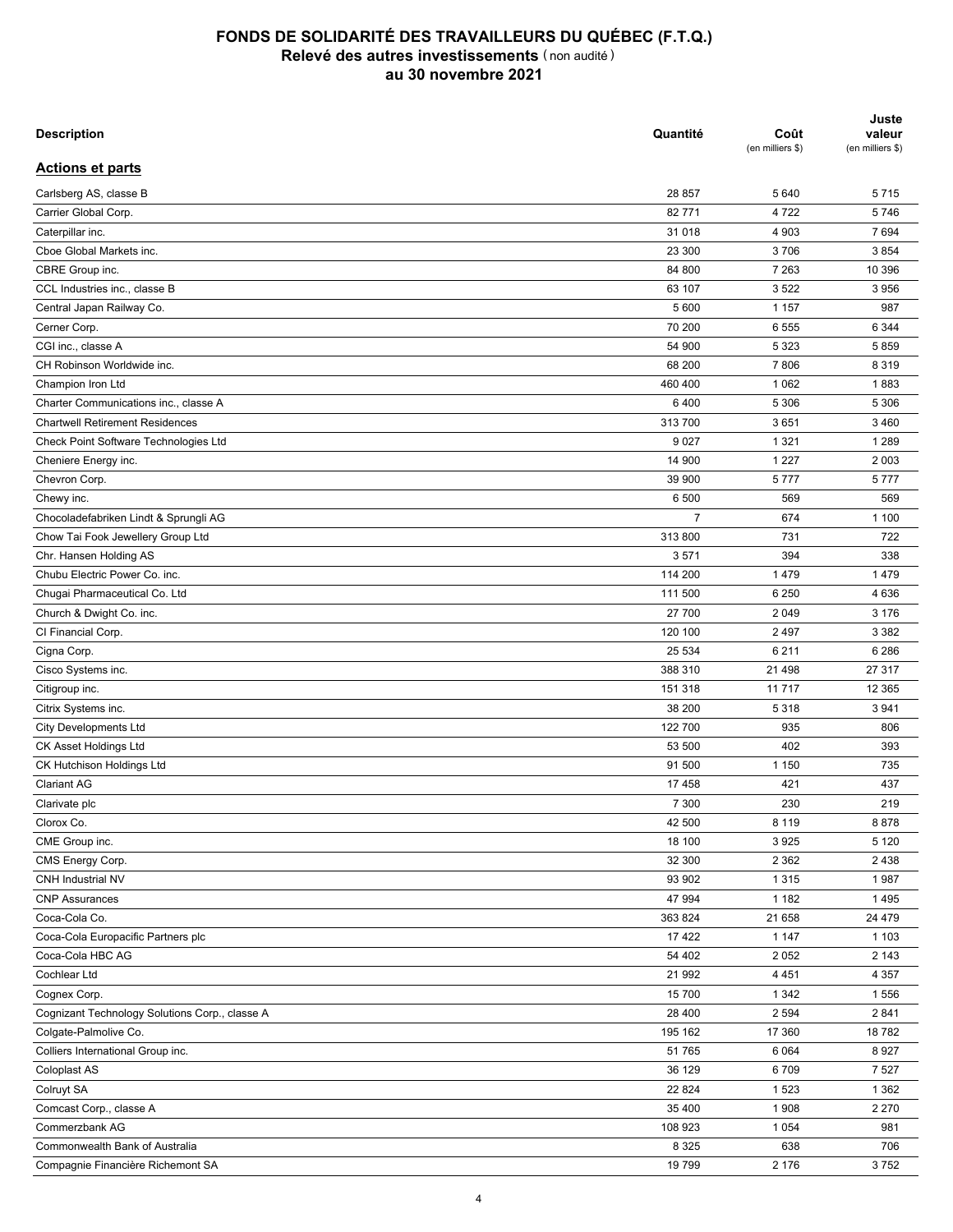# FONDS DE SOLIDARITÉ DES TRAVAILLEURS DU QUÉBEC (F.T.Q.)

## Relevé des autres investissements (non audité)

## au 30 novembre 2021

| Description | Quantité | Coût (en milliers $) | Juste valeur (en milliers $) |
|---|---|---|---|
| **Actions et parts** | | | |
| Carlsberg AS, classe B | 28 857 | 5 640 | 5 715 |
| Carrier Global Corp. | 82 771 | 4 722 | 5 746 |
| Caterpillar inc. | 31 018 | 4 903 | 7 694 |
| Cboe Global Markets inc. | 23 300 | 3 706 | 3 854 |
| CBRE Group inc. | 84 800 | 7 263 | 10 396 |
| CCL Industries inc., classe B | 63 107 | 3 522 | 3 956 |
| Central Japan Railway Co. | 5 600 | 1 157 | 987 |
| Cerner Corp. | 70 200 | 6 555 | 6 344 |
| CGI inc., classe A | 54 900 | 5 323 | 5 859 |
| CH Robinson Worldwide inc. | 68 200 | 7 806 | 8 319 |
| Champion Iron Ltd | 460 400 | 1 062 | 1 883 |
| Charter Communications inc., classe A | 6 400 | 5 306 | 5 306 |
| Chartwell Retirement Residences | 313 700 | 3 651 | 3 460 |
| Check Point Software Technologies Ltd | 9 027 | 1 321 | 1 289 |
| Cheniere Energy inc. | 14 900 | 1 227 | 2 003 |
| Chevron Corp. | 39 900 | 5 777 | 5 777 |
| Chewy inc. | 6 500 | 569 | 569 |
| Chocoladefabriken Lindt & Sprungli AG | 7 | 674 | 1 100 |
| Chow Tai Fook Jewellery Group Ltd | 313 800 | 731 | 722 |
| Chr. Hansen Holding AS | 3 571 | 394 | 338 |
| Chubu Electric Power Co. inc. | 114 200 | 1 479 | 1 479 |
| Chugai Pharmaceutical Co. Ltd | 111 500 | 6 250 | 4 636 |
| Church & Dwight Co. inc. | 27 700 | 2 049 | 3 176 |
| CI Financial Corp. | 120 100 | 2 497 | 3 382 |
| Cigna Corp. | 25 534 | 6 211 | 6 286 |
| Cisco Systems inc. | 388 310 | 21 498 | 27 317 |
| Citigroup inc. | 151 318 | 11 717 | 12 365 |
| Citrix Systems inc. | 38 200 | 5 318 | 3 941 |
| City Developments Ltd | 122 700 | 935 | 806 |
| CK Asset Holdings Ltd | 53 500 | 402 | 393 |
| CK Hutchison Holdings Ltd | 91 500 | 1 150 | 735 |
| Clariant AG | 17 458 | 421 | 437 |
| Clarivate plc | 7 300 | 230 | 219 |
| Clorox Co. | 42 500 | 8 119 | 8 878 |
| CME Group inc. | 18 100 | 3 925 | 5 120 |
| CMS Energy Corp. | 32 300 | 2 362 | 2 438 |
| CNH Industrial NV | 93 902 | 1 315 | 1 987 |
| CNP Assurances | 47 994 | 1 182 | 1 495 |
| Coca-Cola Co. | 363 824 | 21 658 | 24 479 |
| Coca-Cola Europacific Partners plc | 17 422 | 1 147 | 1 103 |
| Coca-Cola HBC AG | 54 402 | 2 052 | 2 143 |
| Cochlear Ltd | 21 992 | 4 451 | 4 357 |
| Cognex Corp. | 15 700 | 1 342 | 1 556 |
| Cognizant Technology Solutions Corp., classe A | 28 400 | 2 594 | 2 841 |
| Colgate-Palmolive Co. | 195 162 | 17 360 | 18 782 |
| Colliers International Group inc. | 51 765 | 6 064 | 8 927 |
| Coloplast AS | 36 129 | 6 709 | 7 527 |
| Colruyt SA | 22 824 | 1 523 | 1 362 |
| Comcast Corp., classe A | 35 400 | 1 908 | 2 270 |
| Commerzbank AG | 108 923 | 1 054 | 981 |
| Commonwealth Bank of Australia | 8 325 | 638 | 706 |
| Compagnie Financière Richemont SA | 19 799 | 2 176 | 3 752 |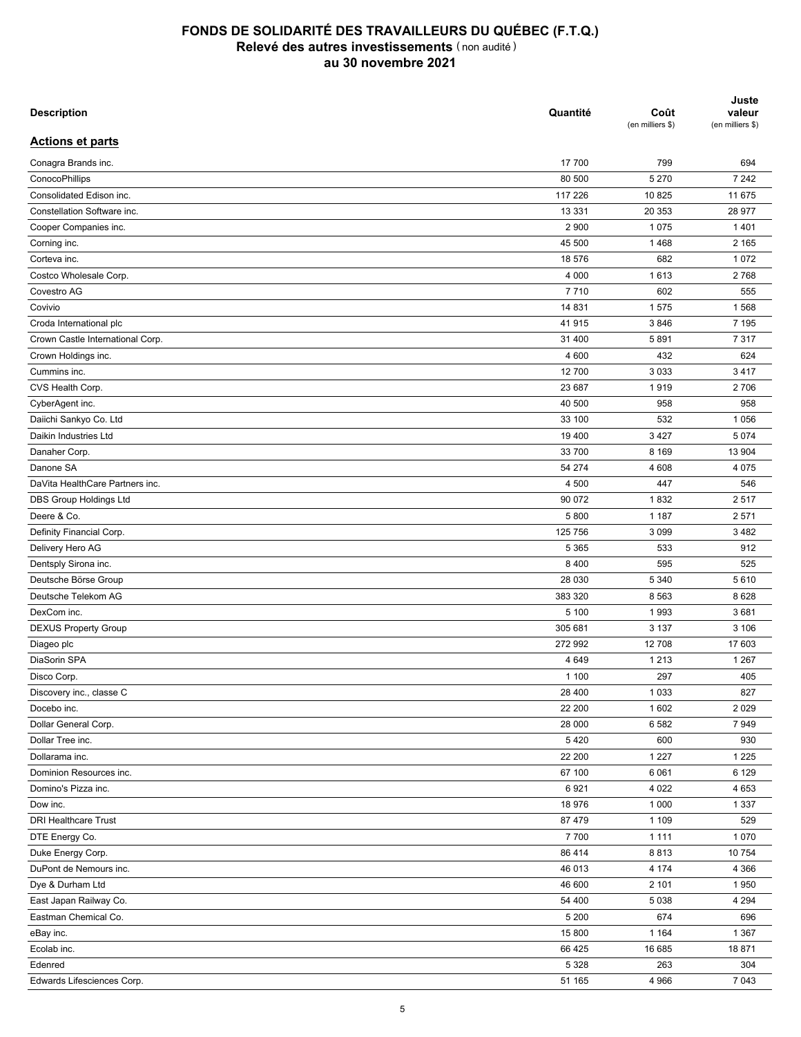# FONDS DE SOLIDARITÉ DES TRAVAILLEURS DU QUÉBEC (F.T.Q.)
## Relevé des autres investissements (non audité)
## au 30 novembre 2021

| Description | Quantité | Coût (en milliers $) | Juste valeur (en milliers $) |
|---|---|---|---|
| **Actions et parts** | | | |
| Conagra Brands inc. | 17 700 | 799 | 694 |
| ConocoPhillips | 80 500 | 5 270 | 7 242 |
| Consolidated Edison inc. | 117 226 | 10 825 | 11 675 |
| Constellation Software inc. | 13 331 | 20 353 | 28 977 |
| Cooper Companies inc. | 2 900 | 1 075 | 1 401 |
| Corning inc. | 45 500 | 1 468 | 2 165 |
| Corteva inc. | 18 576 | 682 | 1 072 |
| Costco Wholesale Corp. | 4 000 | 1 613 | 2 768 |
| Covestro AG | 7 710 | 602 | 555 |
| Covivio | 14 831 | 1 575 | 1 568 |
| Croda International plc | 41 915 | 3 846 | 7 195 |
| Crown Castle International Corp. | 31 400 | 5 891 | 7 317 |
| Crown Holdings inc. | 4 600 | 432 | 624 |
| Cummins inc. | 12 700 | 3 033 | 3 417 |
| CVS Health Corp. | 23 687 | 1 919 | 2 706 |
| CyberAgent inc. | 40 500 | 958 | 958 |
| Daiichi Sankyo Co. Ltd | 33 100 | 532 | 1 056 |
| Daikin Industries Ltd | 19 400 | 3 427 | 5 074 |
| Danaher Corp. | 33 700 | 8 169 | 13 904 |
| Danone SA | 54 274 | 4 608 | 4 075 |
| DaVita HealthCare Partners inc. | 4 500 | 447 | 546 |
| DBS Group Holdings Ltd | 90 072 | 1 832 | 2 517 |
| Deere & Co. | 5 800 | 1 187 | 2 571 |
| Definity Financial Corp. | 125 756 | 3 099 | 3 482 |
| Delivery Hero AG | 5 365 | 533 | 912 |
| Dentsply Sirona inc. | 8 400 | 595 | 525 |
| Deutsche Börse Group | 28 030 | 5 340 | 5 610 |
| Deutsche Telekom AG | 383 320 | 8 563 | 8 628 |
| DexCom inc. | 5 100 | 1 993 | 3 681 |
| DEXUS Property Group | 305 681 | 3 137 | 3 106 |
| Diageo plc | 272 992 | 12 708 | 17 603 |
| DiaSorin SPA | 4 649 | 1 213 | 1 267 |
| Disco Corp. | 1 100 | 297 | 405 |
| Discovery inc., classe C | 28 400 | 1 033 | 827 |
| Docebo inc. | 22 200 | 1 602 | 2 029 |
| Dollar General Corp. | 28 000 | 6 582 | 7 949 |
| Dollar Tree inc. | 5 420 | 600 | 930 |
| Dollarama inc. | 22 200 | 1 227 | 1 225 |
| Dominion Resources inc. | 67 100 | 6 061 | 6 129 |
| Domino's Pizza inc. | 6 921 | 4 022 | 4 653 |
| Dow inc. | 18 976 | 1 000 | 1 337 |
| DRI Healthcare Trust | 87 479 | 1 109 | 529 |
| DTE Energy Co. | 7 700 | 1 111 | 1 070 |
| Duke Energy Corp. | 86 414 | 8 813 | 10 754 |
| DuPont de Nemours inc. | 46 013 | 4 174 | 4 366 |
| Dye & Durham Ltd | 46 600 | 2 101 | 1 950 |
| East Japan Railway Co. | 54 400 | 5 038 | 4 294 |
| Eastman Chemical Co. | 5 200 | 674 | 696 |
| eBay inc. | 15 800 | 1 164 | 1 367 |
| Ecolab inc. | 66 425 | 16 685 | 18 871 |
| Edenred | 5 328 | 263 | 304 |
| Edwards Lifesciences Corp. | 51 165 | 4 966 | 7 043 |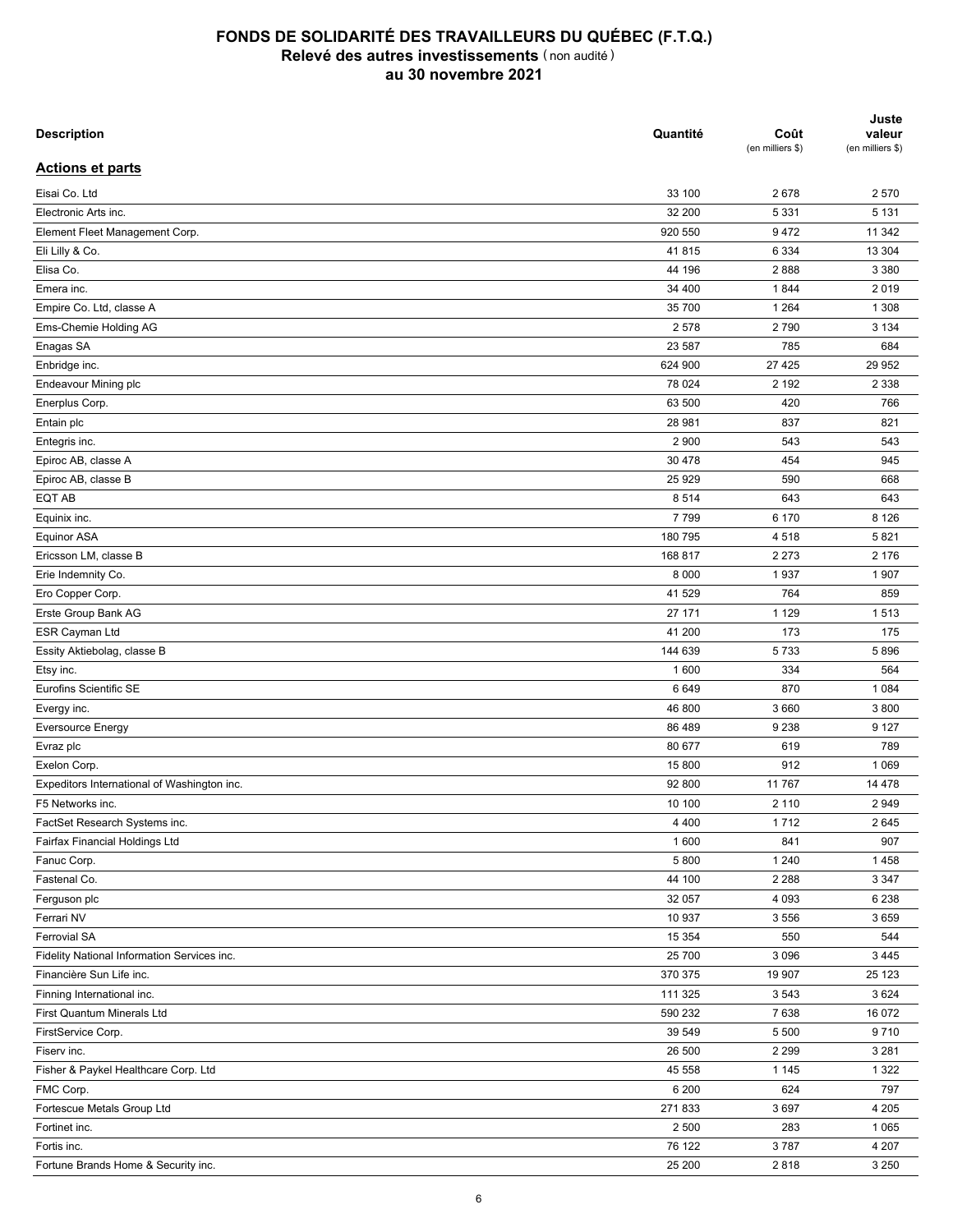# FONDS DE SOLIDARITÉ DES TRAVAILLEURS DU QUÉBEC (F.T.Q.)
## Relevé des autres investissements (non audité)
## au 30 novembre 2021

| Description | Quantité | Coût (en milliers $) | Juste valeur (en milliers $) |
|---|---|---|---|
| **Actions et parts** | | | |
| Eisai Co. Ltd | 33 100 | 2 678 | 2 570 |
| Electronic Arts inc. | 32 200 | 5 331 | 5 131 |
| Element Fleet Management Corp. | 920 550 | 9 472 | 11 342 |
| Eli Lilly & Co. | 41 815 | 6 334 | 13 304 |
| Elisa Co. | 44 196 | 2 888 | 3 380 |
| Emera inc. | 34 400 | 1 844 | 2 019 |
| Empire Co. Ltd, classe A | 35 700 | 1 264 | 1 308 |
| Ems-Chemie Holding AG | 2 578 | 2 790 | 3 134 |
| Enagas SA | 23 587 | 785 | 684 |
| Enbridge inc. | 624 900 | 27 425 | 29 952 |
| Endeavour Mining plc | 78 024 | 2 192 | 2 338 |
| Enerplus Corp. | 63 500 | 420 | 766 |
| Entain plc | 28 981 | 837 | 821 |
| Entegris inc. | 2 900 | 543 | 543 |
| Epiroc AB, classe A | 30 478 | 454 | 945 |
| Epiroc AB, classe B | 25 929 | 590 | 668 |
| EQT AB | 8 514 | 643 | 643 |
| Equinix inc. | 7 799 | 6 170 | 8 126 |
| Equinor ASA | 180 795 | 4 518 | 5 821 |
| Ericsson LM, classe B | 168 817 | 2 273 | 2 176 |
| Erie Indemnity Co. | 8 000 | 1 937 | 1 907 |
| Ero Copper Corp. | 41 529 | 764 | 859 |
| Erste Group Bank AG | 27 171 | 1 129 | 1 513 |
| ESR Cayman Ltd | 41 200 | 173 | 175 |
| Essity Aktiebolag, classe B | 144 639 | 5 733 | 5 896 |
| Etsy inc. | 1 600 | 334 | 564 |
| Eurofins Scientific SE | 6 649 | 870 | 1 084 |
| Evergy inc. | 46 800 | 3 660 | 3 800 |
| Eversource Energy | 86 489 | 9 238 | 9 127 |
| Evraz plc | 80 677 | 619 | 789 |
| Exelon Corp. | 15 800 | 912 | 1 069 |
| Expeditors International of Washington inc. | 92 800 | 11 767 | 14 478 |
| F5 Networks inc. | 10 100 | 2 110 | 2 949 |
| FactSet Research Systems inc. | 4 400 | 1 712 | 2 645 |
| Fairfax Financial Holdings Ltd | 1 600 | 841 | 907 |
| Fanuc Corp. | 5 800 | 1 240 | 1 458 |
| Fastenal Co. | 44 100 | 2 288 | 3 347 |
| Ferguson plc | 32 057 | 4 093 | 6 238 |
| Ferrari NV | 10 937 | 3 556 | 3 659 |
| Ferrovial SA | 15 354 | 550 | 544 |
| Fidelity National Information Services inc. | 25 700 | 3 096 | 3 445 |
| Financière Sun Life inc. | 370 375 | 19 907 | 25 123 |
| Finning International inc. | 111 325 | 3 543 | 3 624 |
| First Quantum Minerals Ltd | 590 232 | 7 638 | 16 072 |
| FirstService Corp. | 39 549 | 5 500 | 9 710 |
| Fiserv inc. | 26 500 | 2 299 | 3 281 |
| Fisher & Paykel Healthcare Corp. Ltd | 45 558 | 1 145 | 1 322 |
| FMC Corp. | 6 200 | 624 | 797 |
| Fortescue Metals Group Ltd | 271 833 | 3 697 | 4 205 |
| Fortinet inc. | 2 500 | 283 | 1 065 |
| Fortis inc. | 76 122 | 3 787 | 4 207 |
| Fortune Brands Home & Security inc. | 25 200 | 2 818 | 3 250 |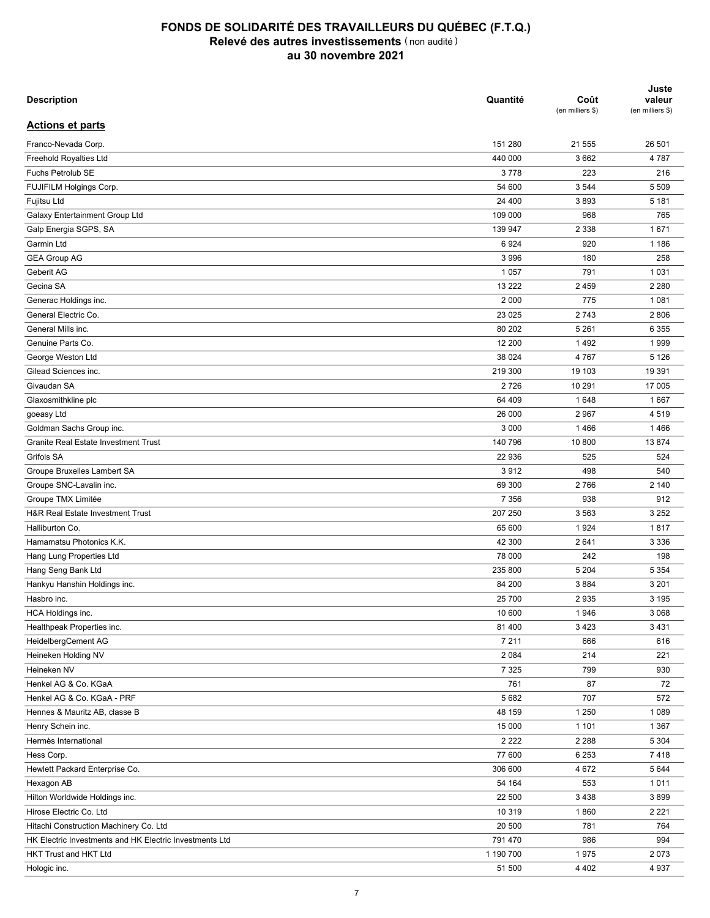# FONDS DE SOLIDARITÉ DES TRAVAILLEURS DU QUÉBEC (F.T.Q.)
## Relevé des autres investissements (non audité)
## au 30 novembre 2021

| Description | Quantité | Coût (en milliers $) | Juste valeur (en milliers $) |
|---|---|---|---|
| **Actions et parts** | | | |
| Franco-Nevada Corp. | 151 280 | 21 555 | 26 501 |
| Freehold Royalties Ltd | 440 000 | 3 662 | 4 787 |
| Fuchs Petrolub SE | 3 778 | 223 | 216 |
| FUJIFILM Holgings Corp. | 54 600 | 3 544 | 5 509 |
| Fujitsu Ltd | 24 400 | 3 893 | 5 181 |
| Galaxy Entertainment Group Ltd | 109 000 | 968 | 765 |
| Galp Energia SGPS, SA | 139 947 | 2 338 | 1 671 |
| Garmin Ltd | 6 924 | 920 | 1 186 |
| GEA Group AG | 3 996 | 180 | 258 |
| Geberit AG | 1 057 | 791 | 1 031 |
| Gecina SA | 13 222 | 2 459 | 2 280 |
| Generac Holdings inc. | 2 000 | 775 | 1 081 |
| General Electric Co. | 23 025 | 2 743 | 2 806 |
| General Mills inc. | 80 202 | 5 261 | 6 355 |
| Genuine Parts Co. | 12 200 | 1 492 | 1 999 |
| George Weston Ltd | 38 024 | 4 767 | 5 126 |
| Gilead Sciences inc. | 219 300 | 19 103 | 19 391 |
| Givaudan SA | 2 726 | 10 291 | 17 005 |
| Glaxosmithkline plc | 64 409 | 1 648 | 1 667 |
| goeasy Ltd | 26 000 | 2 967 | 4 519 |
| Goldman Sachs Group inc. | 3 000 | 1 466 | 1 466 |
| Granite Real Estate Investment Trust | 140 796 | 10 800 | 13 874 |
| Grifols SA | 22 936 | 525 | 524 |
| Groupe Bruxelles Lambert SA | 3 912 | 498 | 540 |
| Groupe SNC-Lavalin inc. | 69 300 | 2 766 | 2 140 |
| Groupe TMX Limitée | 7 356 | 938 | 912 |
| H&R Real Estate Investment Trust | 207 250 | 3 563 | 3 252 |
| Halliburton Co. | 65 600 | 1 924 | 1 817 |
| Hamamatsu Photonics K.K. | 42 300 | 2 641 | 3 336 |
| Hang Lung Properties Ltd | 78 000 | 242 | 198 |
| Hang Seng Bank Ltd | 235 800 | 5 204 | 5 354 |
| Hankyu Hanshin Holdings inc. | 84 200 | 3 884 | 3 201 |
| Hasbro inc. | 25 700 | 2 935 | 3 195 |
| HCA Holdings inc. | 10 600 | 1 946 | 3 068 |
| Healthpeak Properties inc. | 81 400 | 3 423 | 3 431 |
| HeidelbergCement AG | 7 211 | 666 | 616 |
| Heineken Holding NV | 2 084 | 214 | 221 |
| Heineken NV | 7 325 | 799 | 930 |
| Henkel AG & Co. KGaA | 761 | 87 | 72 |
| Henkel AG & Co. KGaA - PRF | 5 682 | 707 | 572 |
| Hennes & Mauritz AB, classe B | 48 159 | 1 250 | 1 089 |
| Henry Schein inc. | 15 000 | 1 101 | 1 367 |
| Hermès International | 2 222 | 2 288 | 5 304 |
| Hess Corp. | 77 600 | 6 253 | 7 418 |
| Hewlett Packard Enterprise Co. | 306 600 | 4 672 | 5 644 |
| Hexagon AB | 54 164 | 553 | 1 011 |
| Hilton Worldwide Holdings inc. | 22 500 | 3 438 | 3 899 |
| Hirose Electric Co. Ltd | 10 319 | 1 860 | 2 221 |
| Hitachi Construction Machinery Co. Ltd | 20 500 | 781 | 764 |
| HK Electric Investments and HK Electric Investments Ltd | 791 470 | 986 | 994 |
| HKT Trust and HKT Ltd | 1 190 700 | 1 975 | 2 073 |
| Hologic inc. | 51 500 | 4 402 | 4 937 |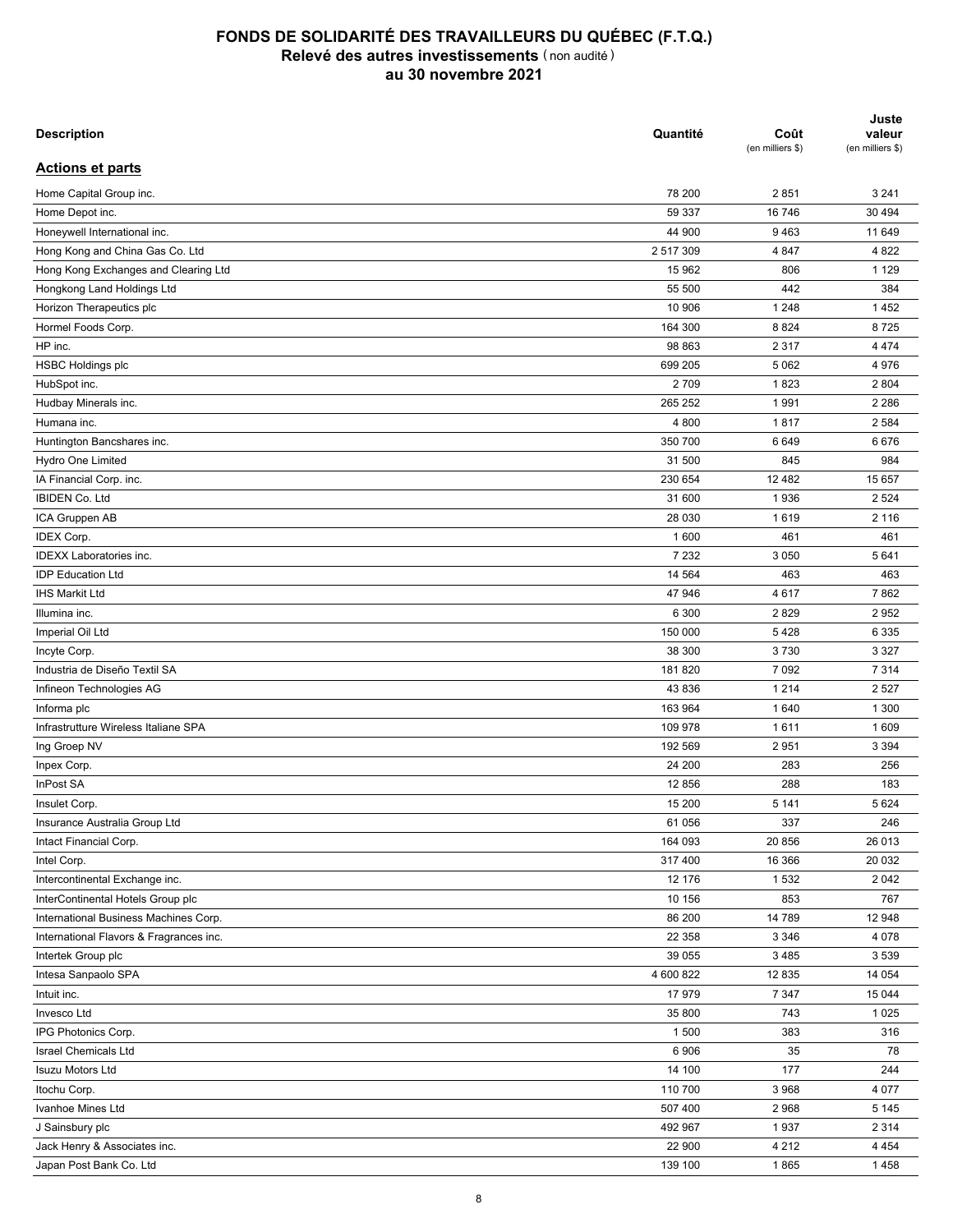# FONDS DE SOLIDARITÉ DES TRAVAILLEURS DU QUÉBEC (F.T.Q.)
## Relevé des autres investissements (non audité)
## au 30 novembre 2021

| Description | Quantité | Coût (en milliers $) | Juste valeur (en milliers $) |
|---|---|---|---|
| **Actions et parts** | | | |
| Home Capital Group inc. | 78 200 | 2 851 | 3 241 |
| Home Depot inc. | 59 337 | 16 746 | 30 494 |
| Honeywell International inc. | 44 900 | 9 463 | 11 649 |
| Hong Kong and China Gas Co. Ltd | 2 517 309 | 4 847 | 4 822 |
| Hong Kong Exchanges and Clearing Ltd | 15 962 | 806 | 1 129 |
| Hongkong Land Holdings Ltd | 55 500 | 442 | 384 |
| Horizon Therapeutics plc | 10 906 | 1 248 | 1 452 |
| Hormel Foods Corp. | 164 300 | 8 824 | 8 725 |
| HP inc. | 98 863 | 2 317 | 4 474 |
| HSBC Holdings plc | 699 205 | 5 062 | 4 976 |
| HubSpot inc. | 2 709 | 1 823 | 2 804 |
| Hudbay Minerals inc. | 265 252 | 1 991 | 2 286 |
| Humana inc. | 4 800 | 1 817 | 2 584 |
| Huntington Bancshares inc. | 350 700 | 6 649 | 6 676 |
| Hydro One Limited | 31 500 | 845 | 984 |
| IA Financial Corp. inc. | 230 654 | 12 482 | 15 657 |
| IBIDEN Co. Ltd | 31 600 | 1 936 | 2 524 |
| ICA Gruppen AB | 28 030 | 1 619 | 2 116 |
| IDEX Corp. | 1 600 | 461 | 461 |
| IDEXX Laboratories inc. | 7 232 | 3 050 | 5 641 |
| IDP Education Ltd | 14 564 | 463 | 463 |
| IHS Markit Ltd | 47 946 | 4 617 | 7 862 |
| Illumina inc. | 6 300 | 2 829 | 2 952 |
| Imperial Oil Ltd | 150 000 | 5 428 | 6 335 |
| Incyte Corp. | 38 300 | 3 730 | 3 327 |
| Industria de Diseño Textil SA | 181 820 | 7 092 | 7 314 |
| Infineon Technologies AG | 43 836 | 1 214 | 2 527 |
| Informa plc | 163 964 | 1 640 | 1 300 |
| Infrastrutture Wireless Italiane SPA | 109 978 | 1 611 | 1 609 |
| Ing Groep NV | 192 569 | 2 951 | 3 394 |
| Inpex Corp. | 24 200 | 283 | 256 |
| InPost SA | 12 856 | 288 | 183 |
| Insulet Corp. | 15 200 | 5 141 | 5 624 |
| Insurance Australia Group Ltd | 61 056 | 337 | 246 |
| Intact Financial Corp. | 164 093 | 20 856 | 26 013 |
| Intel Corp. | 317 400 | 16 366 | 20 032 |
| Intercontinental Exchange inc. | 12 176 | 1 532 | 2 042 |
| InterContinental Hotels Group plc | 10 156 | 853 | 767 |
| International Business Machines Corp. | 86 200 | 14 789 | 12 948 |
| International Flavors & Fragrances inc. | 22 358 | 3 346 | 4 078 |
| Intertek Group plc | 39 055 | 3 485 | 3 539 |
| Intesa Sanpaolo SPA | 4 600 822 | 12 835 | 14 054 |
| Intuit inc. | 17 979 | 7 347 | 15 044 |
| Invesco Ltd | 35 800 | 743 | 1 025 |
| IPG Photonics Corp. | 1 500 | 383 | 316 |
| Israel Chemicals Ltd | 6 906 | 35 | 78 |
| Isuzu Motors Ltd | 14 100 | 177 | 244 |
| Itochu Corp. | 110 700 | 3 968 | 4 077 |
| Ivanhoe Mines Ltd | 507 400 | 2 968 | 5 145 |
| J Sainsbury plc | 492 967 | 1 937 | 2 314 |
| Jack Henry & Associates inc. | 22 900 | 4 212 | 4 454 |
| Japan Post Bank Co. Ltd | 139 100 | 1 865 | 1 458 |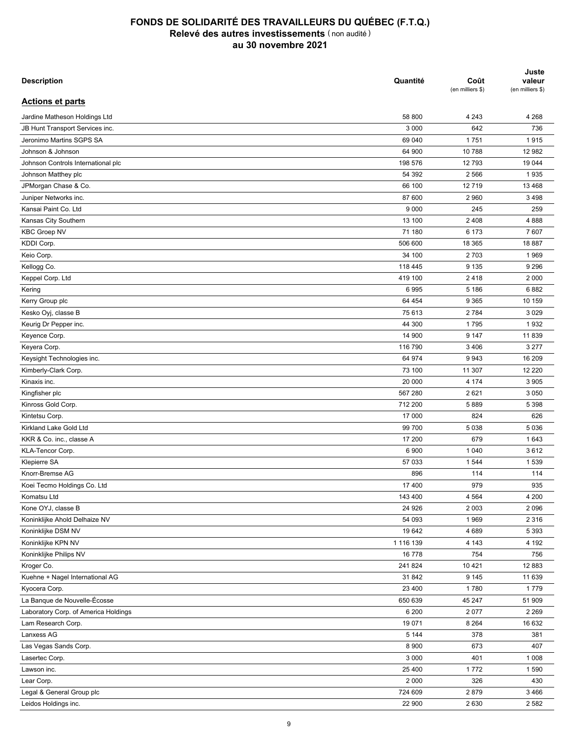# FONDS DE SOLIDARITÉ DES TRAVAILLEURS DU QUÉBEC (F.T.Q.)
## Relevé des autres investissements (non audité)
## au 30 novembre 2021

| Description | Quantité | Coût (en milliers $) | Juste valeur (en milliers $) |
|---|---|---|---|
| **Actions et parts** | | | |
| Jardine Matheson Holdings Ltd | 58 800 | 4 243 | 4 268 |
| JB Hunt Transport Services inc. | 3 000 | 642 | 736 |
| Jeronimo Martins SGPS SA | 69 040 | 1 751 | 1 915 |
| Johnson & Johnson | 64 900 | 10 788 | 12 982 |
| Johnson Controls International plc | 198 576 | 12 793 | 19 044 |
| Johnson Matthey plc | 54 392 | 2 566 | 1 935 |
| JPMorgan Chase & Co. | 66 100 | 12 719 | 13 468 |
| Juniper Networks inc. | 87 600 | 2 960 | 3 498 |
| Kansai Paint Co. Ltd | 9 000 | 245 | 259 |
| Kansas City Southern | 13 100 | 2 408 | 4 888 |
| KBC Groep NV | 71 180 | 6 173 | 7 607 |
| KDDI Corp. | 506 600 | 18 365 | 18 887 |
| Keio Corp. | 34 100 | 2 703 | 1 969 |
| Kellogg Co. | 118 445 | 9 135 | 9 296 |
| Keppel Corp. Ltd | 419 100 | 2 418 | 2 000 |
| Kering | 6 995 | 5 186 | 6 882 |
| Kerry Group plc | 64 454 | 9 365 | 10 159 |
| Kesko Oyj, classe B | 75 613 | 2 784 | 3 029 |
| Keurig Dr Pepper inc. | 44 300 | 1 795 | 1 932 |
| Keyence Corp. | 14 900 | 9 147 | 11 839 |
| Keyera Corp. | 116 790 | 3 406 | 3 277 |
| Keysight Technologies inc. | 64 974 | 9 943 | 16 209 |
| Kimberly-Clark Corp. | 73 100 | 11 307 | 12 220 |
| Kinaxis inc. | 20 000 | 4 174 | 3 905 |
| Kingfisher plc | 567 280 | 2 621 | 3 050 |
| Kinross Gold Corp. | 712 200 | 5 889 | 5 398 |
| Kintetsu Corp. | 17 000 | 824 | 626 |
| Kirkland Lake Gold Ltd | 99 700 | 5 038 | 5 036 |
| KKR & Co. inc., classe A | 17 200 | 679 | 1 643 |
| KLA-Tencor Corp. | 6 900 | 1 040 | 3 612 |
| Klepierre SA | 57 033 | 1 544 | 1 539 |
| Knorr-Bremse AG | 896 | 114 | 114 |
| Koei Tecmo Holdings Co. Ltd | 17 400 | 979 | 935 |
| Komatsu Ltd | 143 400 | 4 564 | 4 200 |
| Kone OYJ, classe B | 24 926 | 2 003 | 2 096 |
| Koninklijke Ahold Delhaize NV | 54 093 | 1 969 | 2 316 |
| Koninklijke DSM NV | 19 642 | 4 689 | 5 393 |
| Koninklijke KPN NV | 1 116 139 | 4 143 | 4 192 |
| Koninklijke Philips NV | 16 778 | 754 | 756 |
| Kroger Co. | 241 824 | 10 421 | 12 883 |
| Kuehne + Nagel International AG | 31 842 | 9 145 | 11 639 |
| Kyocera Corp. | 23 400 | 1 780 | 1 779 |
| La Banque de Nouvelle-Écosse | 650 639 | 45 247 | 51 909 |
| Laboratory Corp. of America Holdings | 6 200 | 2 077 | 2 269 |
| Lam Research Corp. | 19 071 | 8 264 | 16 632 |
| Lanxess AG | 5 144 | 378 | 381 |
| Las Vegas Sands Corp. | 8 900 | 673 | 407 |
| Lasertec Corp. | 3 000 | 401 | 1 008 |
| Lawson inc. | 25 400 | 1 772 | 1 590 |
| Lear Corp. | 2 000 | 326 | 430 |
| Legal & General Group plc | 724 609 | 2 879 | 3 466 |
| Leidos Holdings inc. | 22 900 | 2 630 | 2 582 |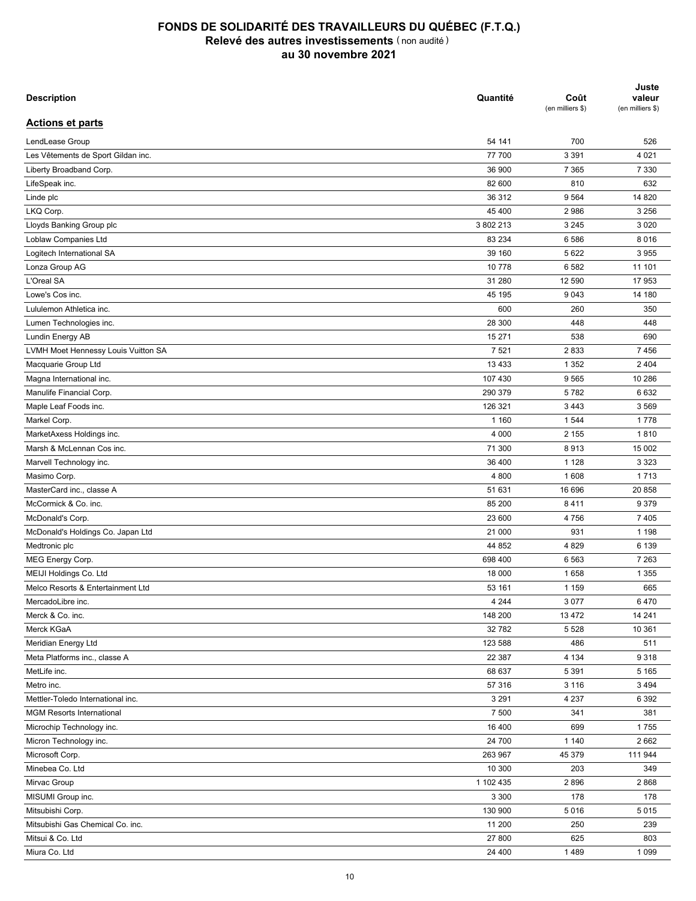# FONDS DE SOLIDARITÉ DES TRAVAILLEURS DU QUÉBEC (F.T.Q.)
## Relevé des autres investissements (non audité)
## au 30 novembre 2021

| Description | Quantité | Coût (en milliers $) | Juste valeur (en milliers $) |
|---|---|---|---|
| **Actions et parts** | | | |
| LendLease Group | 54 141 | 700 | 526 |
| Les Vêtements de Sport Gildan inc. | 77 700 | 3 391 | 4 021 |
| Liberty Broadband Corp. | 36 900 | 7 365 | 7 330 |
| LifeSpeak inc. | 82 600 | 810 | 632 |
| Linde plc | 36 312 | 9 564 | 14 820 |
| LKQ Corp. | 45 400 | 2 986 | 3 256 |
| Lloyds Banking Group plc | 3 802 213 | 3 245 | 3 020 |
| Loblaw Companies Ltd | 83 234 | 6 586 | 8 016 |
| Logitech International SA | 39 160 | 5 622 | 3 955 |
| Lonza Group AG | 10 778 | 6 582 | 11 101 |
| L'Oreal SA | 31 280 | 12 590 | 17 953 |
| Lowe's Cos inc. | 45 195 | 9 043 | 14 180 |
| Lululemon Athletica inc. | 600 | 260 | 350 |
| Lumen Technologies inc. | 28 300 | 448 | 448 |
| Lundin Energy AB | 15 271 | 538 | 690 |
| LVMH Moet Hennessy Louis Vuitton SA | 7 521 | 2 833 | 7 456 |
| Macquarie Group Ltd | 13 433 | 1 352 | 2 404 |
| Magna International inc. | 107 430 | 9 565 | 10 286 |
| Manulife Financial Corp. | 290 379 | 5 782 | 6 632 |
| Maple Leaf Foods inc. | 126 321 | 3 443 | 3 569 |
| Markel Corp. | 1 160 | 1 544 | 1 778 |
| MarketAxess Holdings inc. | 4 000 | 2 155 | 1 810 |
| Marsh & McLennan Cos inc. | 71 300 | 8 913 | 15 002 |
| Marvell Technology inc. | 36 400 | 1 128 | 3 323 |
| Masimo Corp. | 4 800 | 1 608 | 1 713 |
| MasterCard inc., classe A | 51 631 | 16 696 | 20 858 |
| McCormick & Co. inc. | 85 200 | 8 411 | 9 379 |
| McDonald's Corp. | 23 600 | 4 756 | 7 405 |
| McDonald's Holdings Co. Japan Ltd | 21 000 | 931 | 1 198 |
| Medtronic plc | 44 852 | 4 829 | 6 139 |
| MEG Energy Corp. | 698 400 | 6 563 | 7 263 |
| MEIJI Holdings Co. Ltd | 18 000 | 1 658 | 1 355 |
| Melco Resorts & Entertainment Ltd | 53 161 | 1 159 | 665 |
| MercadoLibre inc. | 4 244 | 3 077 | 6 470 |
| Merck & Co. inc. | 148 200 | 13 472 | 14 241 |
| Merck KGaA | 32 782 | 5 528 | 10 361 |
| Meridian Energy Ltd | 123 588 | 486 | 511 |
| Meta Platforms inc., classe A | 22 387 | 4 134 | 9 318 |
| MetLife inc. | 68 637 | 5 391 | 5 165 |
| Metro inc. | 57 316 | 3 116 | 3 494 |
| Mettler-Toledo International inc. | 3 291 | 4 237 | 6 392 |
| MGM Resorts International | 7 500 | 341 | 381 |
| Microchip Technology inc. | 16 400 | 699 | 1 755 |
| Micron Technology inc. | 24 700 | 1 140 | 2 662 |
| Microsoft Corp. | 263 967 | 45 379 | 111 944 |
| Minebea Co. Ltd | 10 300 | 203 | 349 |
| Mirvac Group | 1 102 435 | 2 896 | 2 868 |
| MISUMI Group inc. | 3 300 | 178 | 178 |
| Mitsubishi Corp. | 130 900 | 5 016 | 5 015 |
| Mitsubishi Gas Chemical Co. inc. | 11 200 | 250 | 239 |
| Mitsui & Co. Ltd | 27 800 | 625 | 803 |
| Miura Co. Ltd | 24 400 | 1 489 | 1 099 |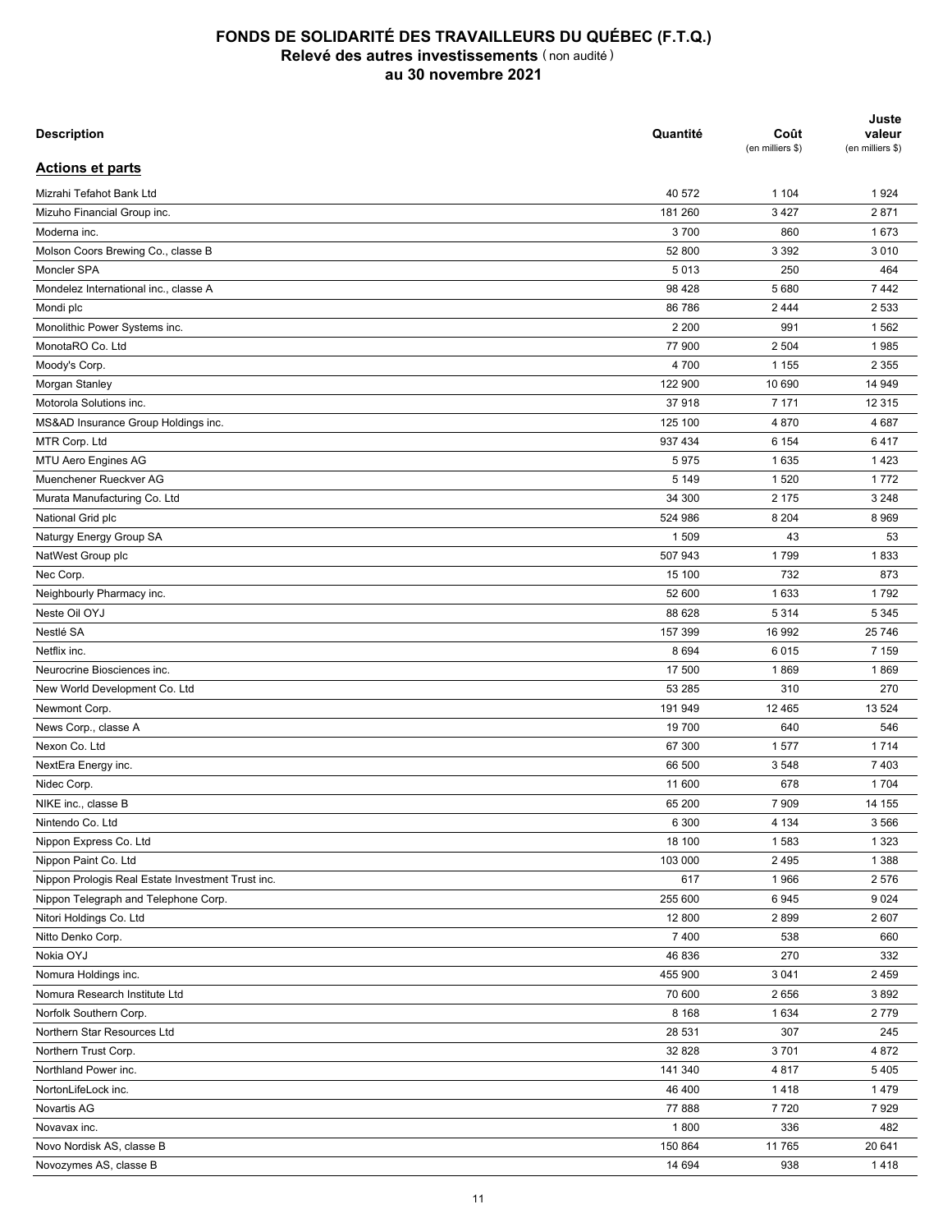# FONDS DE SOLIDARITÉ DES TRAVAILLEURS DU QUÉBEC (F.T.Q.)
## Relevé des autres investissements (non audité)
## au 30 novembre 2021

| Description | Quantité | Coût (en milliers $) | Juste valeur (en milliers $) |
|---|---|---|---|
| **Actions et parts** | | | |
| Mizrahi Tefahot Bank Ltd | 40 572 | 1 104 | 1 924 |
| Mizuho Financial Group inc. | 181 260 | 3 427 | 2 871 |
| Moderna inc. | 3 700 | 860 | 1 673 |
| Molson Coors Brewing Co., classe B | 52 800 | 3 392 | 3 010 |
| Moncler SPA | 5 013 | 250 | 464 |
| Mondelez International inc., classe A | 98 428 | 5 680 | 7 442 |
| Mondi plc | 86 786 | 2 444 | 2 533 |
| Monolithic Power Systems inc. | 2 200 | 991 | 1 562 |
| MonotaRO Co. Ltd | 77 900 | 2 504 | 1 985 |
| Moody's Corp. | 4 700 | 1 155 | 2 355 |
| Morgan Stanley | 122 900 | 10 690 | 14 949 |
| Motorola Solutions inc. | 37 918 | 7 171 | 12 315 |
| MS&AD Insurance Group Holdings inc. | 125 100 | 4 870 | 4 687 |
| MTR Corp. Ltd | 937 434 | 6 154 | 6 417 |
| MTU Aero Engines AG | 5 975 | 1 635 | 1 423 |
| Muenchener Rueckver AG | 5 149 | 1 520 | 1 772 |
| Murata Manufacturing Co. Ltd | 34 300 | 2 175 | 3 248 |
| National Grid plc | 524 986 | 8 204 | 8 969 |
| Naturgy Energy Group SA | 1 509 | 43 | 53 |
| NatWest Group plc | 507 943 | 1 799 | 1 833 |
| Nec Corp. | 15 100 | 732 | 873 |
| Neighbourly Pharmacy inc. | 52 600 | 1 633 | 1 792 |
| Neste Oil OYJ | 88 628 | 5 314 | 5 345 |
| Nestlé SA | 157 399 | 16 992 | 25 746 |
| Netflix inc. | 8 694 | 6 015 | 7 159 |
| Neurocrine Biosciences inc. | 17 500 | 1 869 | 1 869 |
| New World Development Co. Ltd | 53 285 | 310 | 270 |
| Newmont Corp. | 191 949 | 12 465 | 13 524 |
| News Corp., classe A | 19 700 | 640 | 546 |
| Nexon Co. Ltd | 67 300 | 1 577 | 1 714 |
| NextEra Energy inc. | 66 500 | 3 548 | 7 403 |
| Nidec Corp. | 11 600 | 678 | 1 704 |
| NIKE inc., classe B | 65 200 | 7 909 | 14 155 |
| Nintendo Co. Ltd | 6 300 | 4 134 | 3 566 |
| Nippon Express Co. Ltd | 18 100 | 1 583 | 1 323 |
| Nippon Paint Co. Ltd | 103 000 | 2 495 | 1 388 |
| Nippon Prologis Real Estate Investment Trust inc. | 617 | 1 966 | 2 576 |
| Nippon Telegraph and Telephone Corp. | 255 600 | 6 945 | 9 024 |
| Nitori Holdings Co. Ltd | 12 800 | 2 899 | 2 607 |
| Nitto Denko Corp. | 7 400 | 538 | 660 |
| Nokia OYJ | 46 836 | 270 | 332 |
| Nomura Holdings inc. | 455 900 | 3 041 | 2 459 |
| Nomura Research Institute Ltd | 70 600 | 2 656 | 3 892 |
| Norfolk Southern Corp. | 8 168 | 1 634 | 2 779 |
| Northern Star Resources Ltd | 28 531 | 307 | 245 |
| Northern Trust Corp. | 32 828 | 3 701 | 4 872 |
| Northland Power inc. | 141 340 | 4 817 | 5 405 |
| NortonLifeLock inc. | 46 400 | 1 418 | 1 479 |
| Novartis AG | 77 888 | 7 720 | 7 929 |
| Novavax inc. | 1 800 | 336 | 482 |
| Novo Nordisk AS, classe B | 150 864 | 11 765 | 20 641 |
| Novozymes AS, classe B | 14 694 | 938 | 1 418 |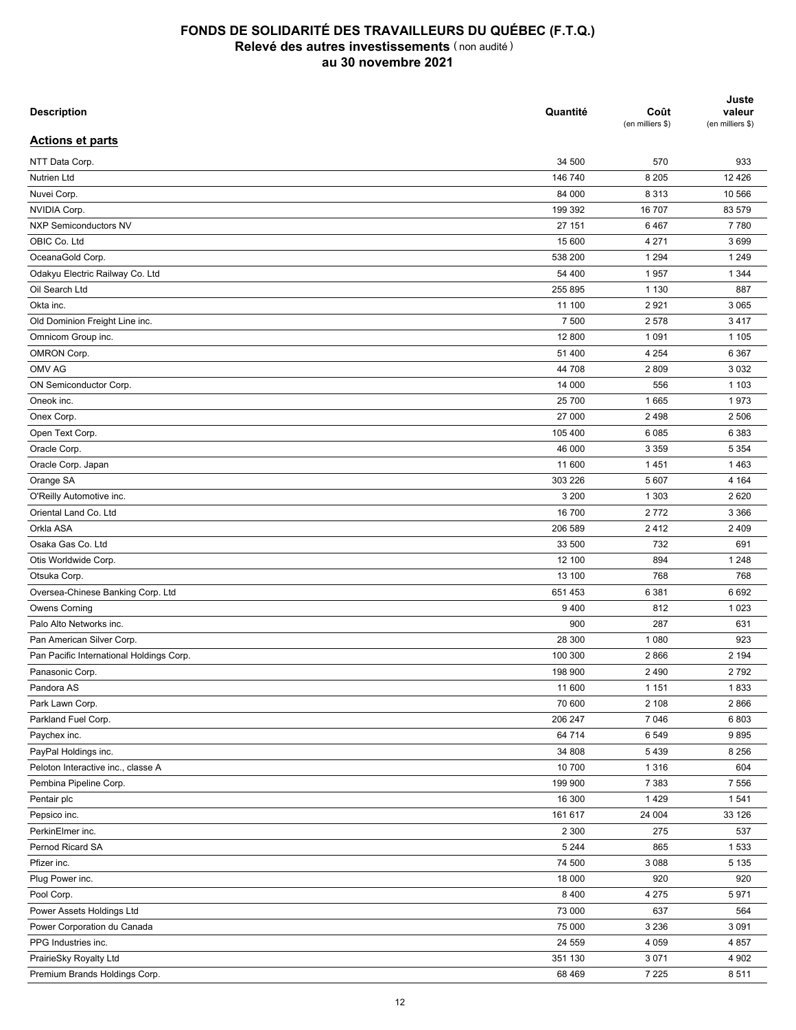# FONDS DE SOLIDARITÉ DES TRAVAILLEURS DU QUÉBEC (F.T.Q.)
## Relevé des autres investissements (non audité)
## au 30 novembre 2021

| Description | Quantité | Coût (en milliers $) | Juste valeur (en milliers $) |
|---|---|---|---|
| **Actions et parts** | | | |
| NTT Data Corp. | 34 500 | 570 | 933 |
| Nutrien Ltd | 146 740 | 8 205 | 12 426 |
| Nuvei Corp. | 84 000 | 8 313 | 10 566 |
| NVIDIA Corp. | 199 392 | 16 707 | 83 579 |
| NXP Semiconductors NV | 27 151 | 6 467 | 7 780 |
| OBIC Co. Ltd | 15 600 | 4 271 | 3 699 |
| OceanaGold Corp. | 538 200 | 1 294 | 1 249 |
| Odakyu Electric Railway Co. Ltd | 54 400 | 1 957 | 1 344 |
| Oil Search Ltd | 255 895 | 1 130 | 887 |
| Okta inc. | 11 100 | 2 921 | 3 065 |
| Old Dominion Freight Line inc. | 7 500 | 2 578 | 3 417 |
| Omnicom Group inc. | 12 800 | 1 091 | 1 105 |
| OMRON Corp. | 51 400 | 4 254 | 6 367 |
| OMV AG | 44 708 | 2 809 | 3 032 |
| ON Semiconductor Corp. | 14 000 | 556 | 1 103 |
| Oneok inc. | 25 700 | 1 665 | 1 973 |
| Onex Corp. | 27 000 | 2 498 | 2 506 |
| Open Text Corp. | 105 400 | 6 085 | 6 383 |
| Oracle Corp. | 46 000 | 3 359 | 5 354 |
| Oracle Corp. Japan | 11 600 | 1 451 | 1 463 |
| Orange SA | 303 226 | 5 607 | 4 164 |
| O'Reilly Automotive inc. | 3 200 | 1 303 | 2 620 |
| Oriental Land Co. Ltd | 16 700 | 2 772 | 3 366 |
| Orkla ASA | 206 589 | 2 412 | 2 409 |
| Osaka Gas Co. Ltd | 33 500 | 732 | 691 |
| Otis Worldwide Corp. | 12 100 | 894 | 1 248 |
| Otsuka Corp. | 13 100 | 768 | 768 |
| Oversea-Chinese Banking Corp. Ltd | 651 453 | 6 381 | 6 692 |
| Owens Corning | 9 400 | 812 | 1 023 |
| Palo Alto Networks inc. | 900 | 287 | 631 |
| Pan American Silver Corp. | 28 300 | 1 080 | 923 |
| Pan Pacific International Holdings Corp. | 100 300 | 2 866 | 2 194 |
| Panasonic Corp. | 198 900 | 2 490 | 2 792 |
| Pandora AS | 11 600 | 1 151 | 1 833 |
| Park Lawn Corp. | 70 600 | 2 108 | 2 866 |
| Parkland Fuel Corp. | 206 247 | 7 046 | 6 803 |
| Paychex inc. | 64 714 | 6 549 | 9 895 |
| PayPal Holdings inc. | 34 808 | 5 439 | 8 256 |
| Peloton Interactive inc., classe A | 10 700 | 1 316 | 604 |
| Pembina Pipeline Corp. | 199 900 | 7 383 | 7 556 |
| Pentair plc | 16 300 | 1 429 | 1 541 |
| Pepsico inc. | 161 617 | 24 004 | 33 126 |
| PerkinElmer inc. | 2 300 | 275 | 537 |
| Pernod Ricard SA | 5 244 | 865 | 1 533 |
| Pfizer inc. | 74 500 | 3 088 | 5 135 |
| Plug Power inc. | 18 000 | 920 | 920 |
| Pool Corp. | 8 400 | 4 275 | 5 971 |
| Power Assets Holdings Ltd | 73 000 | 637 | 564 |
| Power Corporation du Canada | 75 000 | 3 236 | 3 091 |
| PPG Industries inc. | 24 559 | 4 059 | 4 857 |
| PrairieSky Royalty Ltd | 351 130 | 3 071 | 4 902 |
| Premium Brands Holdings Corp. | 68 469 | 7 225 | 8 511 |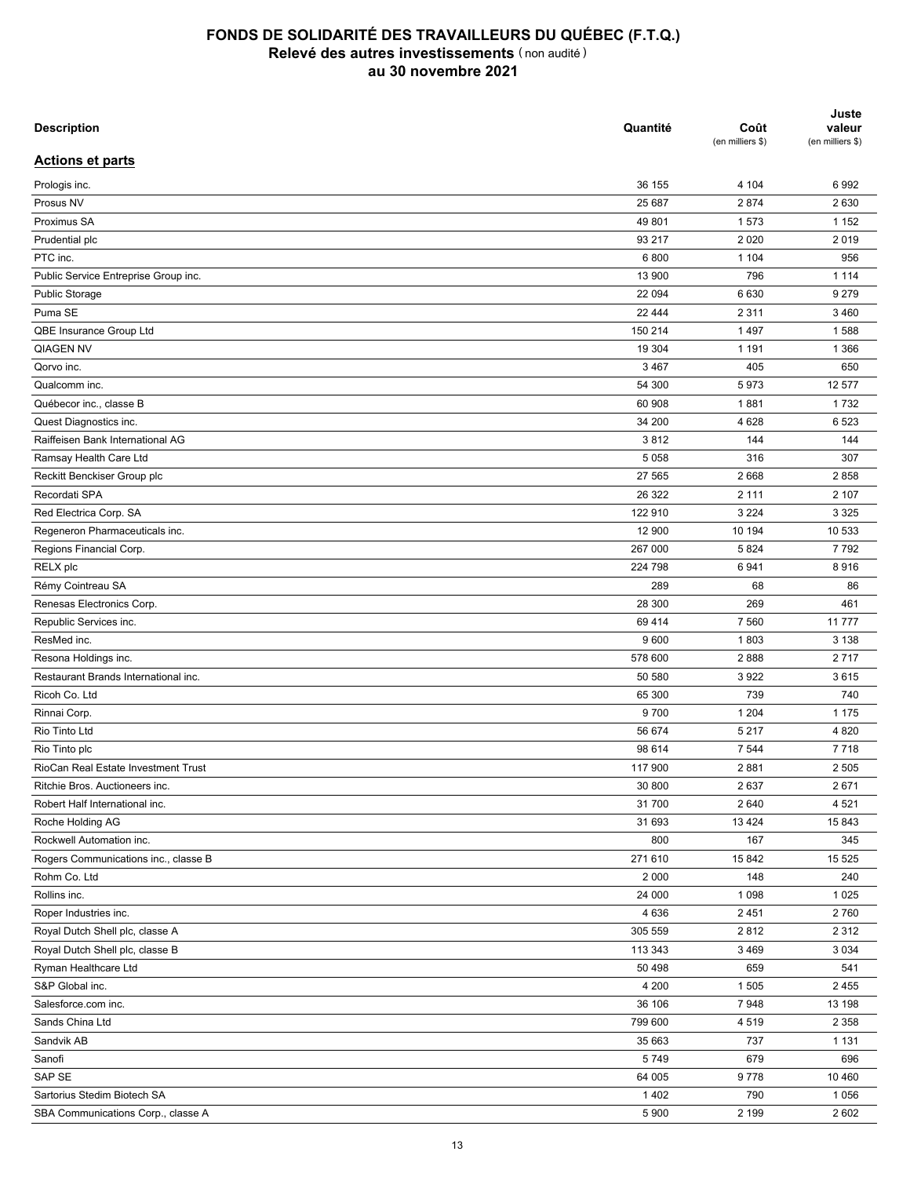# FONDS DE SOLIDARITÉ DES TRAVAILLEURS DU QUÉBEC (F.T.Q.)
## Relevé des autres investissements (non audité)
## au 30 novembre 2021

| Description | Quantité | Coût (en milliers $) | Juste valeur (en milliers $) |
|---|---|---|---|
| **Actions et parts** | | | |
| Prologis inc. | 36 155 | 4 104 | 6 992 |
| Prosus NV | 25 687 | 2 874 | 2 630 |
| Proximus SA | 49 801 | 1 573 | 1 152 |
| Prudential plc | 93 217 | 2 020 | 2 019 |
| PTC inc. | 6 800 | 1 104 | 956 |
| Public Service Entreprise Group inc. | 13 900 | 796 | 1 114 |
| Public Storage | 22 094 | 6 630 | 9 279 |
| Puma SE | 22 444 | 2 311 | 3 460 |
| QBE Insurance Group Ltd | 150 214 | 1 497 | 1 588 |
| QIAGEN NV | 19 304 | 1 191 | 1 366 |
| Qorvo inc. | 3 467 | 405 | 650 |
| Qualcomm inc. | 54 300 | 5 973 | 12 577 |
| Québecor inc., classe B | 60 908 | 1 881 | 1 732 |
| Quest Diagnostics inc. | 34 200 | 4 628 | 6 523 |
| Raiffeisen Bank International AG | 3 812 | 144 | 144 |
| Ramsay Health Care Ltd | 5 058 | 316 | 307 |
| Reckitt Benckiser Group plc | 27 565 | 2 668 | 2 858 |
| Recordati SPA | 26 322 | 2 111 | 2 107 |
| Red Electrica Corp. SA | 122 910 | 3 224 | 3 325 |
| Regeneron Pharmaceuticals inc. | 12 900 | 10 194 | 10 533 |
| Regions Financial Corp. | 267 000 | 5 824 | 7 792 |
| RELX plc | 224 798 | 6 941 | 8 916 |
| Rémy Cointreau SA | 289 | 68 | 86 |
| Renesas Electronics Corp. | 28 300 | 269 | 461 |
| Republic Services inc. | 69 414 | 7 560 | 11 777 |
| ResMed inc. | 9 600 | 1 803 | 3 138 |
| Resona Holdings inc. | 578 600 | 2 888 | 2 717 |
| Restaurant Brands International inc. | 50 580 | 3 922 | 3 615 |
| Ricoh Co. Ltd | 65 300 | 739 | 740 |
| Rinnai Corp. | 9 700 | 1 204 | 1 175 |
| Rio Tinto Ltd | 56 674 | 5 217 | 4 820 |
| Rio Tinto plc | 98 614 | 7 544 | 7 718 |
| RioCan Real Estate Investment Trust | 117 900 | 2 881 | 2 505 |
| Ritchie Bros. Auctioneers inc. | 30 800 | 2 637 | 2 671 |
| Robert Half International inc. | 31 700 | 2 640 | 4 521 |
| Roche Holding AG | 31 693 | 13 424 | 15 843 |
| Rockwell Automation inc. | 800 | 167 | 345 |
| Rogers Communications inc., classe B | 271 610 | 15 842 | 15 525 |
| Rohm Co. Ltd | 2 000 | 148 | 240 |
| Rollins inc. | 24 000 | 1 098 | 1 025 |
| Roper Industries inc. | 4 636 | 2 451 | 2 760 |
| Royal Dutch Shell plc, classe A | 305 559 | 2 812 | 2 312 |
| Royal Dutch Shell plc, classe B | 113 343 | 3 469 | 3 034 |
| Ryman Healthcare Ltd | 50 498 | 659 | 541 |
| S&P Global inc. | 4 200 | 1 505 | 2 455 |
| Salesforce.com inc. | 36 106 | 7 948 | 13 198 |
| Sands China Ltd | 799 600 | 4 519 | 2 358 |
| Sandvik AB | 35 663 | 737 | 1 131 |
| Sanofi | 5 749 | 679 | 696 |
| SAP SE | 64 005 | 9 778 | 10 460 |
| Sartorius Stedim Biotech SA | 1 402 | 790 | 1 056 |
| SBA Communications Corp., classe A | 5 900 | 2 199 | 2 602 |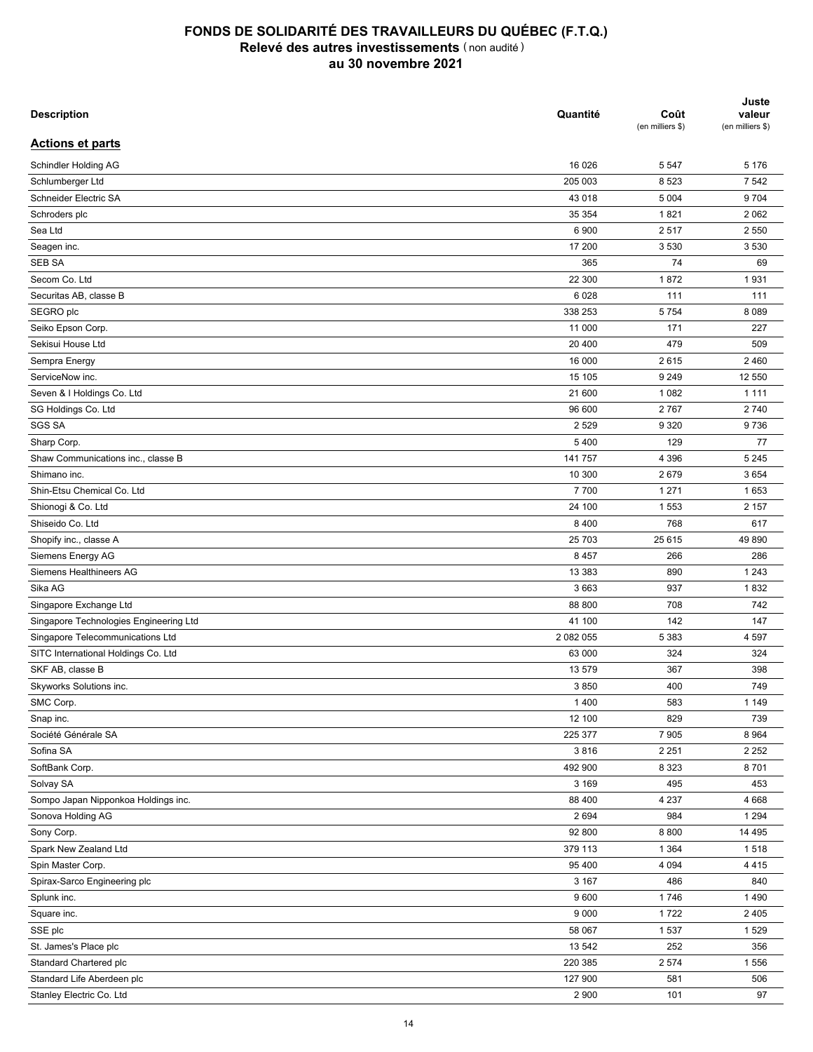# FONDS DE SOLIDARITÉ DES TRAVAILLEURS DU QUÉBEC (F.T.Q.)
## Relevé des autres investissements (non audité)
## au 30 novembre 2021

| Description | Quantité | Coût (en milliers $) | Juste valeur (en milliers $) |
|---|---|---|---|
| **Actions et parts** | | | |
| Schindler Holding AG | 16 026 | 5 547 | 5 176 |
| Schlumberger Ltd | 205 003 | 8 523 | 7 542 |
| Schneider Electric SA | 43 018 | 5 004 | 9 704 |
| Schroders plc | 35 354 | 1 821 | 2 062 |
| Sea Ltd | 6 900 | 2 517 | 2 550 |
| Seagen inc. | 17 200 | 3 530 | 3 530 |
| SEB SA | 365 | 74 | 69 |
| Secom Co. Ltd | 22 300 | 1 872 | 1 931 |
| Securitas AB, classe B | 6 028 | 111 | 111 |
| SEGRO plc | 338 253 | 5 754 | 8 089 |
| Seiko Epson Corp. | 11 000 | 171 | 227 |
| Sekisui House Ltd | 20 400 | 479 | 509 |
| Sempra Energy | 16 000 | 2 615 | 2 460 |
| ServiceNow inc. | 15 105 | 9 249 | 12 550 |
| Seven & I Holdings Co. Ltd | 21 600 | 1 082 | 1 111 |
| SG Holdings Co. Ltd | 96 600 | 2 767 | 2 740 |
| SGS SA | 2 529 | 9 320 | 9 736 |
| Sharp Corp. | 5 400 | 129 | 77 |
| Shaw Communications inc., classe B | 141 757 | 4 396 | 5 245 |
| Shimano inc. | 10 300 | 2 679 | 3 654 |
| Shin-Etsu Chemical Co. Ltd | 7 700 | 1 271 | 1 653 |
| Shionogi & Co. Ltd | 24 100 | 1 553 | 2 157 |
| Shiseido Co. Ltd | 8 400 | 768 | 617 |
| Shopify inc., classe A | 25 703 | 25 615 | 49 890 |
| Siemens Energy AG | 8 457 | 266 | 286 |
| Siemens Healthineers AG | 13 383 | 890 | 1 243 |
| Sika AG | 3 663 | 937 | 1 832 |
| Singapore Exchange Ltd | 88 800 | 708 | 742 |
| Singapore Technologies Engineering Ltd | 41 100 | 142 | 147 |
| Singapore Telecommunications Ltd | 2 082 055 | 5 383 | 4 597 |
| SITC International Holdings Co. Ltd | 63 000 | 324 | 324 |
| SKF AB, classe B | 13 579 | 367 | 398 |
| Skyworks Solutions inc. | 3 850 | 400 | 749 |
| SMC Corp. | 1 400 | 583 | 1 149 |
| Snap inc. | 12 100 | 829 | 739 |
| Société Générale SA | 225 377 | 7 905 | 8 964 |
| Sofina SA | 3 816 | 2 251 | 2 252 |
| SoftBank Corp. | 492 900 | 8 323 | 8 701 |
| Solvay SA | 3 169 | 495 | 453 |
| Sompo Japan Nipponkoa Holdings inc. | 88 400 | 4 237 | 4 668 |
| Sonova Holding AG | 2 694 | 984 | 1 294 |
| Sony Corp. | 92 800 | 8 800 | 14 495 |
| Spark New Zealand Ltd | 379 113 | 1 364 | 1 518 |
| Spin Master Corp. | 95 400 | 4 094 | 4 415 |
| Spirax-Sarco Engineering plc | 3 167 | 486 | 840 |
| Splunk inc. | 9 600 | 1 746 | 1 490 |
| Square inc. | 9 000 | 1 722 | 2 405 |
| SSE plc | 58 067 | 1 537 | 1 529 |
| St. James's Place plc | 13 542 | 252 | 356 |
| Standard Chartered plc | 220 385 | 2 574 | 1 556 |
| Standard Life Aberdeen plc | 127 900 | 581 | 506 |
| Stanley Electric Co. Ltd | 2 900 | 101 | 97 |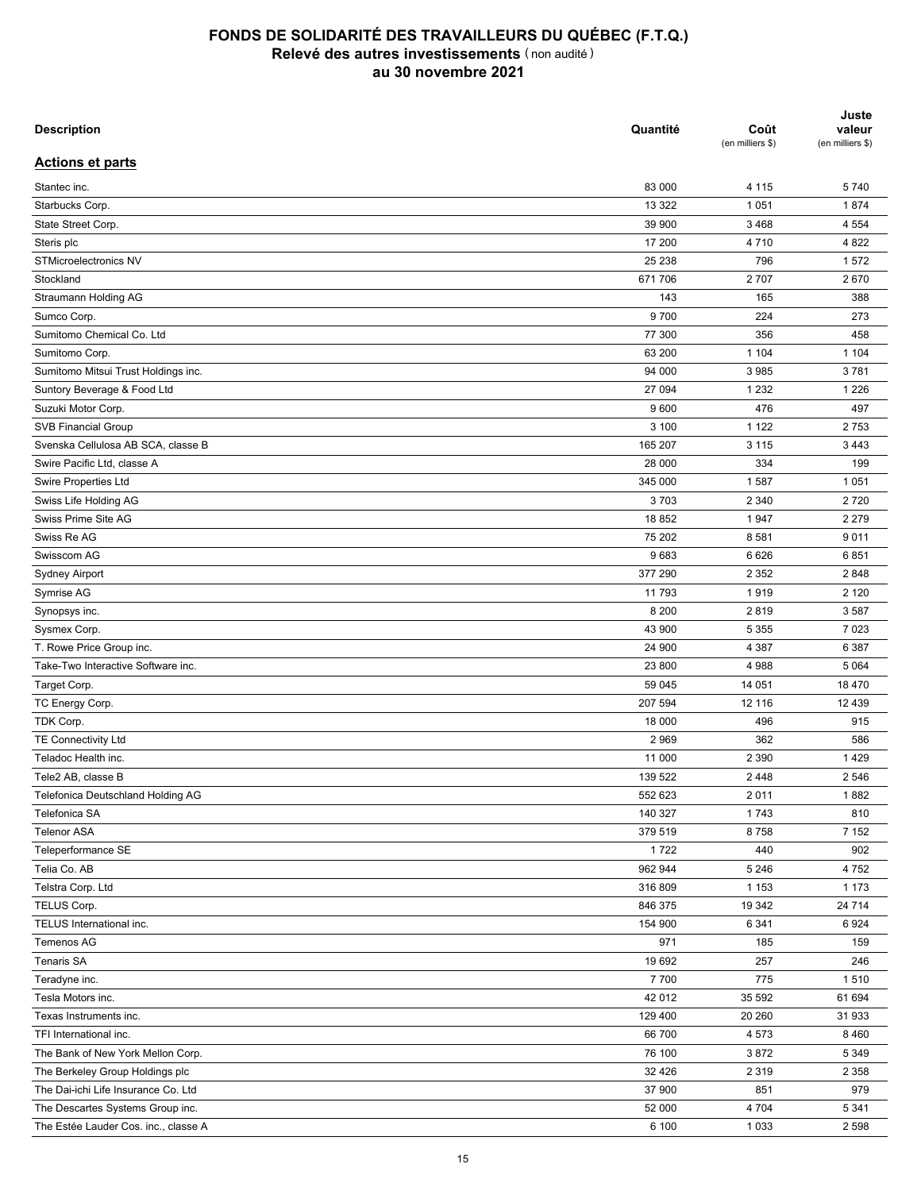# FONDS DE SOLIDARITÉ DES TRAVAILLEURS DU QUÉBEC (F.T.Q.)
## Relevé des autres investissements (non audité)
## au 30 novembre 2021

| Description | Quantité | Coût (en milliers $) | Juste valeur (en milliers $) |
|---|---|---|---|
| **Actions et parts** | | | |
| Stantec inc. | 83 000 | 4 115 | 5 740 |
| Starbucks Corp. | 13 322 | 1 051 | 1 874 |
| State Street Corp. | 39 900 | 3 468 | 4 554 |
| Steris plc | 17 200 | 4 710 | 4 822 |
| STMicroelectronics NV | 25 238 | 796 | 1 572 |
| Stockland | 671 706 | 2 707 | 2 670 |
| Straumann Holding AG | 143 | 165 | 388 |
| Sumco Corp. | 9 700 | 224 | 273 |
| Sumitomo Chemical Co. Ltd | 77 300 | 356 | 458 |
| Sumitomo Corp. | 63 200 | 1 104 | 1 104 |
| Sumitomo Mitsui Trust Holdings inc. | 94 000 | 3 985 | 3 781 |
| Suntory Beverage & Food Ltd | 27 094 | 1 232 | 1 226 |
| Suzuki Motor Corp. | 9 600 | 476 | 497 |
| SVB Financial Group | 3 100 | 1 122 | 2 753 |
| Svenska Cellulosa AB SCA, classe B | 165 207 | 3 115 | 3 443 |
| Swire Pacific Ltd, classe A | 28 000 | 334 | 199 |
| Swire Properties Ltd | 345 000 | 1 587 | 1 051 |
| Swiss Life Holding AG | 3 703 | 2 340 | 2 720 |
| Swiss Prime Site AG | 18 852 | 1 947 | 2 279 |
| Swiss Re AG | 75 202 | 8 581 | 9 011 |
| Swisscom AG | 9 683 | 6 626 | 6 851 |
| Sydney Airport | 377 290 | 2 352 | 2 848 |
| Symrise AG | 11 793 | 1 919 | 2 120 |
| Synopsys inc. | 8 200 | 2 819 | 3 587 |
| Sysmex Corp. | 43 900 | 5 355 | 7 023 |
| T. Rowe Price Group inc. | 24 900 | 4 387 | 6 387 |
| Take-Two Interactive Software inc. | 23 800 | 4 988 | 5 064 |
| Target Corp. | 59 045 | 14 051 | 18 470 |
| TC Energy Corp. | 207 594 | 12 116 | 12 439 |
| TDK Corp. | 18 000 | 496 | 915 |
| TE Connectivity Ltd | 2 969 | 362 | 586 |
| Teladoc Health inc. | 11 000 | 2 390 | 1 429 |
| Tele2 AB, classe B | 139 522 | 2 448 | 2 546 |
| Telefonica Deutschland Holding AG | 552 623 | 2 011 | 1 882 |
| Telefonica SA | 140 327 | 1 743 | 810 |
| Telenor ASA | 379 519 | 8 758 | 7 152 |
| Teleperformance SE | 1 722 | 440 | 902 |
| Telia Co. AB | 962 944 | 5 246 | 4 752 |
| Telstra Corp. Ltd | 316 809 | 1 153 | 1 173 |
| TELUS Corp. | 846 375 | 19 342 | 24 714 |
| TELUS International inc. | 154 900 | 6 341 | 6 924 |
| Temenos AG | 971 | 185 | 159 |
| Tenaris SA | 19 692 | 257 | 246 |
| Teradyne inc. | 7 700 | 775 | 1 510 |
| Tesla Motors inc. | 42 012 | 35 592 | 61 694 |
| Texas Instruments inc. | 129 400 | 20 260 | 31 933 |
| TFI International inc. | 66 700 | 4 573 | 8 460 |
| The Bank of New York Mellon Corp. | 76 100 | 3 872 | 5 349 |
| The Berkeley Group Holdings plc | 32 426 | 2 319 | 2 358 |
| The Dai-ichi Life Insurance Co. Ltd | 37 900 | 851 | 979 |
| The Descartes Systems Group inc. | 52 000 | 4 704 | 5 341 |
| The Estée Lauder Cos. inc., classe A | 6 100 | 1 033 | 2 598 |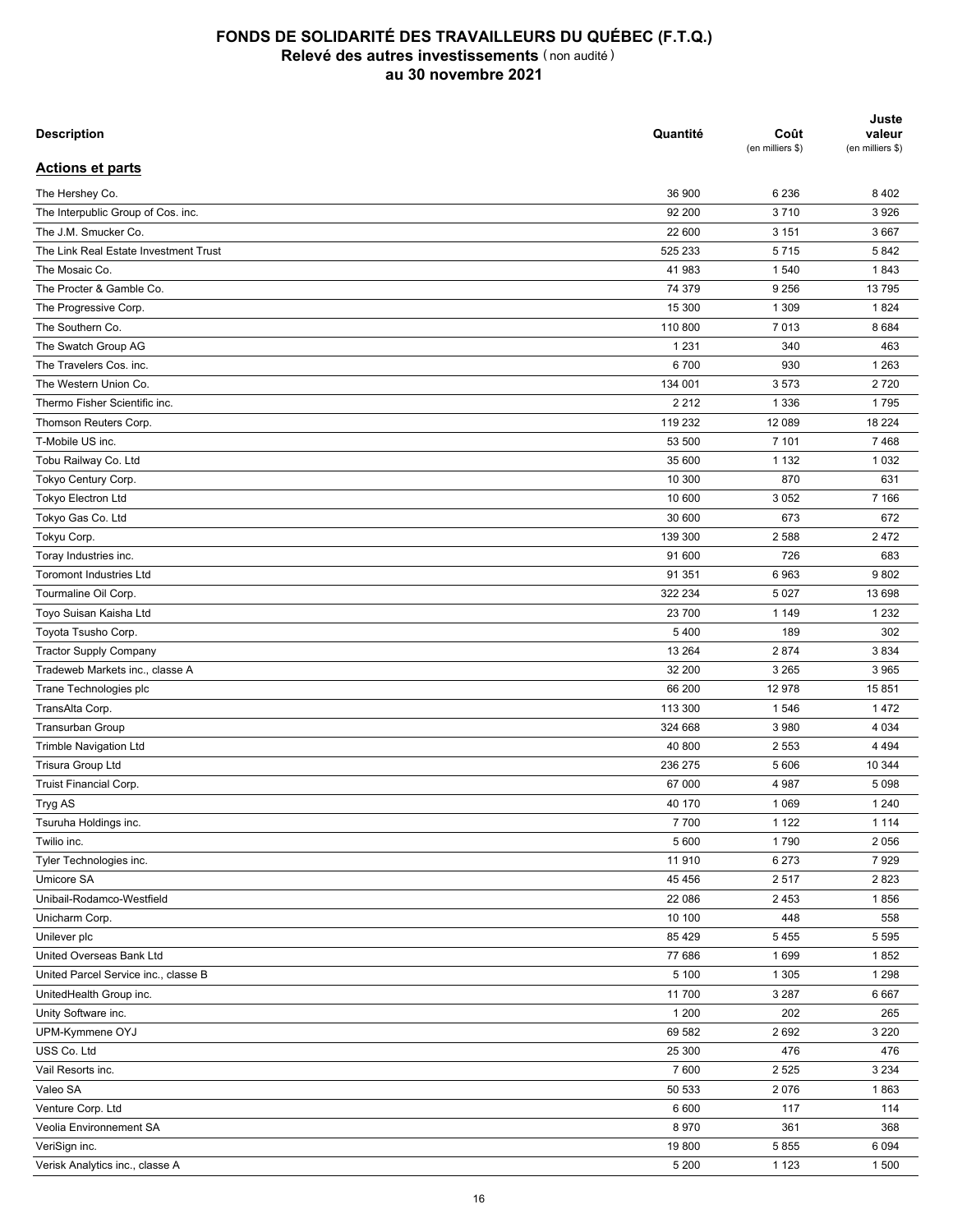# FONDS DE SOLIDARITÉ DES TRAVAILLEURS DU QUÉBEC (F.T.Q.)
## Relevé des autres investissements (non audité)
## au 30 novembre 2021

| Description | Quantité | Coût (en milliers $) | Juste valeur (en milliers $) |
|---|---|---|---|
| **Actions et parts** | | | |
| The Hershey Co. | 36 900 | 6 236 | 8 402 |
| The Interpublic Group of Cos. inc. | 92 200 | 3 710 | 3 926 |
| The J.M. Smucker Co. | 22 600 | 3 151 | 3 667 |
| The Link Real Estate Investment Trust | 525 233 | 5 715 | 5 842 |
| The Mosaic Co. | 41 983 | 1 540 | 1 843 |
| The Procter & Gamble Co. | 74 379 | 9 256 | 13 795 |
| The Progressive Corp. | 15 300 | 1 309 | 1 824 |
| The Southern Co. | 110 800 | 7 013 | 8 684 |
| The Swatch Group AG | 1 231 | 340 | 463 |
| The Travelers Cos. inc. | 6 700 | 930 | 1 263 |
| The Western Union Co. | 134 001 | 3 573 | 2 720 |
| Thermo Fisher Scientific inc. | 2 212 | 1 336 | 1 795 |
| Thomson Reuters Corp. | 119 232 | 12 089 | 18 224 |
| T-Mobile US inc. | 53 500 | 7 101 | 7 468 |
| Tobu Railway Co. Ltd | 35 600 | 1 132 | 1 032 |
| Tokyo Century Corp. | 10 300 | 870 | 631 |
| Tokyo Electron Ltd | 10 600 | 3 052 | 7 166 |
| Tokyo Gas Co. Ltd | 30 600 | 673 | 672 |
| Tokyu Corp. | 139 300 | 2 588 | 2 472 |
| Toray Industries inc. | 91 600 | 726 | 683 |
| Toromont Industries Ltd | 91 351 | 6 963 | 9 802 |
| Tourmaline Oil Corp. | 322 234 | 5 027 | 13 698 |
| Toyo Suisan Kaisha Ltd | 23 700 | 1 149 | 1 232 |
| Toyota Tsusho Corp. | 5 400 | 189 | 302 |
| Tractor Supply Company | 13 264 | 2 874 | 3 834 |
| Tradeweb Markets inc., classe A | 32 200 | 3 265 | 3 965 |
| Trane Technologies plc | 66 200 | 12 978 | 15 851 |
| TransAlta Corp. | 113 300 | 1 546 | 1 472 |
| Transurban Group | 324 668 | 3 980 | 4 034 |
| Trimble Navigation Ltd | 40 800 | 2 553 | 4 494 |
| Trisura Group Ltd | 236 275 | 5 606 | 10 344 |
| Truist Financial Corp. | 67 000 | 4 987 | 5 098 |
| Tryg AS | 40 170 | 1 069 | 1 240 |
| Tsuruha Holdings inc. | 7 700 | 1 122 | 1 114 |
| Twilio inc. | 5 600 | 1 790 | 2 056 |
| Tyler Technologies inc. | 11 910 | 6 273 | 7 929 |
| Umicore SA | 45 456 | 2 517 | 2 823 |
| Unibail-Rodamco-Westfield | 22 086 | 2 453 | 1 856 |
| Unicharm Corp. | 10 100 | 448 | 558 |
| Unilever plc | 85 429 | 5 455 | 5 595 |
| United Overseas Bank Ltd | 77 686 | 1 699 | 1 852 |
| United Parcel Service inc., classe B | 5 100 | 1 305 | 1 298 |
| UnitedHealth Group inc. | 11 700 | 3 287 | 6 667 |
| Unity Software inc. | 1 200 | 202 | 265 |
| UPM-Kymmene OYJ | 69 582 | 2 692 | 3 220 |
| USS Co. Ltd | 25 300 | 476 | 476 |
| Vail Resorts inc. | 7 600 | 2 525 | 3 234 |
| Valeo SA | 50 533 | 2 076 | 1 863 |
| Venture Corp. Ltd | 6 600 | 117 | 114 |
| Veolia Environnement SA | 8 970 | 361 | 368 |
| VeriSign inc. | 19 800 | 5 855 | 6 094 |
| Verisk Analytics inc., classe A | 5 200 | 1 123 | 1 500 |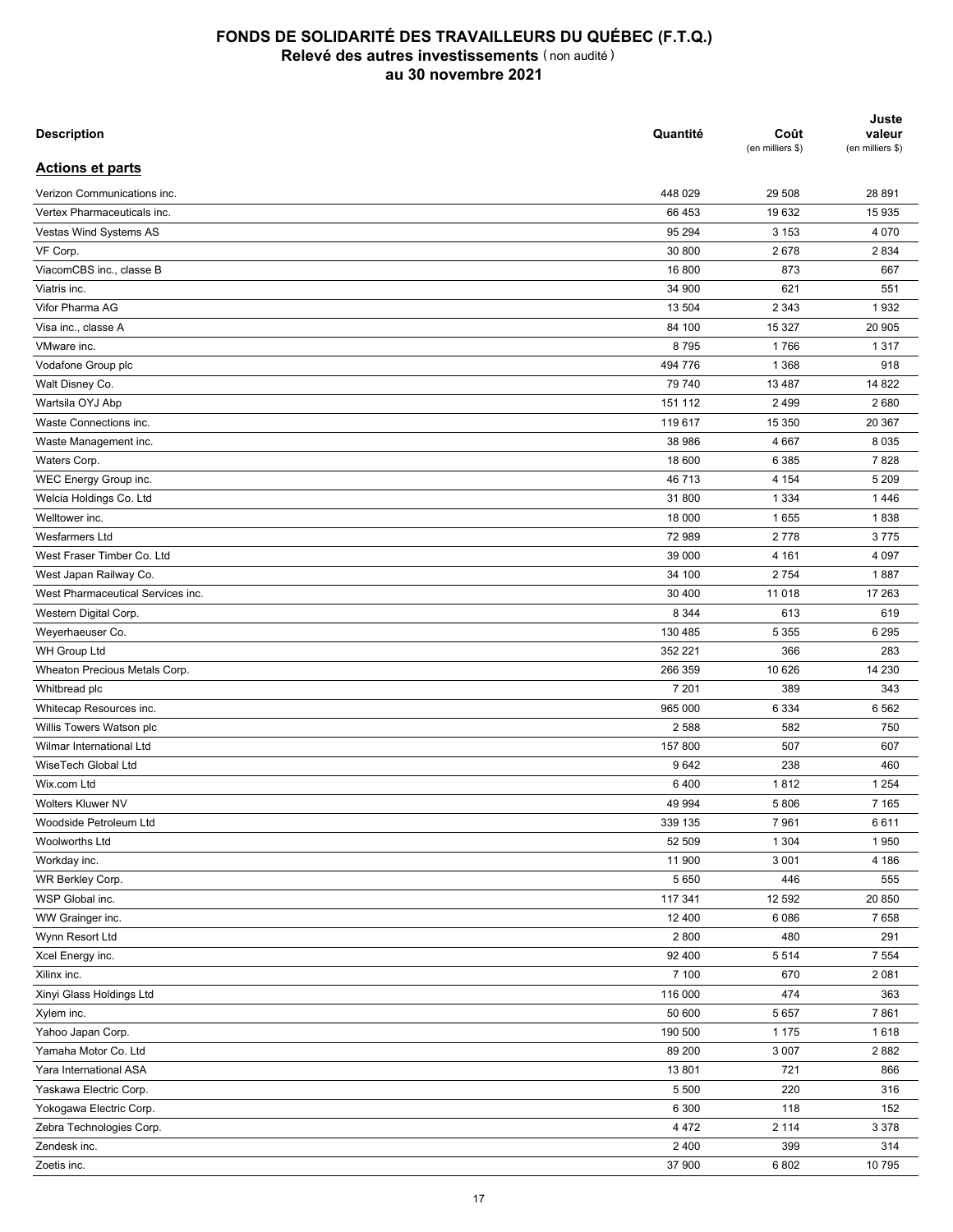# FONDS DE SOLIDARITÉ DES TRAVAILLEURS DU QUÉBEC (F.T.Q.)
## Relevé des autres investissements (non audité)
## au 30 novembre 2021

| Description | Quantité | Coût (en milliers $) | Juste valeur (en milliers $) |
|---|---|---|---|
| **Actions et parts** | | | |
| Verizon Communications inc. | 448 029 | 29 508 | 28 891 |
| Vertex Pharmaceuticals inc. | 66 453 | 19 632 | 15 935 |
| Vestas Wind Systems AS | 95 294 | 3 153 | 4 070 |
| VF Corp. | 30 800 | 2 678 | 2 834 |
| ViacomCBS inc., classe B | 16 800 | 873 | 667 |
| Viatris inc. | 34 900 | 621 | 551 |
| Vifor Pharma AG | 13 504 | 2 343 | 1 932 |
| Visa inc., classe A | 84 100 | 15 327 | 20 905 |
| VMware inc. | 8 795 | 1 766 | 1 317 |
| Vodafone Group plc | 494 776 | 1 368 | 918 |
| Walt Disney Co. | 79 740 | 13 487 | 14 822 |
| Wartsila OYJ Abp | 151 112 | 2 499 | 2 680 |
| Waste Connections inc. | 119 617 | 15 350 | 20 367 |
| Waste Management inc. | 38 986 | 4 667 | 8 035 |
| Waters Corp. | 18 600 | 6 385 | 7 828 |
| WEC Energy Group inc. | 46 713 | 4 154 | 5 209 |
| Welcia Holdings Co. Ltd | 31 800 | 1 334 | 1 446 |
| Welltower inc. | 18 000 | 1 655 | 1 838 |
| Wesfarmers Ltd | 72 989 | 2 778 | 3 775 |
| West Fraser Timber Co. Ltd | 39 000 | 4 161 | 4 097 |
| West Japan Railway Co. | 34 100 | 2 754 | 1 887 |
| West Pharmaceutical Services inc. | 30 400 | 11 018 | 17 263 |
| Western Digital Corp. | 8 344 | 613 | 619 |
| Weyerhaeuser Co. | 130 485 | 5 355 | 6 295 |
| WH Group Ltd | 352 221 | 366 | 283 |
| Wheaton Precious Metals Corp. | 266 359 | 10 626 | 14 230 |
| Whitbread plc | 7 201 | 389 | 343 |
| Whitecap Resources inc. | 965 000 | 6 334 | 6 562 |
| Willis Towers Watson plc | 2 588 | 582 | 750 |
| Wilmar International Ltd | 157 800 | 507 | 607 |
| WiseTech Global Ltd | 9 642 | 238 | 460 |
| Wix.com Ltd | 6 400 | 1 812 | 1 254 |
| Wolters Kluwer NV | 49 994 | 5 806 | 7 165 |
| Woodside Petroleum Ltd | 339 135 | 7 961 | 6 611 |
| Woolworths Ltd | 52 509 | 1 304 | 1 950 |
| Workday inc. | 11 900 | 3 001 | 4 186 |
| WR Berkley Corp. | 5 650 | 446 | 555 |
| WSP Global inc. | 117 341 | 12 592 | 20 850 |
| WW Grainger inc. | 12 400 | 6 086 | 7 658 |
| Wynn Resort Ltd | 2 800 | 480 | 291 |
| Xcel Energy inc. | 92 400 | 5 514 | 7 554 |
| Xilinx inc. | 7 100 | 670 | 2 081 |
| Xinyi Glass Holdings Ltd | 116 000 | 474 | 363 |
| Xylem inc. | 50 600 | 5 657 | 7 861 |
| Yahoo Japan Corp. | 190 500 | 1 175 | 1 618 |
| Yamaha Motor Co. Ltd | 89 200 | 3 007 | 2 882 |
| Yara International ASA | 13 801 | 721 | 866 |
| Yaskawa Electric Corp. | 5 500 | 220 | 316 |
| Yokogawa Electric Corp. | 6 300 | 118 | 152 |
| Zebra Technologies Corp. | 4 472 | 2 114 | 3 378 |
| Zendesk inc. | 2 400 | 399 | 314 |
| Zoetis inc. | 37 900 | 6 802 | 10 795 |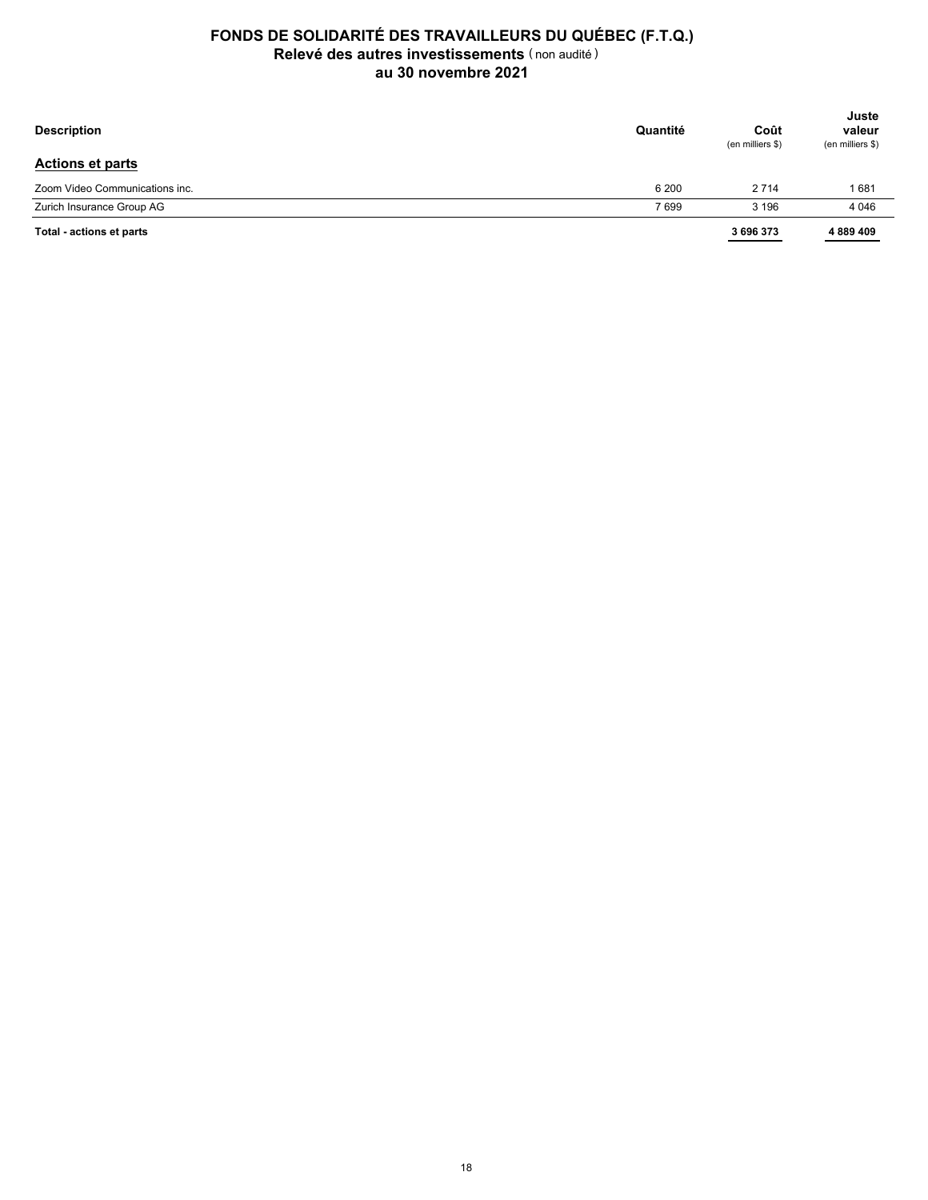# FONDS DE SOLIDARITÉ DES TRAVAILLEURS DU QUÉBEC (F.T.Q.)

## Relevé des autres investissements (non audité)

### au 30 novembre 2021

| Description | Quantité | Coût (en milliers $) | Juste valeur (en milliers $) |
|---|---|---|---|
| **Actions et parts** | | | |
| Zoom Video Communications inc. | 6 200 | 2 714 | 1 681 |
| Zurich Insurance Group AG | 7 699 | 3 196 | 4 046 |
| **Total - actions et parts** | | **3 696 373** | **4 889 409** |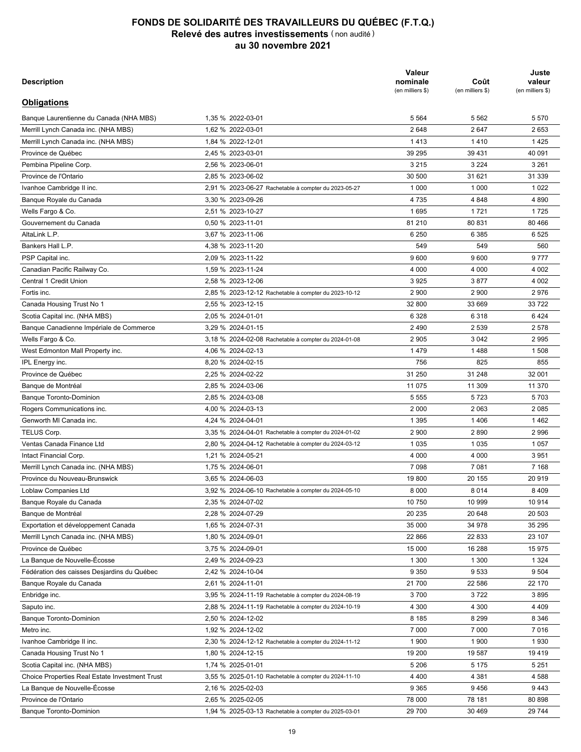# FONDS DE SOLIDARITÉ DES TRAVAILLEURS DU QUÉBEC (F.T.Q.)
## Relevé des autres investissements (non audité)
## au 30 novembre 2021

| Description | | Valeur nominale (en milliers $) | Coût (en milliers $) | Juste valeur (en milliers $) |
|---|---|---|---|---|
| **Obligations** | | | | |
| Banque Laurentienne du Canada (NHA MBS) | 1,35 % 2022-03-01 | 5 564 | 5 562 | 5 570 |
| Merrill Lynch Canada inc. (NHA MBS) | 1,62 % 2022-03-01 | 2 648 | 2 647 | 2 653 |
| Merrill Lynch Canada inc. (NHA MBS) | 1,84 % 2022-12-01 | 1 413 | 1 410 | 1 425 |
| Province de Québec | 2,45 % 2023-03-01 | 39 295 | 39 431 | 40 091 |
| Pembina Pipeline Corp. | 2,56 % 2023-06-01 | 3 215 | 3 224 | 3 261 |
| Province de l'Ontario | 2,85 % 2023-06-02 | 30 500 | 31 621 | 31 339 |
| Ivanhoe Cambridge II inc. | 2,91 % 2023-06-27 Rachetable à compter du 2023-05-27 | 1 000 | 1 000 | 1 022 |
| Banque Royale du Canada | 3,30 % 2023-09-26 | 4 735 | 4 848 | 4 890 |
| Wells Fargo & Co. | 2,51 % 2023-10-27 | 1 695 | 1 721 | 1 725 |
| Gouvernement du Canada | 0,50 % 2023-11-01 | 81 210 | 80 831 | 80 466 |
| AltaLink L.P. | 3,67 % 2023-11-06 | 6 250 | 6 385 | 6 525 |
| Bankers Hall L.P. | 4,38 % 2023-11-20 | 549 | 549 | 560 |
| PSP Capital inc. | 2,09 % 2023-11-22 | 9 600 | 9 600 | 9 777 |
| Canadian Pacific Railway Co. | 1,59 % 2023-11-24 | 4 000 | 4 000 | 4 002 |
| Central 1 Credit Union | 2,58 % 2023-12-06 | 3 925 | 3 877 | 4 002 |
| Fortis inc. | 2,85 % 2023-12-12 Rachetable à compter du 2023-10-12 | 2 900 | 2 900 | 2 976 |
| Canada Housing Trust No 1 | 2,55 % 2023-12-15 | 32 800 | 33 669 | 33 722 |
| Scotia Capital inc. (NHA MBS) | 2,05 % 2024-01-01 | 6 328 | 6 318 | 6 424 |
| Banque Canadienne Impériale de Commerce | 3,29 % 2024-01-15 | 2 490 | 2 539 | 2 578 |
| Wells Fargo & Co. | 3,18 % 2024-02-08 Rachetable à compter du 2024-01-08 | 2 905 | 3 042 | 2 995 |
| West Edmonton Mall Property inc. | 4,06 % 2024-02-13 | 1 479 | 1 488 | 1 508 |
| IPL Energy inc. | 8,20 % 2024-02-15 | 756 | 825 | 855 |
| Province de Québec | 2,25 % 2024-02-22 | 31 250 | 31 248 | 32 001 |
| Banque de Montréal | 2,85 % 2024-03-06 | 11 075 | 11 309 | 11 370 |
| Banque Toronto-Dominion | 2,85 % 2024-03-08 | 5 555 | 5 723 | 5 703 |
| Rogers Communications inc. | 4,00 % 2024-03-13 | 2 000 | 2 063 | 2 085 |
| Genworth MI Canada inc. | 4,24 % 2024-04-01 | 1 395 | 1 406 | 1 462 |
| TELUS Corp. | 3,35 % 2024-04-01 Rachetable à compter du 2024-01-02 | 2 900 | 2 890 | 2 996 |
| Ventas Canada Finance Ltd | 2,80 % 2024-04-12 Rachetable à compter du 2024-03-12 | 1 035 | 1 035 | 1 057 |
| Intact Financial Corp. | 1,21 % 2024-05-21 | 4 000 | 4 000 | 3 951 |
| Merrill Lynch Canada inc. (NHA MBS) | 1,75 % 2024-06-01 | 7 098 | 7 081 | 7 168 |
| Province du Nouveau-Brunswick | 3,65 % 2024-06-03 | 19 800 | 20 155 | 20 919 |
| Loblaw Companies Ltd | 3,92 % 2024-06-10 Rachetable à compter du 2024-05-10 | 8 000 | 8 014 | 8 409 |
| Banque Royale du Canada | 2,35 % 2024-07-02 | 10 750 | 10 999 | 10 914 |
| Banque de Montréal | 2,28 % 2024-07-29 | 20 235 | 20 648 | 20 503 |
| Exportation et développement Canada | 1,65 % 2024-07-31 | 35 000 | 34 978 | 35 295 |
| Merrill Lynch Canada inc. (NHA MBS) | 1,80 % 2024-09-01 | 22 866 | 22 833 | 23 107 |
| Province de Québec | 3,75 % 2024-09-01 | 15 000 | 16 288 | 15 975 |
| La Banque de Nouvelle-Écosse | 2,49 % 2024-09-23 | 1 300 | 1 300 | 1 324 |
| Fédération des caisses Desjardins du Québec | 2,42 % 2024-10-04 | 9 350 | 9 533 | 9 504 |
| Banque Royale du Canada | 2,61 % 2024-11-01 | 21 700 | 22 586 | 22 170 |
| Enbridge inc. | 3,95 % 2024-11-19 Rachetable à compter du 2024-08-19 | 3 700 | 3 722 | 3 895 |
| Saputo inc. | 2,88 % 2024-11-19 Rachetable à compter du 2024-10-19 | 4 300 | 4 300 | 4 409 |
| Banque Toronto-Dominion | 2,50 % 2024-12-02 | 8 185 | 8 299 | 8 346 |
| Metro inc. | 1,92 % 2024-12-02 | 7 000 | 7 000 | 7 016 |
| Ivanhoe Cambridge II inc. | 2,30 % 2024-12-12 Rachetable à compter du 2024-11-12 | 1 900 | 1 900 | 1 930 |
| Canada Housing Trust No 1 | 1,80 % 2024-12-15 | 19 200 | 19 587 | 19 419 |
| Scotia Capital inc. (NHA MBS) | 1,74 % 2025-01-01 | 5 206 | 5 175 | 5 251 |
| Choice Properties Real Estate Investment Trust | 3,55 % 2025-01-10 Rachetable à compter du 2024-11-10 | 4 400 | 4 381 | 4 588 |
| La Banque de Nouvelle-Écosse | 2,16 % 2025-02-03 | 9 365 | 9 456 | 9 443 |
| Province de l'Ontario | 2,65 % 2025-02-05 | 78 000 | 78 181 | 80 898 |
| Banque Toronto-Dominion | 1,94 % 2025-03-13 Rachetable à compter du 2025-03-01 | 29 700 | 30 469 | 29 744 |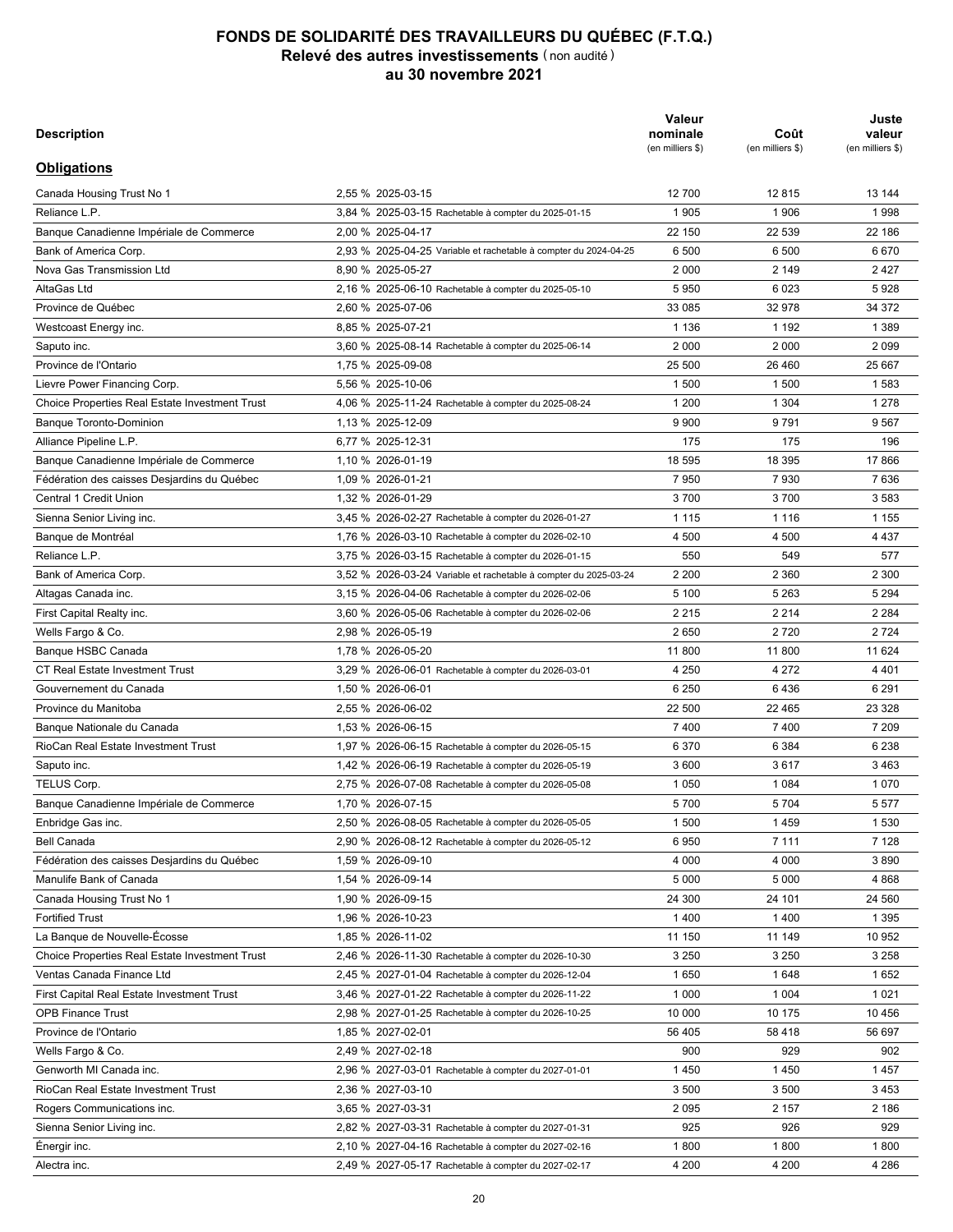# FONDS DE SOLIDARITÉ DES TRAVAILLEURS DU QUÉBEC (F.T.Q.)
## Relevé des autres investissements (non audité)
## au 30 novembre 2021

| Description | | Valeur nominale (en milliers $) | Coût (en milliers $) | Juste valeur (en milliers $) |
|---|---|---|---|---|
| **Obligations** | | | | |
| Canada Housing Trust No 1 | 2,55 % 2025-03-15 | 12 700 | 12 815 | 13 144 |
| Reliance L.P. | 3,84 % 2025-03-15 Rachetable à compter du 2025-01-15 | 1 905 | 1 906 | 1 998 |
| Banque Canadienne Impériale de Commerce | 2,00 % 2025-04-17 | 22 150 | 22 539 | 22 186 |
| Bank of America Corp. | 2,93 % 2025-04-25 Variable et rachetable à compter du 2024-04-25 | 6 500 | 6 500 | 6 670 |
| Nova Gas Transmission Ltd | 8,90 % 2025-05-27 | 2 000 | 2 149 | 2 427 |
| AltaGas Ltd | 2,16 % 2025-06-10 Rachetable à compter du 2025-05-10 | 5 950 | 6 023 | 5 928 |
| Province de Québec | 2,60 % 2025-07-06 | 33 085 | 32 978 | 34 372 |
| Westcoast Energy inc. | 8,85 % 2025-07-21 | 1 136 | 1 192 | 1 389 |
| Saputo inc. | 3,60 % 2025-08-14 Rachetable à compter du 2025-06-14 | 2 000 | 2 000 | 2 099 |
| Province de l'Ontario | 1,75 % 2025-09-08 | 25 500 | 26 460 | 25 667 |
| Lievre Power Financing Corp. | 5,56 % 2025-10-06 | 1 500 | 1 500 | 1 583 |
| Choice Properties Real Estate Investment Trust | 4,06 % 2025-11-24 Rachetable à compter du 2025-08-24 | 1 200 | 1 304 | 1 278 |
| Banque Toronto-Dominion | 1,13 % 2025-12-09 | 9 900 | 9 791 | 9 567 |
| Alliance Pipeline L.P. | 6,77 % 2025-12-31 | 175 | 175 | 196 |
| Banque Canadienne Impériale de Commerce | 1,10 % 2026-01-19 | 18 595 | 18 395 | 17 866 |
| Fédération des caisses Desjardins du Québec | 1,09 % 2026-01-21 | 7 950 | 7 930 | 7 636 |
| Central 1 Credit Union | 1,32 % 2026-01-29 | 3 700 | 3 700 | 3 583 |
| Sienna Senior Living inc. | 3,45 % 2026-02-27 Rachetable à compter du 2026-01-27 | 1 115 | 1 116 | 1 155 |
| Banque de Montréal | 1,76 % 2026-03-10 Rachetable à compter du 2026-02-10 | 4 500 | 4 500 | 4 437 |
| Reliance L.P. | 3,75 % 2026-03-15 Rachetable à compter du 2026-01-15 | 550 | 549 | 577 |
| Bank of America Corp. | 3,52 % 2026-03-24 Variable et rachetable à compter du 2025-03-24 | 2 200 | 2 360 | 2 300 |
| Altagas Canada inc. | 3,15 % 2026-04-06 Rachetable à compter du 2026-02-06 | 5 100 | 5 263 | 5 294 |
| First Capital Realty inc. | 3,60 % 2026-05-06 Rachetable à compter du 2026-02-06 | 2 215 | 2 214 | 2 284 |
| Wells Fargo & Co. | 2,98 % 2026-05-19 | 2 650 | 2 720 | 2 724 |
| Banque HSBC Canada | 1,78 % 2026-05-20 | 11 800 | 11 800 | 11 624 |
| CT Real Estate Investment Trust | 3,29 % 2026-06-01 Rachetable à compter du 2026-03-01 | 4 250 | 4 272 | 4 401 |
| Gouvernement du Canada | 1,50 % 2026-06-01 | 6 250 | 6 436 | 6 291 |
| Province du Manitoba | 2,55 % 2026-06-02 | 22 500 | 22 465 | 23 328 |
| Banque Nationale du Canada | 1,53 % 2026-06-15 | 7 400 | 7 400 | 7 209 |
| RioCan Real Estate Investment Trust | 1,97 % 2026-06-15 Rachetable à compter du 2026-05-15 | 6 370 | 6 384 | 6 238 |
| Saputo inc. | 1,42 % 2026-06-19 Rachetable à compter du 2026-05-19 | 3 600 | 3 617 | 3 463 |
| TELUS Corp. | 2,75 % 2026-07-08 Rachetable à compter du 2026-05-08 | 1 050 | 1 084 | 1 070 |
| Banque Canadienne Impériale de Commerce | 1,70 % 2026-07-15 | 5 700 | 5 704 | 5 577 |
| Enbridge Gas inc. | 2,50 % 2026-08-05 Rachetable à compter du 2026-05-05 | 1 500 | 1 459 | 1 530 |
| Bell Canada | 2,90 % 2026-08-12 Rachetable à compter du 2026-05-12 | 6 950 | 7 111 | 7 128 |
| Fédération des caisses Desjardins du Québec | 1,59 % 2026-09-10 | 4 000 | 4 000 | 3 890 |
| Manulife Bank of Canada | 1,54 % 2026-09-14 | 5 000 | 5 000 | 4 868 |
| Canada Housing Trust No 1 | 1,90 % 2026-09-15 | 24 300 | 24 101 | 24 560 |
| Fortified Trust | 1,96 % 2026-10-23 | 1 400 | 1 400 | 1 395 |
| La Banque de Nouvelle-Écosse | 1,85 % 2026-11-02 | 11 150 | 11 149 | 10 952 |
| Choice Properties Real Estate Investment Trust | 2,46 % 2026-11-30 Rachetable à compter du 2026-10-30 | 3 250 | 3 250 | 3 258 |
| Ventas Canada Finance Ltd | 2,45 % 2027-01-04 Rachetable à compter du 2026-12-04 | 1 650 | 1 648 | 1 652 |
| First Capital Real Estate Investment Trust | 3,46 % 2027-01-22 Rachetable à compter du 2026-11-22 | 1 000 | 1 004 | 1 021 |
| OPB Finance Trust | 2,98 % 2027-01-25 Rachetable à compter du 2026-10-25 | 10 000 | 10 175 | 10 456 |
| Province de l'Ontario | 1,85 % 2027-02-01 | 56 405 | 58 418 | 56 697 |
| Wells Fargo & Co. | 2,49 % 2027-02-18 | 900 | 929 | 902 |
| Genworth MI Canada inc. | 2,96 % 2027-03-01 Rachetable à compter du 2027-01-01 | 1 450 | 1 450 | 1 457 |
| RioCan Real Estate Investment Trust | 2,36 % 2027-03-10 | 3 500 | 3 500 | 3 453 |
| Rogers Communications inc. | 3,65 % 2027-03-31 | 2 095 | 2 157 | 2 186 |
| Sienna Senior Living inc. | 2,82 % 2027-03-31 Rachetable à compter du 2027-01-31 | 925 | 926 | 929 |
| Énergir inc. | 2,10 % 2027-04-16 Rachetable à compter du 2027-02-16 | 1 800 | 1 800 | 1 800 |
| Alectra inc. | 2,49 % 2027-05-17 Rachetable à compter du 2027-02-17 | 4 200 | 4 200 | 4 286 |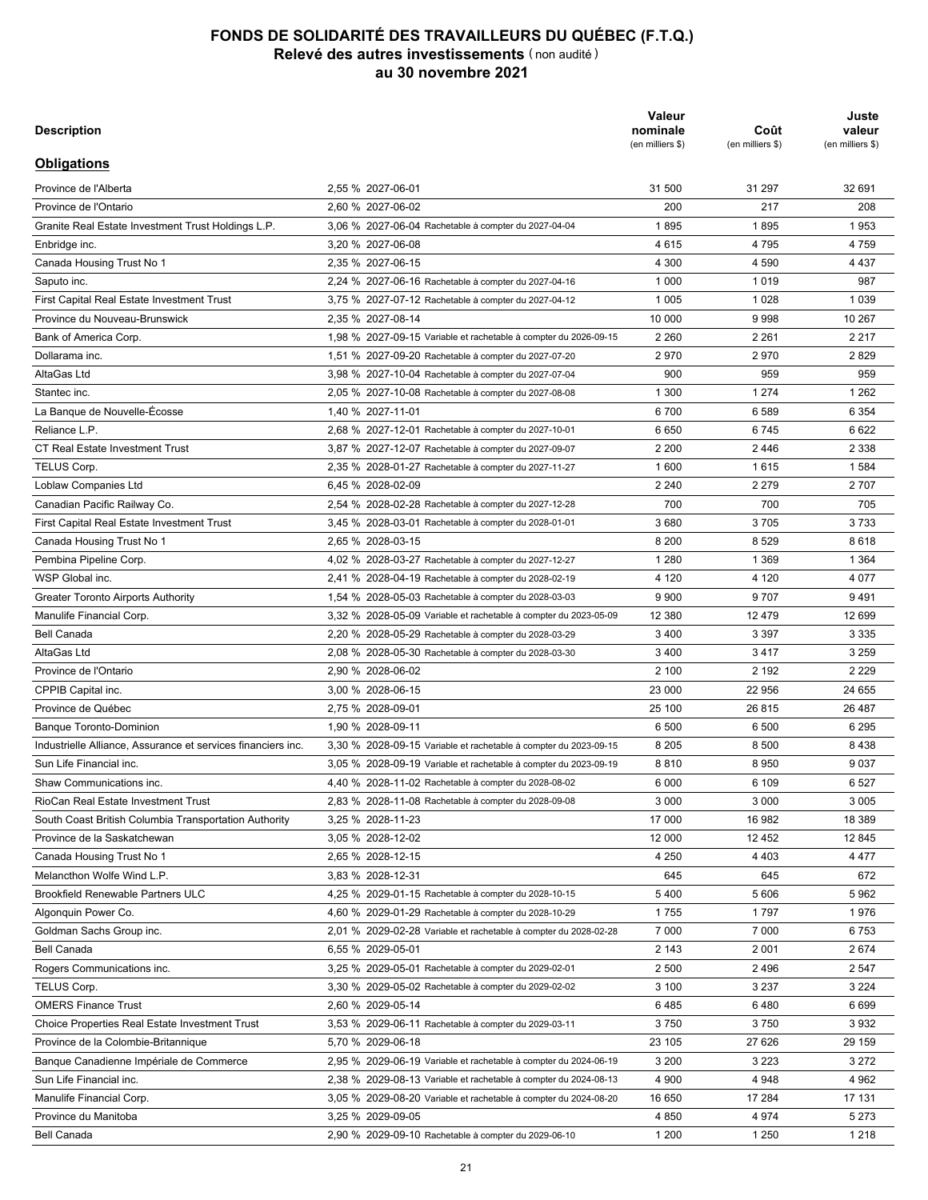# FONDS DE SOLIDARITÉ DES TRAVAILLEURS DU QUÉBEC (F.T.Q.)
## Relevé des autres investissements (non audité)
## au 30 novembre 2021

| Description | | Valeur nominale (en milliers $) | Coût (en milliers $) | Juste valeur (en milliers $) |
|---|---|---|---|---|
| **Obligations** | | | | |
| Province de l'Alberta | 2,55 % 2027-06-01 | 31 500 | 31 297 | 32 691 |
| Province de l'Ontario | 2,60 % 2027-06-02 | 200 | 217 | 208 |
| Granite Real Estate Investment Trust Holdings L.P. | 3,06 % 2027-06-04 Rachetable à compter du 2027-04-04 | 1 895 | 1 895 | 1 953 |
| Enbridge inc. | 3,20 % 2027-06-08 | 4 615 | 4 795 | 4 759 |
| Canada Housing Trust No 1 | 2,35 % 2027-06-15 | 4 300 | 4 590 | 4 437 |
| Saputo inc. | 2,24 % 2027-06-16 Rachetable à compter du 2027-04-16 | 1 000 | 1 019 | 987 |
| First Capital Real Estate Investment Trust | 3,75 % 2027-07-12 Rachetable à compter du 2027-04-12 | 1 005 | 1 028 | 1 039 |
| Province du Nouveau-Brunswick | 2,35 % 2027-08-14 | 10 000 | 9 998 | 10 267 |
| Bank of America Corp. | 1,98 % 2027-09-15 Variable et rachetable à compter du 2026-09-15 | 2 260 | 2 261 | 2 217 |
| Dollarama inc. | 1,51 % 2027-09-20 Rachetable à compter du 2027-07-20 | 2 970 | 2 970 | 2 829 |
| AltaGas Ltd | 3,98 % 2027-10-04 Rachetable à compter du 2027-07-04 | 900 | 959 | 959 |
| Stantec inc. | 2,05 % 2027-10-08 Rachetable à compter du 2027-08-08 | 1 300 | 1 274 | 1 262 |
| La Banque de Nouvelle-Écosse | 1,40 % 2027-11-01 | 6 700 | 6 589 | 6 354 |
| Reliance L.P. | 2,68 % 2027-12-01 Rachetable à compter du 2027-10-01 | 6 650 | 6 745 | 6 622 |
| CT Real Estate Investment Trust | 3,87 % 2027-12-07 Rachetable à compter du 2027-09-07 | 2 200 | 2 446 | 2 338 |
| TELUS Corp. | 2,35 % 2028-01-27 Rachetable à compter du 2027-11-27 | 1 600 | 1 615 | 1 584 |
| Loblaw Companies Ltd | 6,45 % 2028-02-09 | 2 240 | 2 279 | 2 707 |
| Canadian Pacific Railway Co. | 2,54 % 2028-02-28 Rachetable à compter du 2027-12-28 | 700 | 700 | 705 |
| First Capital Real Estate Investment Trust | 3,45 % 2028-03-01 Rachetable à compter du 2028-01-01 | 3 680 | 3 705 | 3 733 |
| Canada Housing Trust No 1 | 2,65 % 2028-03-15 | 8 200 | 8 529 | 8 618 |
| Pembina Pipeline Corp. | 4,02 % 2028-03-27 Rachetable à compter du 2027-12-27 | 1 280 | 1 369 | 1 364 |
| WSP Global inc. | 2,41 % 2028-04-19 Rachetable à compter du 2028-02-19 | 4 120 | 4 120 | 4 077 |
| Greater Toronto Airports Authority | 1,54 % 2028-05-03 Rachetable à compter du 2028-03-03 | 9 900 | 9 707 | 9 491 |
| Manulife Financial Corp. | 3,32 % 2028-05-09 Variable et rachetable à compter du 2023-05-09 | 12 380 | 12 479 | 12 699 |
| Bell Canada | 2,20 % 2028-05-29 Rachetable à compter du 2028-03-29 | 3 400 | 3 397 | 3 335 |
| AltaGas Ltd | 2,08 % 2028-05-30 Rachetable à compter du 2028-03-30 | 3 400 | 3 417 | 3 259 |
| Province de l'Ontario | 2,90 % 2028-06-02 | 2 100 | 2 192 | 2 229 |
| CPPIB Capital inc. | 3,00 % 2028-06-15 | 23 000 | 22 956 | 24 655 |
| Province de Québec | 2,75 % 2028-09-01 | 25 100 | 26 815 | 26 487 |
| Banque Toronto-Dominion | 1,90 % 2028-09-11 | 6 500 | 6 500 | 6 295 |
| Industrielle Alliance, Assurance et services financiers inc. | 3,30 % 2028-09-15 Variable et rachetable à compter du 2023-09-15 | 8 205 | 8 500 | 8 438 |
| Sun Life Financial inc. | 3,05 % 2028-09-19 Variable et rachetable à compter du 2023-09-19 | 8 810 | 8 950 | 9 037 |
| Shaw Communications inc. | 4,40 % 2028-11-02 Rachetable à compter du 2028-08-02 | 6 000 | 6 109 | 6 527 |
| RioCan Real Estate Investment Trust | 2,83 % 2028-11-08 Rachetable à compter du 2028-09-08 | 3 000 | 3 000 | 3 005 |
| South Coast British Columbia Transportation Authority | 3,25 % 2028-11-23 | 17 000 | 16 982 | 18 389 |
| Province de la Saskatchewan | 3,05 % 2028-12-02 | 12 000 | 12 452 | 12 845 |
| Canada Housing Trust No 1 | 2,65 % 2028-12-15 | 4 250 | 4 403 | 4 477 |
| Melancthon Wolfe Wind L.P. | 3,83 % 2028-12-31 | 645 | 645 | 672 |
| Brookfield Renewable Partners ULC | 4,25 % 2029-01-15 Rachetable à compter du 2028-10-15 | 5 400 | 5 606 | 5 962 |
| Algonquin Power Co. | 4,60 % 2029-01-29 Rachetable à compter du 2028-10-29 | 1 755 | 1 797 | 1 976 |
| Goldman Sachs Group inc. | 2,01 % 2029-02-28 Variable et rachetable à compter du 2028-02-28 | 7 000 | 7 000 | 6 753 |
| Bell Canada | 6,55 % 2029-05-01 | 2 143 | 2 001 | 2 674 |
| Rogers Communications inc. | 3,25 % 2029-05-01 Rachetable à compter du 2029-02-01 | 2 500 | 2 496 | 2 547 |
| TELUS Corp. | 3,30 % 2029-05-02 Rachetable à compter du 2029-02-02 | 3 100 | 3 237 | 3 224 |
| OMERS Finance Trust | 2,60 % 2029-05-14 | 6 485 | 6 480 | 6 699 |
| Choice Properties Real Estate Investment Trust | 3,53 % 2029-06-11 Rachetable à compter du 2029-03-11 | 3 750 | 3 750 | 3 932 |
| Province de la Colombie-Britannique | 5,70 % 2029-06-18 | 23 105 | 27 626 | 29 159 |
| Banque Canadienne Impériale de Commerce | 2,95 % 2029-06-19 Variable et rachetable à compter du 2024-06-19 | 3 200 | 3 223 | 3 272 |
| Sun Life Financial inc. | 2,38 % 2029-08-13 Variable et rachetable à compter du 2024-08-13 | 4 900 | 4 948 | 4 962 |
| Manulife Financial Corp. | 3,05 % 2029-08-20 Variable et rachetable à compter du 2024-08-20 | 16 650 | 17 284 | 17 131 |
| Province du Manitoba | 3,25 % 2029-09-05 | 4 850 | 4 974 | 5 273 |
| Bell Canada | 2,90 % 2029-09-10 Rachetable à compter du 2029-06-10 | 1 200 | 1 250 | 1 218 |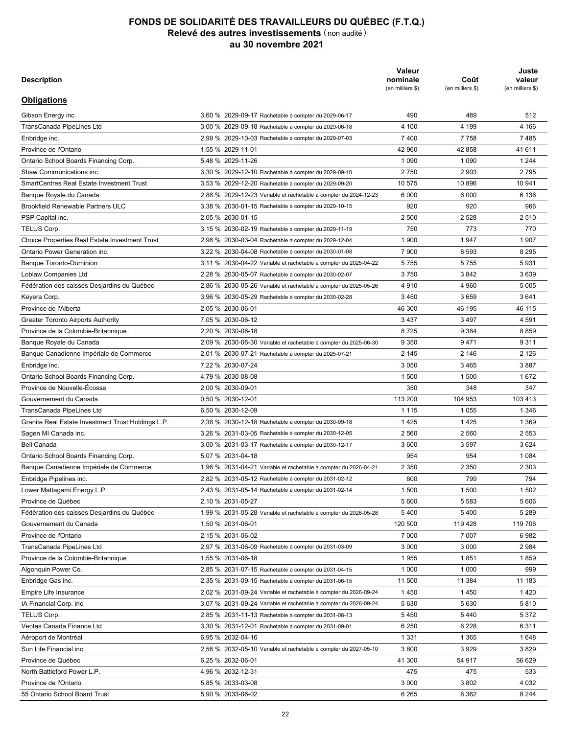# FONDS DE SOLIDARITÉ DES TRAVAILLEURS DU QUÉBEC (F.T.Q.)
## Relevé des autres investissements (non audité)
## au 30 novembre 2021

| Description | | Valeur nominale (en milliers $) | Coût (en milliers $) | Juste valeur (en milliers $) |
|---|---|---|---|---|
| **Obligations** | | | | |
| Gibson Energy inc. | 3,60 % 2029-09-17 Rachetable à compter du 2029-06-17 | 490 | 489 | 512 |
| TransCanada PipeLines Ltd | 3,00 % 2029-09-18 Rachetable à compter du 2029-06-18 | 4 100 | 4 199 | 4 166 |
| Enbridge inc. | 2,99 % 2029-10-03 Rachetable à compter du 2029-07-03 | 7 400 | 7 758 | 7 485 |
| Province de l'Ontario | 1,55 % 2029-11-01 | 42 960 | 42 858 | 41 611 |
| Ontario School Boards Financing Corp. | 5,48 % 2029-11-26 | 1 090 | 1 090 | 1 244 |
| Shaw Communications inc. | 3,30 % 2029-12-10 Rachetable à compter du 2029-09-10 | 2 750 | 2 903 | 2 795 |
| SmartCentres Real Estate Investment Trust | 3,53 % 2029-12-20 Rachetable à compter du 2029-09-20 | 10 575 | 10 896 | 10 941 |
| Banque Royale du Canada | 2,88 % 2029-12-23 Variable et rachetable à compter du 2024-12-23 | 6 000 | 6 000 | 6 136 |
| Brookfield Renewable Partners ULC | 3,38 % 2030-01-15 Rachetable à compter du 2029-10-15 | 920 | 920 | 966 |
| PSP Capital inc. | 2,05 % 2030-01-15 | 2 500 | 2 528 | 2 510 |
| TELUS Corp. | 3,15 % 2030-02-19 Rachetable à compter du 2029-11-19 | 750 | 773 | 770 |
| Choice Properties Real Estate Investment Trust | 2,98 % 2030-03-04 Rachetable à compter du 2029-12-04 | 1 900 | 1 947 | 1 907 |
| Ontario Power Generation inc. | 3,22 % 2030-04-08 Rachetable à compter du 2030-01-08 | 7 900 | 8 593 | 8 295 |
| Banque Toronto-Dominion | 3,11 % 2030-04-22 Variable et rachetable à compter du 2025-04-22 | 5 755 | 5 755 | 5 931 |
| Loblaw Companies Ltd | 2,28 % 2030-05-07 Rachetable à compter du 2030-02-07 | 3 750 | 3 842 | 3 639 |
| Fédération des caisses Desjardins du Québec | 2,86 % 2030-05-26 Variable et rachetable à compter du 2025-05-26 | 4 910 | 4 960 | 5 005 |
| Keyera Corp. | 3,96 % 2030-05-29 Rachetable à compter du 2030-02-28 | 3 450 | 3 659 | 3 641 |
| Province de l'Alberta | 2,05 % 2030-06-01 | 46 300 | 46 195 | 46 115 |
| Greater Toronto Airports Authority | 7,05 % 2030-06-12 | 3 437 | 3 497 | 4 591 |
| Province de la Colombie-Britannique | 2,20 % 2030-06-18 | 8 725 | 9 384 | 8 859 |
| Banque Royale du Canada | 2,09 % 2030-06-30 Variable et rachetable à compter du 2025-06-30 | 9 350 | 9 471 | 9 311 |
| Banque Canadienne Impériale de Commerce | 2,01 % 2030-07-21 Rachetable à compter du 2025-07-21 | 2 145 | 2 146 | 2 126 |
| Enbridge inc. | 7,22 % 2030-07-24 | 3 050 | 3 465 | 3 887 |
| Ontario School Boards Financing Corp. | 4,79 % 2030-08-08 | 1 500 | 1 500 | 1 672 |
| Province de Nouvelle-Écosse | 2,00 % 2030-09-01 | 350 | 348 | 347 |
| Gouvernement du Canada | 0,50 % 2030-12-01 | 113 200 | 104 953 | 103 413 |
| TransCanada PipeLines Ltd | 6,50 % 2030-12-09 | 1 115 | 1 055 | 1 346 |
| Granite Real Estate Investment Trust Holdings L.P. | 2,38 % 2030-12-18 Rachetable à compter du 2030-09-18 | 1 425 | 1 425 | 1 369 |
| Sagen MI Canada inc. | 3,26 % 2031-03-05 Rachetable à compter du 2030-12-05 | 2 560 | 2 560 | 2 553 |
| Bell Canada | 3,00 % 2031-03-17 Rachetable à compter du 2030-12-17 | 3 600 | 3 597 | 3 624 |
| Ontario School Boards Financing Corp. | 5,07 % 2031-04-18 | 954 | 954 | 1 084 |
| Banque Canadienne Impériale de Commerce | 1,96 % 2031-04-21 Variable et rachetable à compter du 2026-04-21 | 2 350 | 2 350 | 2 303 |
| Enbridge Pipelines inc. | 2,82 % 2031-05-12 Rachetable à compter du 2031-02-12 | 800 | 799 | 794 |
| Lower Mattagami Energy L.P. | 2,43 % 2031-05-14 Rachetable à compter du 2031-02-14 | 1 500 | 1 500 | 1 502 |
| Province de Québec | 2,10 % 2031-05-27 | 5 600 | 5 583 | 5 606 |
| Fédération des caisses Desjardins du Québec | 1,99 % 2031-05-28 Variable et rachetable à compter du 2026-05-28 | 5 400 | 5 400 | 5 289 |
| Gouvernement du Canada | 1,50 % 2031-06-01 | 120 500 | 119 428 | 119 706 |
| Province de l'Ontario | 2,15 % 2031-06-02 | 7 000 | 7 007 | 6 982 |
| TransCanada PipeLines Ltd | 2,97 % 2031-06-09 Rachetable à compter du 2031-03-09 | 3 000 | 3 000 | 2 984 |
| Province de la Colombie-Britannique | 1,55 % 2031-06-18 | 1 955 | 1 851 | 1 859 |
| Algonquin Power Co. | 2,85 % 2031-07-15 Rachetable à compter du 2031-04-15 | 1 000 | 1 000 | 999 |
| Enbridge Gas inc. | 2,35 % 2031-09-15 Rachetable à compter du 2031-06-15 | 11 500 | 11 384 | 11 183 |
| Empire Life Insurance | 2,02 % 2031-09-24 Variable et rachetable à compter du 2026-09-24 | 1 450 | 1 450 | 1 420 |
| IA Financial Corp. inc. | 3,07 % 2031-09-24 Variable et rachetable à compter du 2026-09-24 | 5 630 | 5 630 | 5 810 |
| TELUS Corp. | 2,85 % 2031-11-13 Rachetable à compter du 2031-08-13 | 5 450 | 5 440 | 5 372 |
| Ventas Canada Finance Ltd | 3,30 % 2031-12-01 Rachetable à compter du 2031-09-01 | 6 250 | 6 228 | 6 311 |
| Aéroport de Montréal | 6,95 % 2032-04-16 | 1 331 | 1 365 | 1 648 |
| Sun Life Financial inc. | 2,58 % 2032-05-10 Variable et rachetable à compter du 2027-05-10 | 3 800 | 3 929 | 3 829 |
| Province de Québec | 6,25 % 2032-06-01 | 41 300 | 54 917 | 56 629 |
| North Battleford Power L.P. | 4,96 % 2032-12-31 | 475 | 475 | 533 |
| Province de l'Ontario | 5,85 % 2033-03-08 | 3 000 | 3 802 | 4 032 |
| 55 Ontario School Board Trust | 5,90 % 2033-06-02 | 6 265 | 6 362 | 8 244 |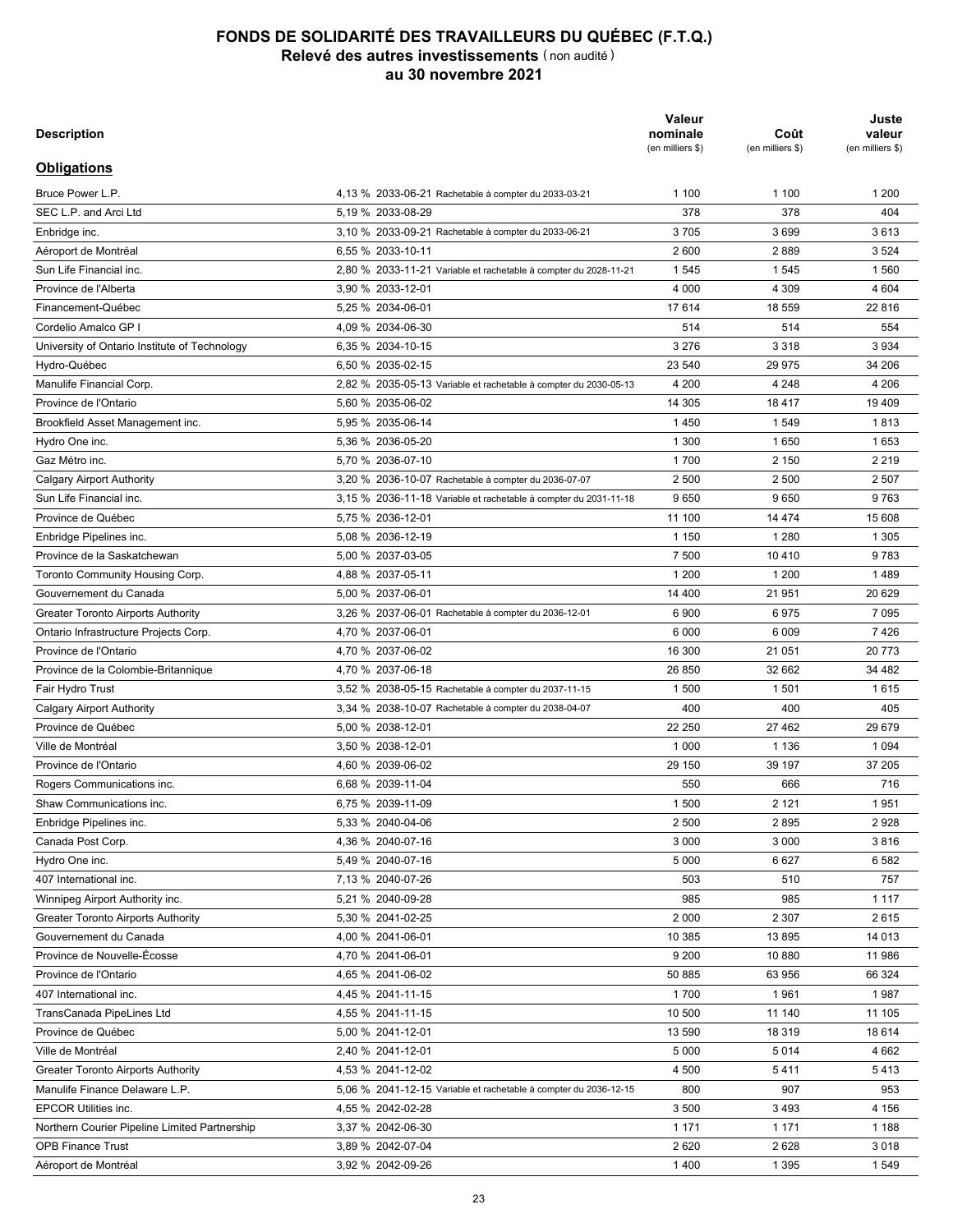# FONDS DE SOLIDARITÉ DES TRAVAILLEURS DU QUÉBEC (F.T.Q.)
## Relevé des autres investissements (non audité)
## au 30 novembre 2021

| Description | | Valeur nominale (en milliers $) | Coût (en milliers $) | Juste valeur (en milliers $) |
|---|---|---|---|---|
| **Obligations** | | | | |
| Bruce Power L.P. | 4,13 % 2033-06-21 Rachetable à compter du 2033-03-21 | 1 100 | 1 100 | 1 200 |
| SEC L.P. and Arci Ltd | 5,19 % 2033-08-29 | 378 | 378 | 404 |
| Enbridge inc. | 3,10 % 2033-09-21 Rachetable à compter du 2033-06-21 | 3 705 | 3 699 | 3 613 |
| Aéroport de Montréal | 6,55 % 2033-10-11 | 2 600 | 2 889 | 3 524 |
| Sun Life Financial inc. | 2,80 % 2033-11-21 Variable et rachetable à compter du 2028-11-21 | 1 545 | 1 545 | 1 560 |
| Province de l'Alberta | 3,90 % 2033-12-01 | 4 000 | 4 309 | 4 604 |
| Financement-Québec | 5,25 % 2034-06-01 | 17 614 | 18 559 | 22 816 |
| Cordelio Amalco GP I | 4,09 % 2034-06-30 | 514 | 514 | 554 |
| University of Ontario Institute of Technology | 6,35 % 2034-10-15 | 3 276 | 3 318 | 3 934 |
| Hydro-Québec | 6,50 % 2035-02-15 | 23 540 | 29 975 | 34 206 |
| Manulife Financial Corp. | 2,82 % 2035-05-13 Variable et rachetable à compter du 2030-05-13 | 4 200 | 4 248 | 4 206 |
| Province de l'Ontario | 5,60 % 2035-06-02 | 14 305 | 18 417 | 19 409 |
| Brookfield Asset Management inc. | 5,95 % 2035-06-14 | 1 450 | 1 549 | 1 813 |
| Hydro One inc. | 5,36 % 2036-05-20 | 1 300 | 1 650 | 1 653 |
| Gaz Métro inc. | 5,70 % 2036-07-10 | 1 700 | 2 150 | 2 219 |
| Calgary Airport Authority | 3,20 % 2036-10-07 Rachetable à compter du 2036-07-07 | 2 500 | 2 500 | 2 507 |
| Sun Life Financial inc. | 3,15 % 2036-11-18 Variable et rachetable à compter du 2031-11-18 | 9 650 | 9 650 | 9 763 |
| Province de Québec | 5,75 % 2036-12-01 | 11 100 | 14 474 | 15 608 |
| Enbridge Pipelines inc. | 5,08 % 2036-12-19 | 1 150 | 1 280 | 1 305 |
| Province de la Saskatchewan | 5,00 % 2037-03-05 | 7 500 | 10 410 | 9 783 |
| Toronto Community Housing Corp. | 4,88 % 2037-05-11 | 1 200 | 1 200 | 1 489 |
| Gouvernement du Canada | 5,00 % 2037-06-01 | 14 400 | 21 951 | 20 629 |
| Greater Toronto Airports Authority | 3,26 % 2037-06-01 Rachetable à compter du 2036-12-01 | 6 900 | 6 975 | 7 095 |
| Ontario Infrastructure Projects Corp. | 4,70 % 2037-06-01 | 6 000 | 6 009 | 7 426 |
| Province de l'Ontario | 4,70 % 2037-06-02 | 16 300 | 21 051 | 20 773 |
| Province de la Colombie-Britannique | 4,70 % 2037-06-18 | 26 850 | 32 662 | 34 482 |
| Fair Hydro Trust | 3,52 % 2038-05-15 Rachetable à compter du 2037-11-15 | 1 500 | 1 501 | 1 615 |
| Calgary Airport Authority | 3,34 % 2038-10-07 Rachetable à compter du 2038-04-07 | 400 | 400 | 405 |
| Province de Québec | 5,00 % 2038-12-01 | 22 250 | 27 462 | 29 679 |
| Ville de Montréal | 3,50 % 2038-12-01 | 1 000 | 1 136 | 1 094 |
| Province de l'Ontario | 4,60 % 2039-06-02 | 29 150 | 39 197 | 37 205 |
| Rogers Communications inc. | 6,68 % 2039-11-04 | 550 | 666 | 716 |
| Shaw Communications inc. | 6,75 % 2039-11-09 | 1 500 | 2 121 | 1 951 |
| Enbridge Pipelines inc. | 5,33 % 2040-04-06 | 2 500 | 2 895 | 2 928 |
| Canada Post Corp. | 4,36 % 2040-07-16 | 3 000 | 3 000 | 3 816 |
| Hydro One inc. | 5,49 % 2040-07-16 | 5 000 | 6 627 | 6 582 |
| 407 International inc. | 7,13 % 2040-07-26 | 503 | 510 | 757 |
| Winnipeg Airport Authority inc. | 5,21 % 2040-09-28 | 985 | 985 | 1 117 |
| Greater Toronto Airports Authority | 5,30 % 2041-02-25 | 2 000 | 2 307 | 2 615 |
| Gouvernement du Canada | 4,00 % 2041-06-01 | 10 385 | 13 895 | 14 013 |
| Province de Nouvelle-Écosse | 4,70 % 2041-06-01 | 9 200 | 10 880 | 11 986 |
| Province de l'Ontario | 4,65 % 2041-06-02 | 50 885 | 63 956 | 66 324 |
| 407 International inc. | 4,45 % 2041-11-15 | 1 700 | 1 961 | 1 987 |
| TransCanada PipeLines Ltd | 4,55 % 2041-11-15 | 10 500 | 11 140 | 11 105 |
| Province de Québec | 5,00 % 2041-12-01 | 13 590 | 18 319 | 18 614 |
| Ville de Montréal | 2,40 % 2041-12-01 | 5 000 | 5 014 | 4 662 |
| Greater Toronto Airports Authority | 4,53 % 2041-12-02 | 4 500 | 5 411 | 5 413 |
| Manulife Finance Delaware L.P. | 5,06 % 2041-12-15 Variable et rachetable à compter du 2036-12-15 | 800 | 907 | 953 |
| EPCOR Utilities inc. | 4,55 % 2042-02-28 | 3 500 | 3 493 | 4 156 |
| Northern Courier Pipeline Limited Partnership | 3,37 % 2042-06-30 | 1 171 | 1 171 | 1 188 |
| OPB Finance Trust | 3,89 % 2042-07-04 | 2 620 | 2 628 | 3 018 |
| Aéroport de Montréal | 3,92 % 2042-09-26 | 1 400 | 1 395 | 1 549 |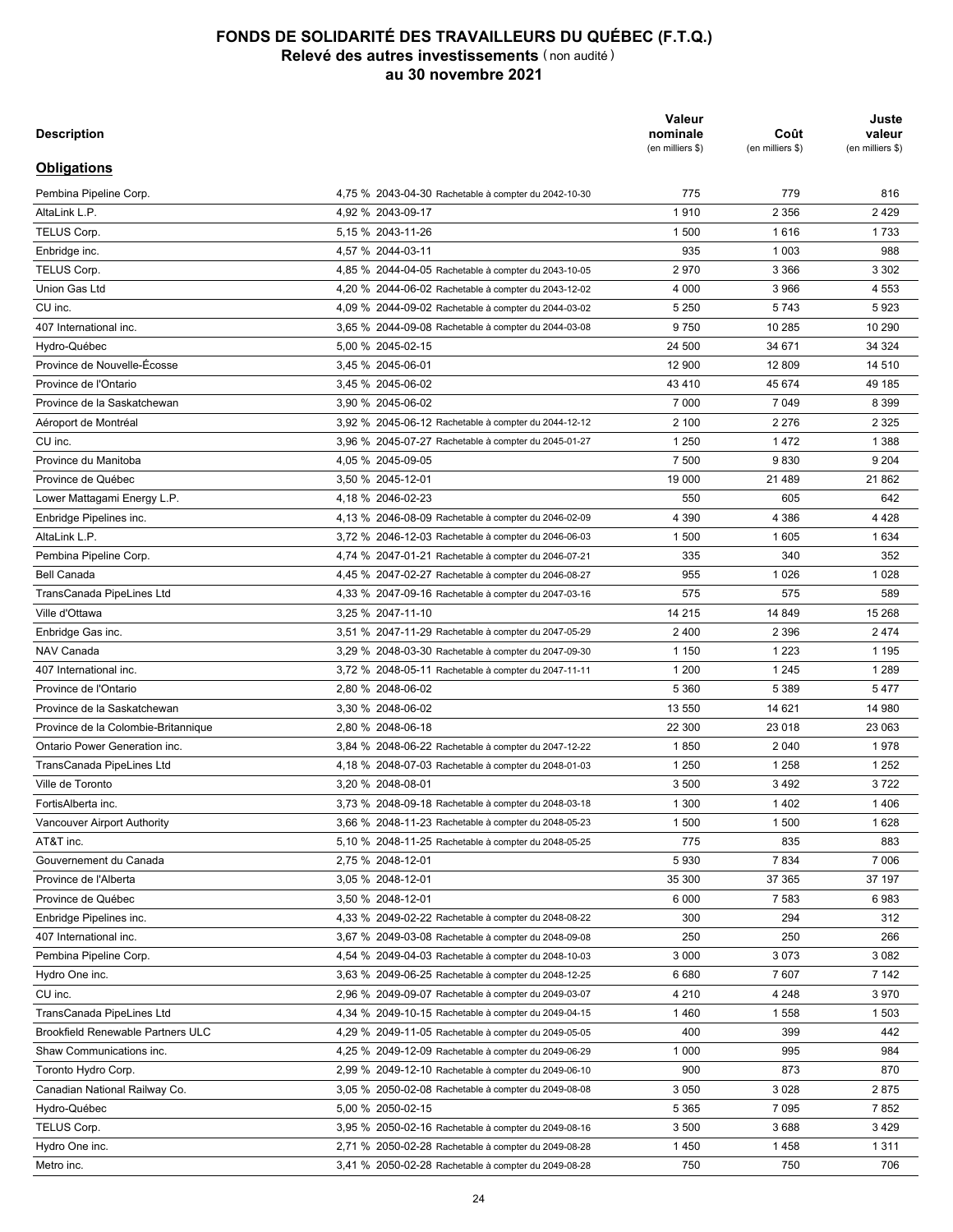# FONDS DE SOLIDARITÉ DES TRAVAILLEURS DU QUÉBEC (F.T.Q.)
## Relevé des autres investissements (non audité)
## au 30 novembre 2021

| Description | | Valeur nominale (en milliers $) | Coût (en milliers $) | Juste valeur (en milliers $) |
|---|---|---|---|---|
| **Obligations** | | | | |
| Pembina Pipeline Corp. | 4,75 % 2043-04-30 Rachetable à compter du 2042-10-30 | 775 | 779 | 816 |
| AltaLink L.P. | 4,92 % 2043-09-17 | 1 910 | 2 356 | 2 429 |
| TELUS Corp. | 5,15 % 2043-11-26 | 1 500 | 1 616 | 1 733 |
| Enbridge inc. | 4,57 % 2044-03-11 | 935 | 1 003 | 988 |
| TELUS Corp. | 4,85 % 2044-04-05 Rachetable à compter du 2043-10-05 | 2 970 | 3 366 | 3 302 |
| Union Gas Ltd | 4,20 % 2044-06-02 Rachetable à compter du 2043-12-02 | 4 000 | 3 966 | 4 553 |
| CU inc. | 4,09 % 2044-09-02 Rachetable à compter du 2044-03-02 | 5 250 | 5 743 | 5 923 |
| 407 International inc. | 3,65 % 2044-09-08 Rachetable à compter du 2044-03-08 | 9 750 | 10 285 | 10 290 |
| Hydro-Québec | 5,00 % 2045-02-15 | 24 500 | 34 671 | 34 324 |
| Province de Nouvelle-Écosse | 3,45 % 2045-06-01 | 12 900 | 12 809 | 14 510 |
| Province de l'Ontario | 3,45 % 2045-06-02 | 43 410 | 45 674 | 49 185 |
| Province de la Saskatchewan | 3,90 % 2045-06-02 | 7 000 | 7 049 | 8 399 |
| Aéroport de Montréal | 3,92 % 2045-06-12 Rachetable à compter du 2044-12-12 | 2 100 | 2 276 | 2 325 |
| CU inc. | 3,96 % 2045-07-27 Rachetable à compter du 2045-01-27 | 1 250 | 1 472 | 1 388 |
| Province du Manitoba | 4,05 % 2045-09-05 | 7 500 | 9 830 | 9 204 |
| Province de Québec | 3,50 % 2045-12-01 | 19 000 | 21 489 | 21 862 |
| Lower Mattagami Energy L.P. | 4,18 % 2046-02-23 | 550 | 605 | 642 |
| Enbridge Pipelines inc. | 4,13 % 2046-08-09 Rachetable à compter du 2046-02-09 | 4 390 | 4 386 | 4 428 |
| AltaLink L.P. | 3,72 % 2046-12-03 Rachetable à compter du 2046-06-03 | 1 500 | 1 605 | 1 634 |
| Pembina Pipeline Corp. | 4,74 % 2047-01-21 Rachetable à compter du 2046-07-21 | 335 | 340 | 352 |
| Bell Canada | 4,45 % 2047-02-27 Rachetable à compter du 2046-08-27 | 955 | 1 026 | 1 028 |
| TransCanada PipeLines Ltd | 4,33 % 2047-09-16 Rachetable à compter du 2047-03-16 | 575 | 575 | 589 |
| Ville d'Ottawa | 3,25 % 2047-11-10 | 14 215 | 14 849 | 15 268 |
| Enbridge Gas inc. | 3,51 % 2047-11-29 Rachetable à compter du 2047-05-29 | 2 400 | 2 396 | 2 474 |
| NAV Canada | 3,29 % 2048-03-30 Rachetable à compter du 2047-09-30 | 1 150 | 1 223 | 1 195 |
| 407 International inc. | 3,72 % 2048-05-11 Rachetable à compter du 2047-11-11 | 1 200 | 1 245 | 1 289 |
| Province de l'Ontario | 2,80 % 2048-06-02 | 5 360 | 5 389 | 5 477 |
| Province de la Saskatchewan | 3,30 % 2048-06-02 | 13 550 | 14 621 | 14 980 |
| Province de la Colombie-Britannique | 2,80 % 2048-06-18 | 22 300 | 23 018 | 23 063 |
| Ontario Power Generation inc. | 3,84 % 2048-06-22 Rachetable à compter du 2047-12-22 | 1 850 | 2 040 | 1 978 |
| TransCanada PipeLines Ltd | 4,18 % 2048-07-03 Rachetable à compter du 2048-01-03 | 1 250 | 1 258 | 1 252 |
| Ville de Toronto | 3,20 % 2048-08-01 | 3 500 | 3 492 | 3 722 |
| FortisAlberta inc. | 3,73 % 2048-09-18 Rachetable à compter du 2048-03-18 | 1 300 | 1 402 | 1 406 |
| Vancouver Airport Authority | 3,66 % 2048-11-23 Rachetable à compter du 2048-05-23 | 1 500 | 1 500 | 1 628 |
| AT&T inc. | 5,10 % 2048-11-25 Rachetable à compter du 2048-05-25 | 775 | 835 | 883 |
| Gouvernement du Canada | 2,75 % 2048-12-01 | 5 930 | 7 834 | 7 006 |
| Province de l'Alberta | 3,05 % 2048-12-01 | 35 300 | 37 365 | 37 197 |
| Province de Québec | 3,50 % 2048-12-01 | 6 000 | 7 583 | 6 983 |
| Enbridge Pipelines inc. | 4,33 % 2049-02-22 Rachetable à compter du 2048-08-22 | 300 | 294 | 312 |
| 407 International inc. | 3,67 % 2049-03-08 Rachetable à compter du 2048-09-08 | 250 | 250 | 266 |
| Pembina Pipeline Corp. | 4,54 % 2049-04-03 Rachetable à compter du 2048-10-03 | 3 000 | 3 073 | 3 082 |
| Hydro One inc. | 3,63 % 2049-06-25 Rachetable à compter du 2048-12-25 | 6 680 | 7 607 | 7 142 |
| CU inc. | 2,96 % 2049-09-07 Rachetable à compter du 2049-03-07 | 4 210 | 4 248 | 3 970 |
| TransCanada PipeLines Ltd | 4,34 % 2049-10-15 Rachetable à compter du 2049-04-15 | 1 460 | 1 558 | 1 503 |
| Brookfield Renewable Partners ULC | 4,29 % 2049-11-05 Rachetable à compter du 2049-05-05 | 400 | 399 | 442 |
| Shaw Communications inc. | 4,25 % 2049-12-09 Rachetable à compter du 2049-06-29 | 1 000 | 995 | 984 |
| Toronto Hydro Corp. | 2,99 % 2049-12-10 Rachetable à compter du 2049-06-10 | 900 | 873 | 870 |
| Canadian National Railway Co. | 3,05 % 2050-02-08 Rachetable à compter du 2049-08-08 | 3 050 | 3 028 | 2 875 |
| Hydro-Québec | 5,00 % 2050-02-15 | 5 365 | 7 095 | 7 852 |
| TELUS Corp. | 3,95 % 2050-02-16 Rachetable à compter du 2049-08-16 | 3 500 | 3 688 | 3 429 |
| Hydro One inc. | 2,71 % 2050-02-28 Rachetable à compter du 2049-08-28 | 1 450 | 1 458 | 1 311 |
| Metro inc. | 3,41 % 2050-02-28 Rachetable à compter du 2049-08-28 | 750 | 750 | 706 |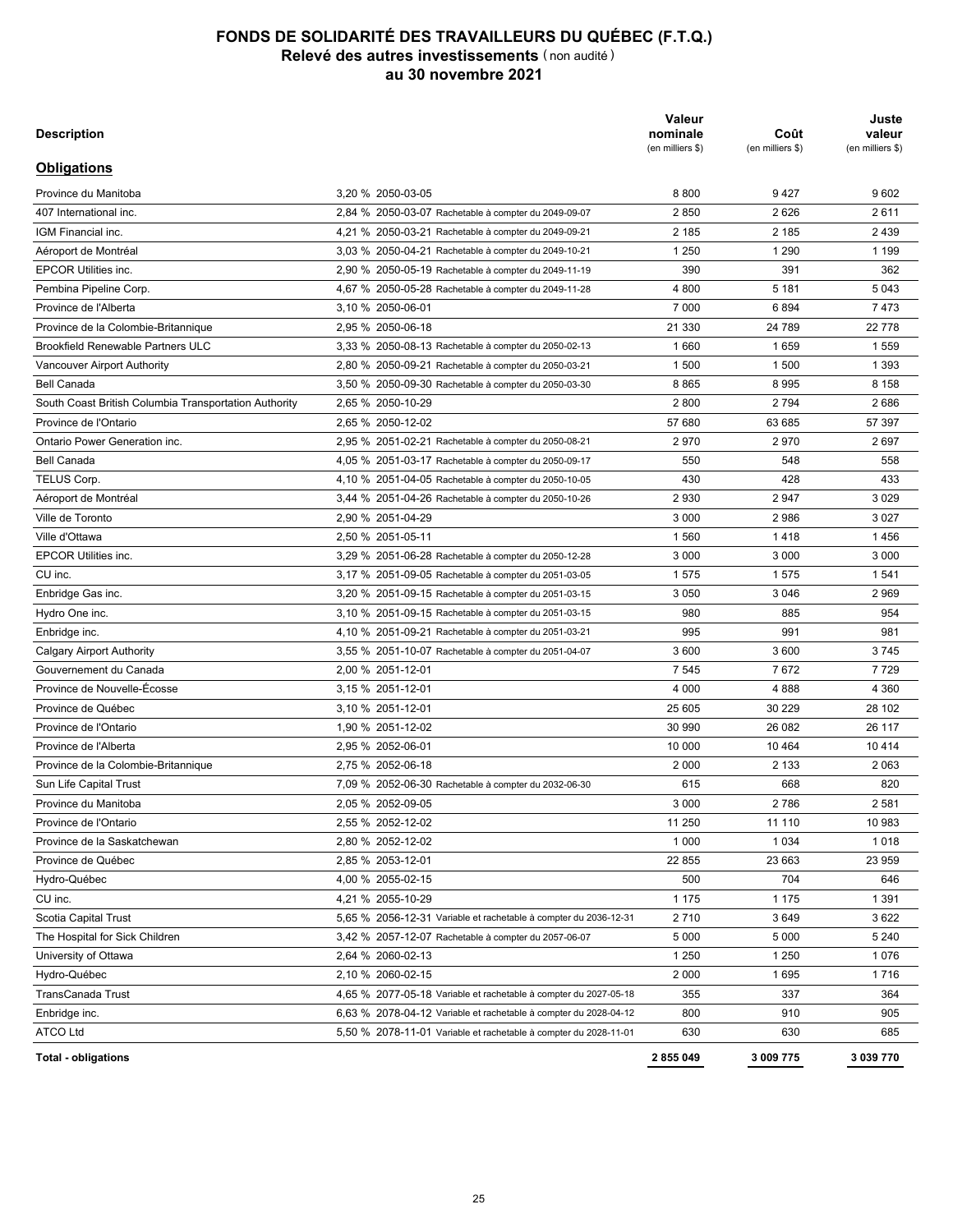# FONDS DE SOLIDARITÉ DES TRAVAILLEURS DU QUÉBEC (F.T.Q.)
## Relevé des autres investissements (non audité)
## au 30 novembre 2021

| Description | | Valeur nominale (en milliers $) | Coût (en milliers $) | Juste valeur (en milliers $) |
|---|---|---|---|---|
| **Obligations** | | | | |
| Province du Manitoba | 3,20 % 2050-03-05 | 8 800 | 9 427 | 9 602 |
| 407 International inc. | 2,84 % 2050-03-07 Rachetable à compter du 2049-09-07 | 2 850 | 2 626 | 2 611 |
| IGM Financial inc. | 4,21 % 2050-03-21 Rachetable à compter du 2049-09-21 | 2 185 | 2 185 | 2 439 |
| Aéroport de Montréal | 3,03 % 2050-04-21 Rachetable à compter du 2049-10-21 | 1 250 | 1 290 | 1 199 |
| EPCOR Utilities inc. | 2,90 % 2050-05-19 Rachetable à compter du 2049-11-19 | 390 | 391 | 362 |
| Pembina Pipeline Corp. | 4,67 % 2050-05-28 Rachetable à compter du 2049-11-28 | 4 800 | 5 181 | 5 043 |
| Province de l'Alberta | 3,10 % 2050-06-01 | 7 000 | 6 894 | 7 473 |
| Province de la Colombie-Britannique | 2,95 % 2050-06-18 | 21 330 | 24 789 | 22 778 |
| Brookfield Renewable Partners ULC | 3,33 % 2050-08-13 Rachetable à compter du 2050-02-13 | 1 660 | 1 659 | 1 559 |
| Vancouver Airport Authority | 2,80 % 2050-09-21 Rachetable à compter du 2050-03-21 | 1 500 | 1 500 | 1 393 |
| Bell Canada | 3,50 % 2050-09-30 Rachetable à compter du 2050-03-30 | 8 865 | 8 995 | 8 158 |
| South Coast British Columbia Transportation Authority | 2,65 % 2050-10-29 | 2 800 | 2 794 | 2 686 |
| Province de l'Ontario | 2,65 % 2050-12-02 | 57 680 | 63 685 | 57 397 |
| Ontario Power Generation inc. | 2,95 % 2051-02-21 Rachetable à compter du 2050-08-21 | 2 970 | 2 970 | 2 697 |
| Bell Canada | 4,05 % 2051-03-17 Rachetable à compter du 2050-09-17 | 550 | 548 | 558 |
| TELUS Corp. | 4,10 % 2051-04-05 Rachetable à compter du 2050-10-05 | 430 | 428 | 433 |
| Aéroport de Montréal | 3,44 % 2051-04-26 Rachetable à compter du 2050-10-26 | 2 930 | 2 947 | 3 029 |
| Ville de Toronto | 2,90 % 2051-04-29 | 3 000 | 2 986 | 3 027 |
| Ville d'Ottawa | 2,50 % 2051-05-11 | 1 560 | 1 418 | 1 456 |
| EPCOR Utilities inc. | 3,29 % 2051-06-28 Rachetable à compter du 2050-12-28 | 3 000 | 3 000 | 3 000 |
| CU inc. | 3,17 % 2051-09-05 Rachetable à compter du 2051-03-05 | 1 575 | 1 575 | 1 541 |
| Enbridge Gas inc. | 3,20 % 2051-09-15 Rachetable à compter du 2051-03-15 | 3 050 | 3 046 | 2 969 |
| Hydro One inc. | 3,10 % 2051-09-15 Rachetable à compter du 2051-03-15 | 980 | 885 | 954 |
| Enbridge inc. | 4,10 % 2051-09-21 Rachetable à compter du 2051-03-21 | 995 | 991 | 981 |
| Calgary Airport Authority | 3,55 % 2051-10-07 Rachetable à compter du 2051-04-07 | 3 600 | 3 600 | 3 745 |
| Gouvernement du Canada | 2,00 % 2051-12-01 | 7 545 | 7 672 | 7 729 |
| Province de Nouvelle-Écosse | 3,15 % 2051-12-01 | 4 000 | 4 888 | 4 360 |
| Province de Québec | 3,10 % 2051-12-01 | 25 605 | 30 229 | 28 102 |
| Province de l'Ontario | 1,90 % 2051-12-02 | 30 990 | 26 082 | 26 117 |
| Province de l'Alberta | 2,95 % 2052-06-01 | 10 000 | 10 464 | 10 414 |
| Province de la Colombie-Britannique | 2,75 % 2052-06-18 | 2 000 | 2 133 | 2 063 |
| Sun Life Capital Trust | 7,09 % 2052-06-30 Rachetable à compter du 2032-06-30 | 615 | 668 | 820 |
| Province du Manitoba | 2,05 % 2052-09-05 | 3 000 | 2 786 | 2 581 |
| Province de l'Ontario | 2,55 % 2052-12-02 | 11 250 | 11 110 | 10 983 |
| Province de la Saskatchewan | 2,80 % 2052-12-02 | 1 000 | 1 034 | 1 018 |
| Province de Québec | 2,85 % 2053-12-01 | 22 855 | 23 663 | 23 959 |
| Hydro-Québec | 4,00 % 2055-02-15 | 500 | 704 | 646 |
| CU inc. | 4,21 % 2055-10-29 | 1 175 | 1 175 | 1 391 |
| Scotia Capital Trust | 5,65 % 2056-12-31 Variable et rachetable à compter du 2036-12-31 | 2 710 | 3 649 | 3 622 |
| The Hospital for Sick Children | 3,42 % 2057-12-07 Rachetable à compter du 2057-06-07 | 5 000 | 5 000 | 5 240 |
| University of Ottawa | 2,64 % 2060-02-13 | 1 250 | 1 250 | 1 076 |
| Hydro-Québec | 2,10 % 2060-02-15 | 2 000 | 1 695 | 1 716 |
| TransCanada Trust | 4,65 % 2077-05-18 Variable et rachetable à compter du 2027-05-18 | 355 | 337 | 364 |
| Enbridge inc. | 6,63 % 2078-04-12 Variable et rachetable à compter du 2028-04-12 | 800 | 910 | 905 |
| ATCO Ltd | 5,50 % 2078-11-01 Variable et rachetable à compter du 2028-11-01 | 630 | 630 | 685 |
| **Total - obligations** | | **2 855 049** | **3 009 775** | **3 039 770** |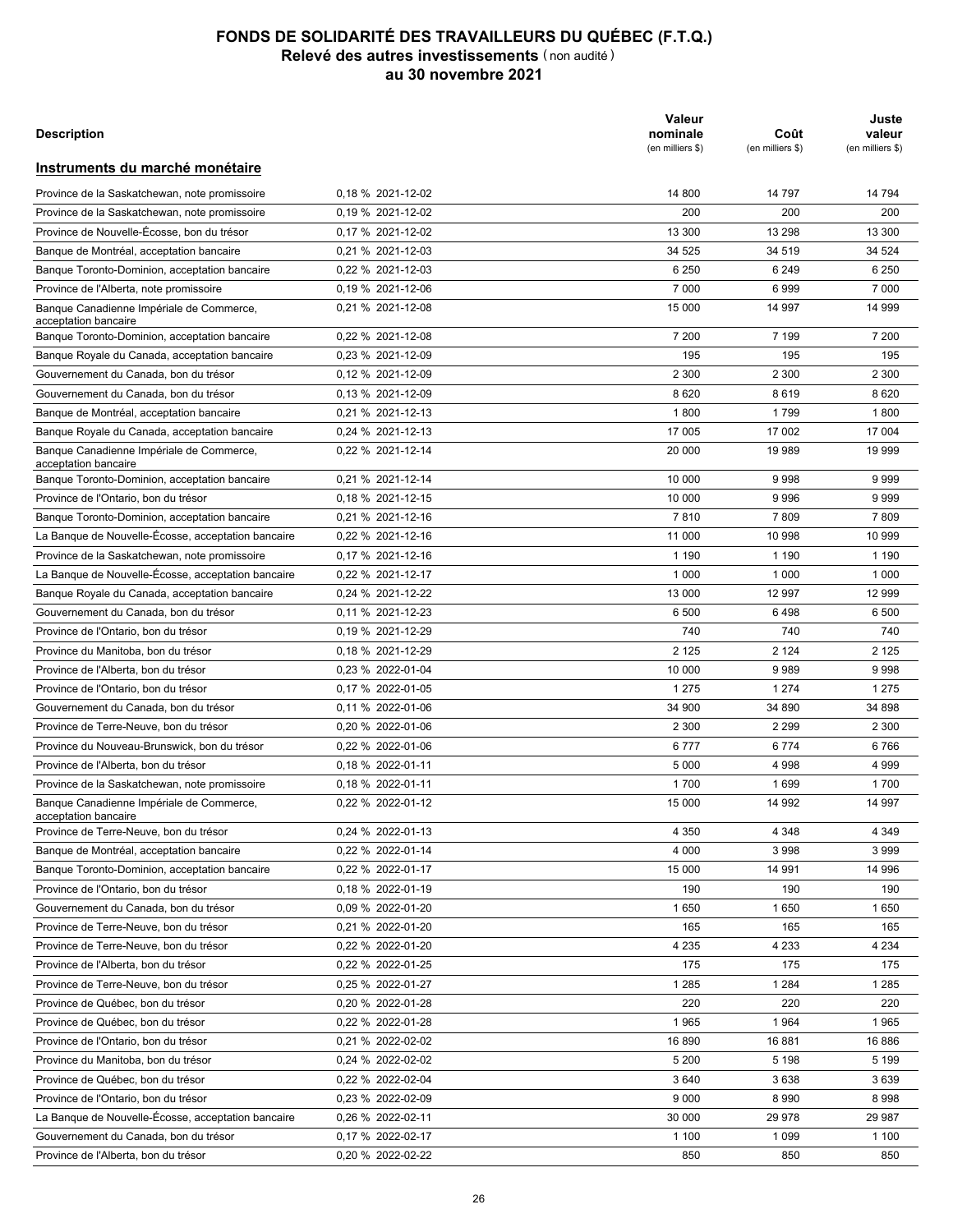# FONDS DE SOLIDARITÉ DES TRAVAILLEURS DU QUÉBEC (F.T.Q.)

## Relevé des autres investissements (non audité)

## au 30 novembre 2021

| Description | | Valeur nominale (en milliers $) | Coût (en milliers $) | Juste valeur (en milliers $) |
|---|---|---|---|---|
| **Instruments du marché monétaire** | | | | |
| Province de la Saskatchewan, note promissoire | 0,18 % 2021-12-02 | 14 800 | 14 797 | 14 794 |
| Province de la Saskatchewan, note promissoire | 0,19 % 2021-12-02 | 200 | 200 | 200 |
| Province de Nouvelle-Écosse, bon du trésor | 0,17 % 2021-12-02 | 13 300 | 13 298 | 13 300 |
| Banque de Montréal, acceptation bancaire | 0,21 % 2021-12-03 | 34 525 | 34 519 | 34 524 |
| Banque Toronto-Dominion, acceptation bancaire | 0,22 % 2021-12-03 | 6 250 | 6 249 | 6 250 |
| Province de l'Alberta, note promissoire | 0,19 % 2021-12-06 | 7 000 | 6 999 | 7 000 |
| Banque Canadienne Impériale de Commerce, acceptation bancaire | 0,21 % 2021-12-08 | 15 000 | 14 997 | 14 999 |
| Banque Toronto-Dominion, acceptation bancaire | 0,22 % 2021-12-08 | 7 200 | 7 199 | 7 200 |
| Banque Royale du Canada, acceptation bancaire | 0,23 % 2021-12-09 | 195 | 195 | 195 |
| Gouvernement du Canada, bon du trésor | 0,12 % 2021-12-09 | 2 300 | 2 300 | 2 300 |
| Gouvernement du Canada, bon du trésor | 0,13 % 2021-12-09 | 8 620 | 8 619 | 8 620 |
| Banque de Montréal, acceptation bancaire | 0,21 % 2021-12-13 | 1 800 | 1 799 | 1 800 |
| Banque Royale du Canada, acceptation bancaire | 0,24 % 2021-12-13 | 17 005 | 17 002 | 17 004 |
| Banque Canadienne Impériale de Commerce, acceptation bancaire | 0,22 % 2021-12-14 | 20 000 | 19 989 | 19 999 |
| Banque Toronto-Dominion, acceptation bancaire | 0,21 % 2021-12-14 | 10 000 | 9 998 | 9 999 |
| Province de l'Ontario, bon du trésor | 0,18 % 2021-12-15 | 10 000 | 9 996 | 9 999 |
| Banque Toronto-Dominion, acceptation bancaire | 0,21 % 2021-12-16 | 7 810 | 7 809 | 7 809 |
| La Banque de Nouvelle-Écosse, acceptation bancaire | 0,22 % 2021-12-16 | 11 000 | 10 998 | 10 999 |
| Province de la Saskatchewan, note promissoire | 0,17 % 2021-12-16 | 1 190 | 1 190 | 1 190 |
| La Banque de Nouvelle-Écosse, acceptation bancaire | 0,22 % 2021-12-17 | 1 000 | 1 000 | 1 000 |
| Banque Royale du Canada, acceptation bancaire | 0,24 % 2021-12-22 | 13 000 | 12 997 | 12 999 |
| Gouvernement du Canada, bon du trésor | 0,11 % 2021-12-23 | 6 500 | 6 498 | 6 500 |
| Province de l'Ontario, bon du trésor | 0,19 % 2021-12-29 | 740 | 740 | 740 |
| Province du Manitoba, bon du trésor | 0,18 % 2021-12-29 | 2 125 | 2 124 | 2 125 |
| Province de l'Alberta, bon du trésor | 0,23 % 2022-01-04 | 10 000 | 9 989 | 9 998 |
| Province de l'Ontario, bon du trésor | 0,17 % 2022-01-05 | 1 275 | 1 274 | 1 275 |
| Gouvernement du Canada, bon du trésor | 0,11 % 2022-01-06 | 34 900 | 34 890 | 34 898 |
| Province de Terre-Neuve, bon du trésor | 0,20 % 2022-01-06 | 2 300 | 2 299 | 2 300 |
| Province du Nouveau-Brunswick, bon du trésor | 0,22 % 2022-01-06 | 6 777 | 6 774 | 6 766 |
| Province de l'Alberta, bon du trésor | 0,18 % 2022-01-11 | 5 000 | 4 998 | 4 999 |
| Province de la Saskatchewan, note promissoire | 0,18 % 2022-01-11 | 1 700 | 1 699 | 1 700 |
| Banque Canadienne Impériale de Commerce, acceptation bancaire | 0,22 % 2022-01-12 | 15 000 | 14 992 | 14 997 |
| Province de Terre-Neuve, bon du trésor | 0,24 % 2022-01-13 | 4 350 | 4 348 | 4 349 |
| Banque de Montréal, acceptation bancaire | 0,22 % 2022-01-14 | 4 000 | 3 998 | 3 999 |
| Banque Toronto-Dominion, acceptation bancaire | 0,22 % 2022-01-17 | 15 000 | 14 991 | 14 996 |
| Province de l'Ontario, bon du trésor | 0,18 % 2022-01-19 | 190 | 190 | 190 |
| Gouvernement du Canada, bon du trésor | 0,09 % 2022-01-20 | 1 650 | 1 650 | 1 650 |
| Province de Terre-Neuve, bon du trésor | 0,21 % 2022-01-20 | 165 | 165 | 165 |
| Province de Terre-Neuve, bon du trésor | 0,22 % 2022-01-20 | 4 235 | 4 233 | 4 234 |
| Province de l'Alberta, bon du trésor | 0,22 % 2022-01-25 | 175 | 175 | 175 |
| Province de Terre-Neuve, bon du trésor | 0,25 % 2022-01-27 | 1 285 | 1 284 | 1 285 |
| Province de Québec, bon du trésor | 0,20 % 2022-01-28 | 220 | 220 | 220 |
| Province de Québec, bon du trésor | 0,22 % 2022-01-28 | 1 965 | 1 964 | 1 965 |
| Province de l'Ontario, bon du trésor | 0,21 % 2022-02-02 | 16 890 | 16 881 | 16 886 |
| Province du Manitoba, bon du trésor | 0,24 % 2022-02-02 | 5 200 | 5 198 | 5 199 |
| Province de Québec, bon du trésor | 0,22 % 2022-02-04 | 3 640 | 3 638 | 3 639 |
| Province de l'Ontario, bon du trésor | 0,23 % 2022-02-09 | 9 000 | 8 990 | 8 998 |
| La Banque de Nouvelle-Écosse, acceptation bancaire | 0,26 % 2022-02-11 | 30 000 | 29 978 | 29 987 |
| Gouvernement du Canada, bon du trésor | 0,17 % 2022-02-17 | 1 100 | 1 099 | 1 100 |
| Province de l'Alberta, bon du trésor | 0,20 % 2022-02-22 | 850 | 850 | 850 |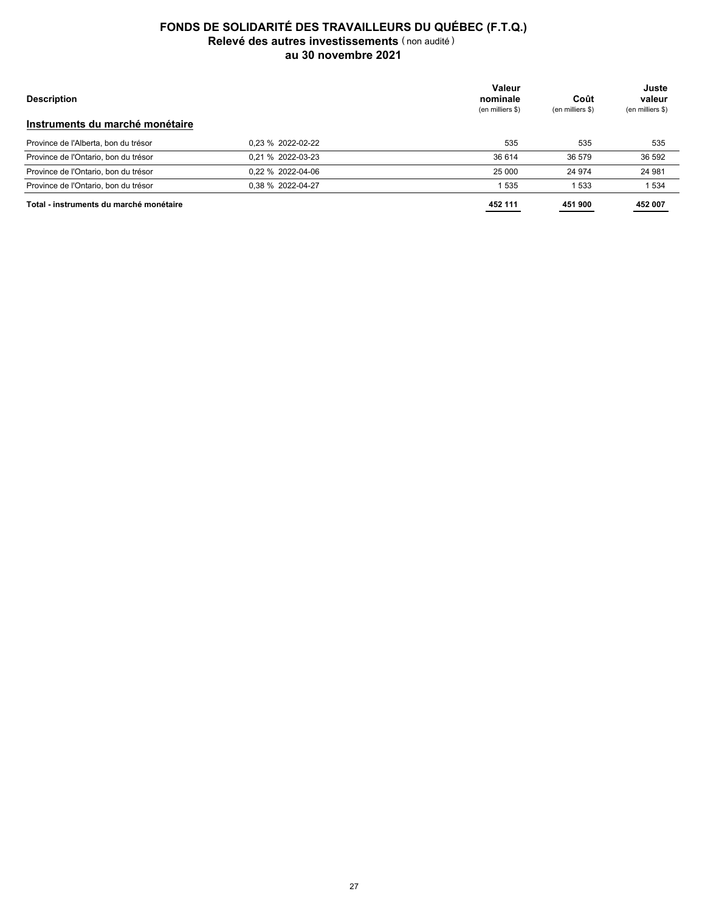# FONDS DE SOLIDARITÉ DES TRAVAILLEURS DU QUÉBEC (F.T.Q.)

## Relevé des autres investissements (non audité)

### au 30 novembre 2021

| Description | | Valeur nominale (en milliers $) | Coût (en milliers $) | Juste valeur (en milliers $) |
|---|---|---|---|---|
| **Instruments du marché monétaire** | | | | |
| Province de l'Alberta, bon du trésor | 0,23 % 2022-02-22 | 535 | 535 | 535 |
| Province de l'Ontario, bon du trésor | 0,21 % 2022-03-23 | 36 614 | 36 579 | 36 592 |
| Province de l'Ontario, bon du trésor | 0,22 % 2022-04-06 | 25 000 | 24 974 | 24 981 |
| Province de l'Ontario, bon du trésor | 0,38 % 2022-04-27 | 1 535 | 1 533 | 1 534 |
| **Total - instruments du marché monétaire** | | **452 111** | **451 900** | **452 007** |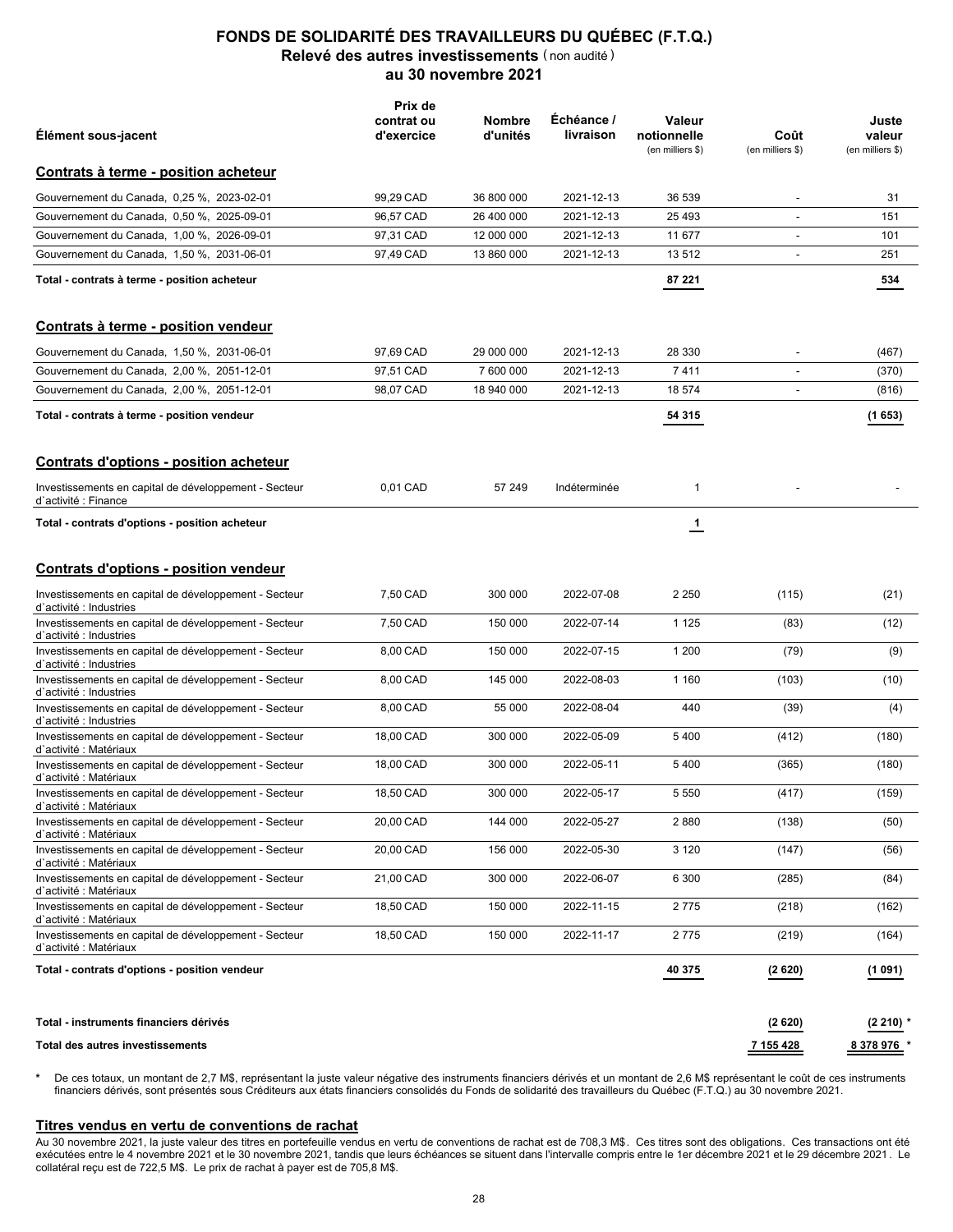# FONDS DE SOLIDARITÉ DES TRAVAILLEURS DU QUÉBEC (F.T.Q.)

## Relevé des autres investissements (non audité)

### au 30 novembre 2021

| Élément sous-jacent | Prix de contrat ou d'exercice | Nombre d'unités | Échéance / livraison | Valeur notionnelle (en milliers $) | Coût (en milliers $) | Juste valeur (en milliers $) |
|---|---|---|---|---|---|---|
| **Contrats à terme - position acheteur** | | | | | | |
| Gouvernement du Canada, 0,25 %, 2023-02-01 | 99,29 CAD | 36 800 000 | 2021-12-13 | 36 539 | - | 31 |
| Gouvernement du Canada, 0,50 %, 2025-09-01 | 96,57 CAD | 26 400 000 | 2021-12-13 | 25 493 | - | 151 |
| Gouvernement du Canada, 1,00 %, 2026-09-01 | 97,31 CAD | 12 000 000 | 2021-12-13 | 11 677 | - | 101 |
| Gouvernement du Canada, 1,50 %, 2031-06-01 | 97,49 CAD | 13 860 000 | 2021-12-13 | 13 512 | - | 251 |
| **Total - contrats à terme - position acheteur** | | | | **87 221** | | **534** |
| **Contrats à terme - position vendeur** | | | | | | |
| Gouvernement du Canada, 1,50 %, 2031-06-01 | 97,69 CAD | 29 000 000 | 2021-12-13 | 28 330 | - | (467) |
| Gouvernement du Canada, 2,00 %, 2051-12-01 | 97,51 CAD | 7 600 000 | 2021-12-13 | 7 411 | - | (370) |
| Gouvernement du Canada, 2,00 %, 2051-12-01 | 98,07 CAD | 18 940 000 | 2021-12-13 | 18 574 | - | (816) |
| **Total - contrats à terme - position vendeur** | | | | **54 315** | | **(1 653)** |
| **Contrats d'options - position acheteur** | | | | | | |
| Investissements en capital de développement - Secteur d`activité : Finance | 0,01 CAD | 57 249 | Indéterminée | 1 | - | - |
| **Total - contrats d'options - position acheteur** | | | | **1** | | |
| **Contrats d'options - position vendeur** | | | | | | |
| Investissements en capital de développement - Secteur d`activité : Industries | 7,50 CAD | 300 000 | 2022-07-08 | 2 250 | (115) | (21) |
| Investissements en capital de développement - Secteur d`activité : Industries | 7,50 CAD | 150 000 | 2022-07-14 | 1 125 | (83) | (12) |
| Investissements en capital de développement - Secteur d`activité : Industries | 8,00 CAD | 150 000 | 2022-07-15 | 1 200 | (79) | (9) |
| Investissements en capital de développement - Secteur d`activité : Industries | 8,00 CAD | 145 000 | 2022-08-03 | 1 160 | (103) | (10) |
| Investissements en capital de développement - Secteur d`activité : Industries | 8,00 CAD | 55 000 | 2022-08-04 | 440 | (39) | (4) |
| Investissements en capital de développement - Secteur d`activité : Matériaux | 18,00 CAD | 300 000 | 2022-05-09 | 5 400 | (412) | (180) |
| Investissements en capital de développement - Secteur d`activité : Matériaux | 18,00 CAD | 300 000 | 2022-05-11 | 5 400 | (365) | (180) |
| Investissements en capital de développement - Secteur d`activité : Matériaux | 18,50 CAD | 300 000 | 2022-05-17 | 5 550 | (417) | (159) |
| Investissements en capital de développement - Secteur d`activité : Matériaux | 20,00 CAD | 144 000 | 2022-05-27 | 2 880 | (138) | (50) |
| Investissements en capital de développement - Secteur d`activité : Matériaux | 20,00 CAD | 156 000 | 2022-05-30 | 3 120 | (147) | (56) |
| Investissements en capital de développement - Secteur d`activité : Matériaux | 21,00 CAD | 300 000 | 2022-06-07 | 6 300 | (285) | (84) |
| Investissements en capital de développement - Secteur d`activité : Matériaux | 18,50 CAD | 150 000 | 2022-11-15 | 2 775 | (218) | (162) |
| Investissements en capital de développement - Secteur d`activité : Matériaux | 18,50 CAD | 150 000 | 2022-11-17 | 2 775 | (219) | (164) |
| **Total - contrats d'options - position vendeur** | | | | **40 375** | **(2 620)** | **(1 091)** |
| **Total - instruments financiers dérivés** | | | | | **(2 620)** | **(2 210)** * |
| **Total des autres investissements** | | | | | **7 155 428** | **8 378 976** * |

\* De ces totaux, un montant de 2,7 M$, représentant la juste valeur négative des instruments financiers dérivés et un montant de 2,6 M$ représentant le coût de ces instruments financiers dérivés, sont présentés sous Créditeurs aux états financiers consolidés du Fonds de solidarité des travailleurs du Québec (F.T.Q.) au 30 novembre 2021.

## Titres vendus en vertu de conventions de rachat

Au 30 novembre 2021, la juste valeur des titres en portefeuille vendus en vertu de conventions de rachat est de 708,3 M$. Ces titres sont des obligations. Ces transactions ont été exécutées entre le 4 novembre 2021 et le 30 novembre 2021, tandis que leurs échéances se situent dans l'intervalle compris entre le 1er décembre 2021 et le 29 décembre 2021. Le collatéral reçu est de 722,5 M$. Le prix de rachat à payer est de 705,8 M$.